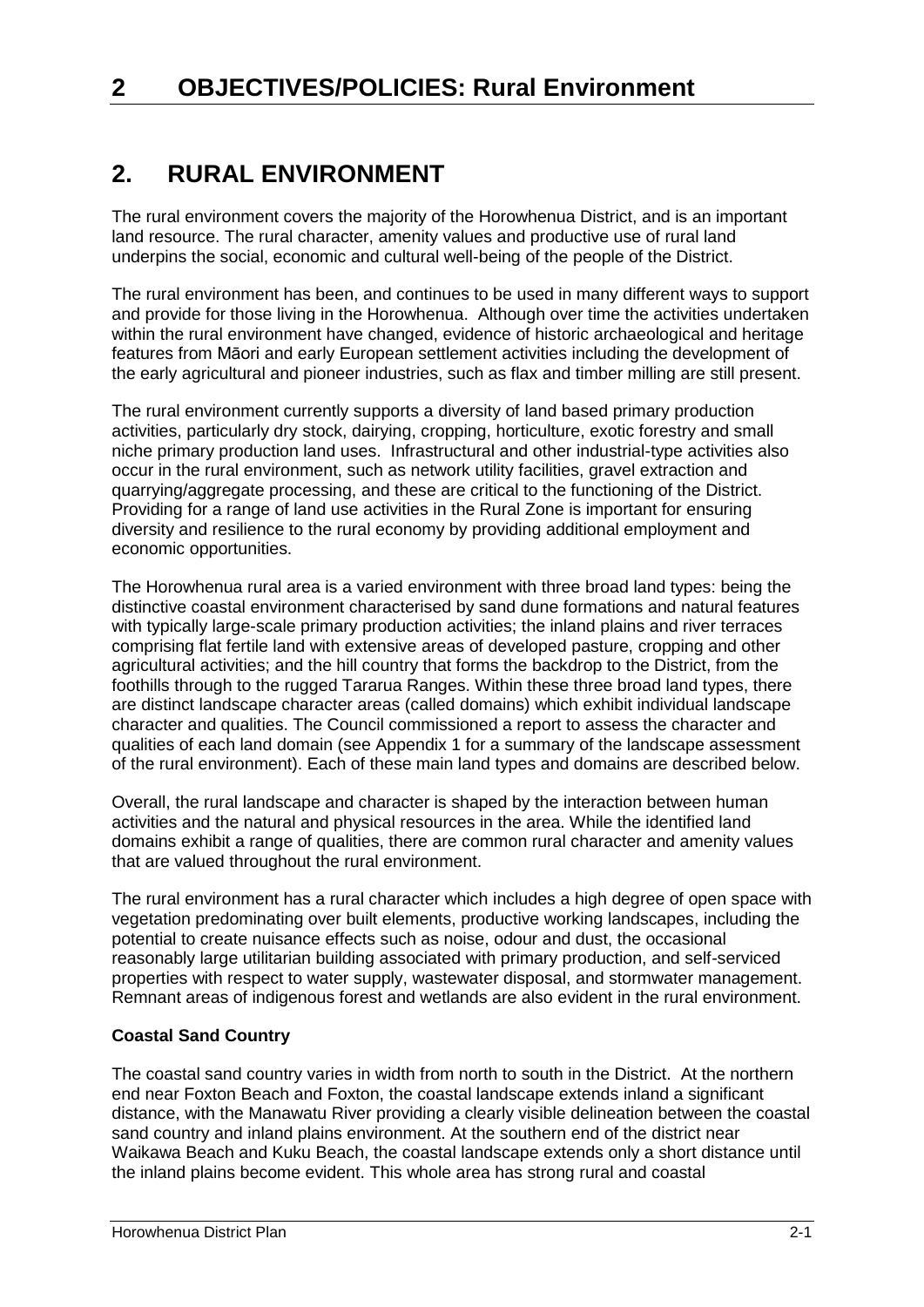# 2 OBJECTIVES/POLICIES: Rural Environment

## 2. RURAL ENVIRONMENT

The rural environment covers the majority of the Horowhenua District, and is an important land resource. The rural character, amenity values and productive use of rural land underpins the social, economic and cultural well-being of the people of the District.

The rural environment has been, and continues to be used in many different ways to support and provide for those living in the Horowhenua. Although over time the activities undertaken within the rural environment have changed, evidence of historic archaeological and heritage features from Māori and early European settlement activities including the development of the early agricultural and pioneer industries, such as flax and timber milling are still present.

The rural environment currently supports a diversity of land based primary production activities, particularly dry stock, dairying, cropping, horticulture, exotic forestry and small niche primary production land uses. Infrastructural and other industrial-type activities also occur in the rural environment, such as network utility facilities, gravel extraction and quarrying/aggregate processing, and these are critical to the functioning of the District. Providing for a range of land use activities in the Rural Zone is important for ensuring diversity and resilience to the rural economy by providing additional employment and economic opportunities.

The Horowhenua rural area is a varied environment with three broad land types: being the distinctive coastal environment characterised by sand dune formations and natural features with typically large-scale primary production activities; the inland plains and river terraces comprising flat fertile land with extensive areas of developed pasture, cropping and other agricultural activities; and the hill country that forms the backdrop to the District, from the foothills through to the rugged Tararua Ranges. Within these three broad land types, there are distinct landscape character areas (called domains) which exhibit individual landscape character and qualities. The Council commissioned a report to assess the character and qualities of each land domain (see Appendix 1 for a summary of the landscape assessment of the rural environment). Each of these main land types and domains are described below.

Overall, the rural landscape and character is shaped by the interaction between human activities and the natural and physical resources in the area. While the identified land domains exhibit a range of qualities, there are common rural character and amenity values that are valued throughout the rural environment.

The rural environment has a rural character which includes a high degree of open space with vegetation predominating over built elements, productive working landscapes, including the potential to create nuisance effects such as noise, odour and dust, the occasional reasonably large utilitarian building associated with primary production, and self-serviced properties with respect to water supply, wastewater disposal, and stormwater management. Remnant areas of indigenous forest and wetlands are also evident in the rural environment.

**Coastal Sand Country**

The coastal sand country varies in width from north to south in the District. At the northern end near Foxton Beach and Foxton, the coastal landscape extends inland a significant distance, with the Manawatu River providing a clearly visible delineation between the coastal sand country and inland plains environment. At the southern end of the district near Waikawa Beach and Kuku Beach, the coastal landscape extends only a short distance until the inland plains become evident. This whole area has strong rural and coastal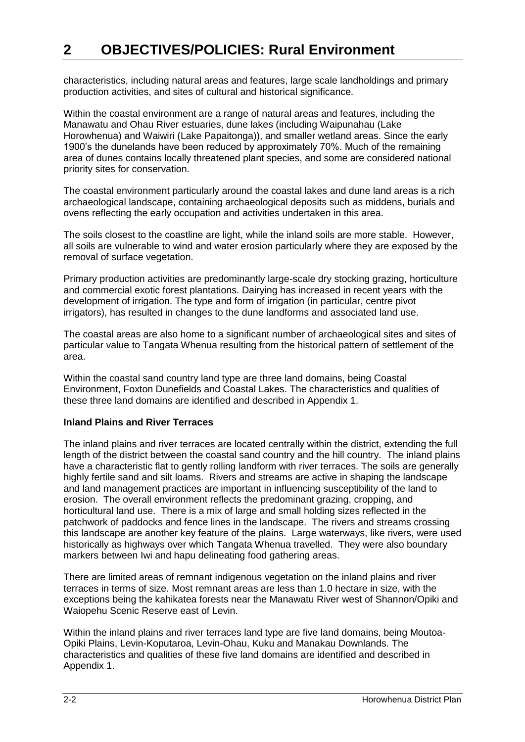characteristics, including natural areas and features, large scale landholdings and primary production activities, and sites of cultural and historical significance.

Within the coastal environment are a range of natural areas and features, including the Manawatu and Ohau River estuaries, dune lakes (including Waipunahau (Lake Horowhenua) and Waiwiri (Lake Papaitonga)), and smaller wetland areas. Since the early 1900's the dunelands have been reduced by approximately 70%. Much of the remaining area of dunes contains locally threatened plant species, and some are considered national priority sites for conservation.

The coastal environment particularly around the coastal lakes and dune land areas is a rich archaeological landscape, containing archaeological deposits such as middens, burials and ovens reflecting the early occupation and activities undertaken in this area.

The soils closest to the coastline are light, while the inland soils are more stable. However, all soils are vulnerable to wind and water erosion particularly where they are exposed by the removal of surface vegetation.

Primary production activities are predominantly large-scale dry stocking grazing, horticulture and commercial exotic forest plantations. Dairying has increased in recent years with the development of irrigation. The type and form of irrigation (in particular, centre pivot irrigators), has resulted in changes to the dune landforms and associated land use.

The coastal areas are also home to a significant number of archaeological sites and sites of particular value to Tangata Whenua resulting from the historical pattern of settlement of the area.

Within the coastal sand country land type are three land domains, being Coastal Environment, Foxton Dunefields and Coastal Lakes. The characteristics and qualities of these three land domains are identified and described in Appendix 1.

**Inland Plains and River Terraces**

The inland plains and river terraces are located centrally within the district, extending the full length of the district between the coastal sand country and the hill country. The inland plains have a characteristic flat to gently rolling landform with river terraces. The soils are generally highly fertile sand and silt loams. Rivers and streams are active in shaping the landscape and land management practices are important in influencing susceptibility of the land to erosion. The overall environment reflects the predominant grazing, cropping, and horticultural land use. There is a mix of large and small holding sizes reflected in the patchwork of paddocks and fence lines in the landscape. The rivers and streams crossing this landscape are another key feature of the plains. Large waterways, like rivers, were used historically as highways over which Tangata Whenua travelled. They were also boundary markers between Iwi and hapu delineating food gathering areas.

There are limited areas of remnant indigenous vegetation on the inland plains and river terraces in terms of size. Most remnant areas are less than 1.0 hectare in size, with the exceptions being the kahikatea forests near the Manawatu River west of Shannon/Opiki and Waiopehu Scenic Reserve east of Levin.

Within the inland plains and river terraces land type are five land domains, being Moutoa-Opiki Plains, Levin-Koputaroa, Levin-Ohau, Kuku and Manakau Downlands. The characteristics and qualities of these five land domains are identified and described in Appendix 1.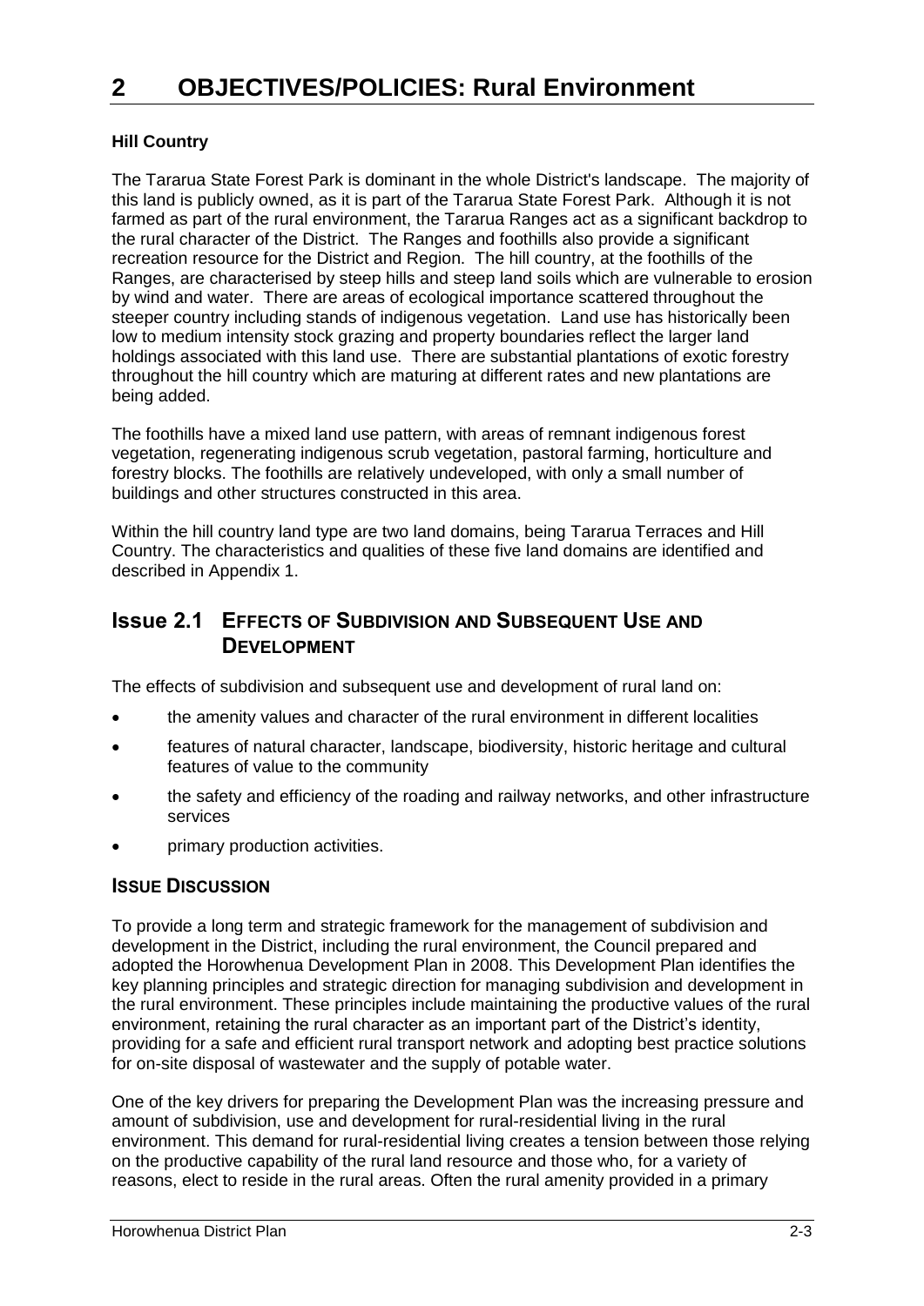# 2 OBJECTIVES/POLICIES: Rural Environment

**Hill Country**

The Tararua State Forest Park is dominant in the whole District's landscape. The majority of this land is publicly owned, as it is part of the Tararua State Forest Park. Although it is not farmed as part of the rural environment, the Tararua Ranges act as a significant backdrop to the rural character of the District. The Ranges and foothills also provide a significant recreation resource for the District and Region. The hill country, at the foothills of the Ranges, are characterised by steep hills and steep land soils which are vulnerable to erosion by wind and water. There are areas of ecological importance scattered throughout the steeper country including stands of indigenous vegetation. Land use has historically been low to medium intensity stock grazing and property boundaries reflect the larger land holdings associated with this land use. There are substantial plantations of exotic forestry throughout the hill country which are maturing at different rates and new plantations are being added.

The foothills have a mixed land use pattern, with areas of remnant indigenous forest vegetation, regenerating indigenous scrub vegetation, pastoral farming, horticulture and forestry blocks. The foothills are relatively undeveloped, with only a small number of buildings and other structures constructed in this area.

Within the hill country land type are two land domains, being Tararua Terraces and Hill Country. The characteristics and qualities of these five land domains are identified and described in Appendix 1.

## Issue 2.1 Effects of Subdivision and Subsequent Use and Development

The effects of subdivision and subsequent use and development of rural land on:

- the amenity values and character of the rural environment in different localities
- features of natural character, landscape, biodiversity, historic heritage and cultural features of value to the community
- the safety and efficiency of the roading and railway networks, and other infrastructure services
- primary production activities.

### Issue Discussion

To provide a long term and strategic framework for the management of subdivision and development in the District, including the rural environment, the Council prepared and adopted the Horowhenua Development Plan in 2008. This Development Plan identifies the key planning principles and strategic direction for managing subdivision and development in the rural environment. These principles include maintaining the productive values of the rural environment, retaining the rural character as an important part of the District's identity, providing for a safe and efficient rural transport network and adopting best practice solutions for on-site disposal of wastewater and the supply of potable water.

One of the key drivers for preparing the Development Plan was the increasing pressure and amount of subdivision, use and development for rural-residential living in the rural environment. This demand for rural-residential living creates a tension between those relying on the productive capability of the rural land resource and those who, for a variety of reasons, elect to reside in the rural areas. Often the rural amenity provided in a primary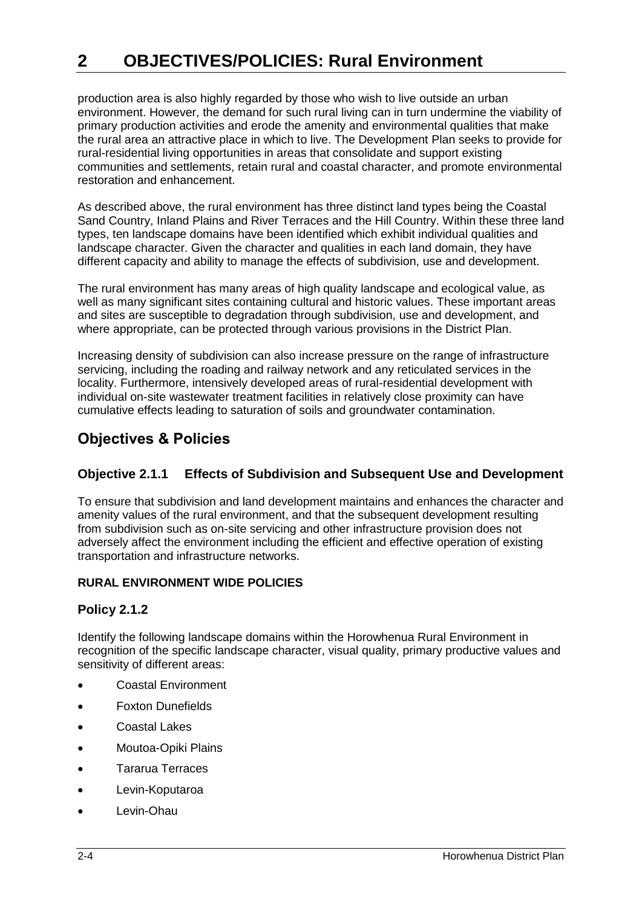production area is also highly regarded by those who wish to live outside an urban environment. However, the demand for such rural living can in turn undermine the viability of primary production activities and erode the amenity and environmental qualities that make the rural area an attractive place in which to live. The Development Plan seeks to provide for rural-residential living opportunities in areas that consolidate and support existing communities and settlements, retain rural and coastal character, and promote environmental restoration and enhancement.

As described above, the rural environment has three distinct land types being the Coastal Sand Country, Inland Plains and River Terraces and the Hill Country. Within these three land types, ten landscape domains have been identified which exhibit individual qualities and landscape character. Given the character and qualities in each land domain, they have different capacity and ability to manage the effects of subdivision, use and development.

The rural environment has many areas of high quality landscape and ecological value, as well as many significant sites containing cultural and historic values. These important areas and sites are susceptible to degradation through subdivision, use and development, and where appropriate, can be protected through various provisions in the District Plan.

Increasing density of subdivision can also increase pressure on the range of infrastructure servicing, including the roading and railway network and any reticulated services in the locality. Furthermore, intensively developed areas of rural-residential development with individual on-site wastewater treatment facilities in relatively close proximity can have cumulative effects leading to saturation of soils and groundwater contamination.

## Objectives & Policies

### Objective 2.1.1 Effects of Subdivision and Subsequent Use and Development

To ensure that subdivision and land development maintains and enhances the character and amenity values of the rural environment, and that the subsequent development resulting from subdivision such as on-site servicing and other infrastructure provision does not adversely affect the environment including the efficient and effective operation of existing transportation and infrastructure networks.

**RURAL ENVIRONMENT WIDE POLICIES**

### Policy 2.1.2

Identify the following landscape domains within the Horowhenua Rural Environment in recognition of the specific landscape character, visual quality, primary productive values and sensitivity of different areas:

- Coastal Environment
- Foxton Dunefields
- Coastal Lakes
- Moutoa-Opiki Plains
- Tararua Terraces
- Levin-Koputaroa
- Levin-Ohau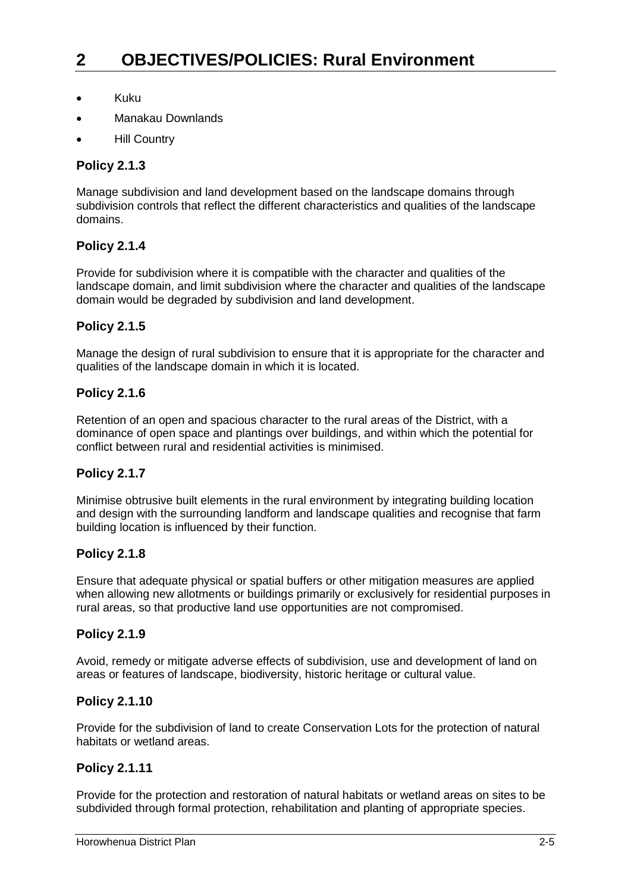# 2 OBJECTIVES/POLICIES: Rural Environment

- Kuku
- Manakau Downlands
- Hill Country

### Policy 2.1.3

Manage subdivision and land development based on the landscape domains through subdivision controls that reflect the different characteristics and qualities of the landscape domains.

### Policy 2.1.4

Provide for subdivision where it is compatible with the character and qualities of the landscape domain, and limit subdivision where the character and qualities of the landscape domain would be degraded by subdivision and land development.

### Policy 2.1.5

Manage the design of rural subdivision to ensure that it is appropriate for the character and qualities of the landscape domain in which it is located.

### Policy 2.1.6

Retention of an open and spacious character to the rural areas of the District, with a dominance of open space and plantings over buildings, and within which the potential for conflict between rural and residential activities is minimised.

### Policy 2.1.7

Minimise obtrusive built elements in the rural environment by integrating building location and design with the surrounding landform and landscape qualities and recognise that farm building location is influenced by their function.

### Policy 2.1.8

Ensure that adequate physical or spatial buffers or other mitigation measures are applied when allowing new allotments or buildings primarily or exclusively for residential purposes in rural areas, so that productive land use opportunities are not compromised.

### Policy 2.1.9

Avoid, remedy or mitigate adverse effects of subdivision, use and development of land on areas or features of landscape, biodiversity, historic heritage or cultural value.

### Policy 2.1.10

Provide for the subdivision of land to create Conservation Lots for the protection of natural habitats or wetland areas.

### Policy 2.1.11

Provide for the protection and restoration of natural habitats or wetland areas on sites to be subdivided through formal protection, rehabilitation and planting of appropriate species.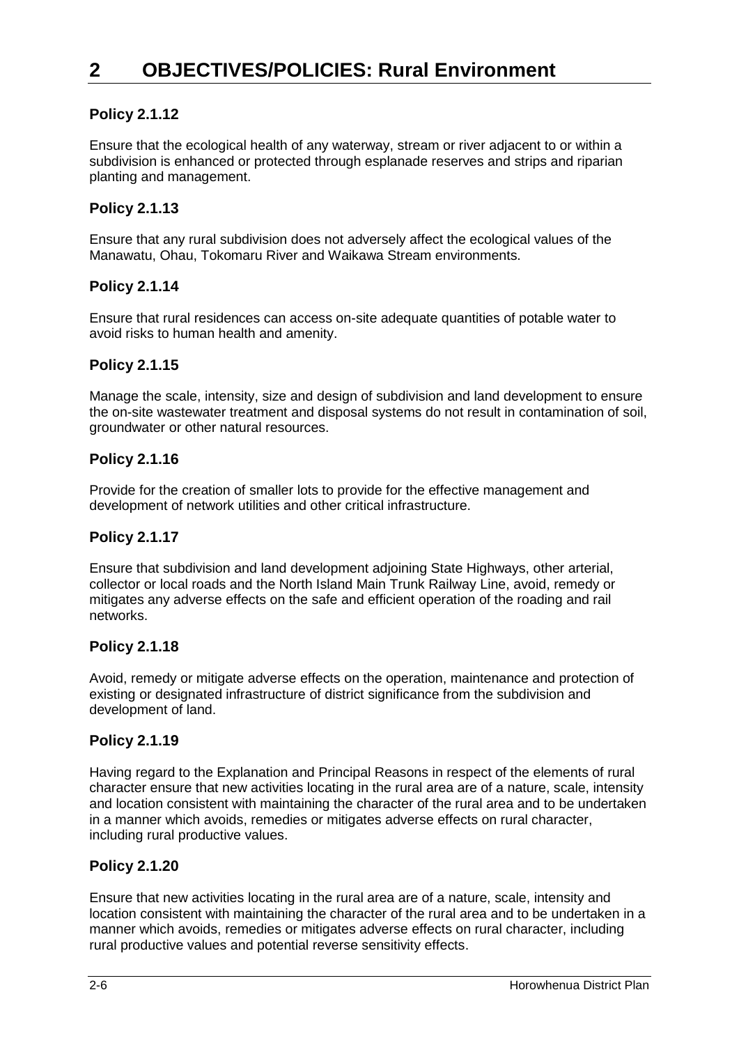# 2 OBJECTIVES/POLICIES: Rural Environment

### Policy 2.1.12

Ensure that the ecological health of any waterway, stream or river adjacent to or within a subdivision is enhanced or protected through esplanade reserves and strips and riparian planting and management.

### Policy 2.1.13

Ensure that any rural subdivision does not adversely affect the ecological values of the Manawatu, Ohau, Tokomaru River and Waikawa Stream environments.

### Policy 2.1.14

Ensure that rural residences can access on-site adequate quantities of potable water to avoid risks to human health and amenity.

### Policy 2.1.15

Manage the scale, intensity, size and design of subdivision and land development to ensure the on-site wastewater treatment and disposal systems do not result in contamination of soil, groundwater or other natural resources.

### Policy 2.1.16

Provide for the creation of smaller lots to provide for the effective management and development of network utilities and other critical infrastructure.

### Policy 2.1.17

Ensure that subdivision and land development adjoining State Highways, other arterial, collector or local roads and the North Island Main Trunk Railway Line, avoid, remedy or mitigates any adverse effects on the safe and efficient operation of the roading and rail networks.

### Policy 2.1.18

Avoid, remedy or mitigate adverse effects on the operation, maintenance and protection of existing or designated infrastructure of district significance from the subdivision and development of land.

### Policy 2.1.19

Having regard to the Explanation and Principal Reasons in respect of the elements of rural character ensure that new activities locating in the rural area are of a nature, scale, intensity and location consistent with maintaining the character of the rural area and to be undertaken in a manner which avoids, remedies or mitigates adverse effects on rural character, including rural productive values.

### Policy 2.1.20

Ensure that new activities locating in the rural area are of a nature, scale, intensity and location consistent with maintaining the character of the rural area and to be undertaken in a manner which avoids, remedies or mitigates adverse effects on rural character, including rural productive values and potential reverse sensitivity effects.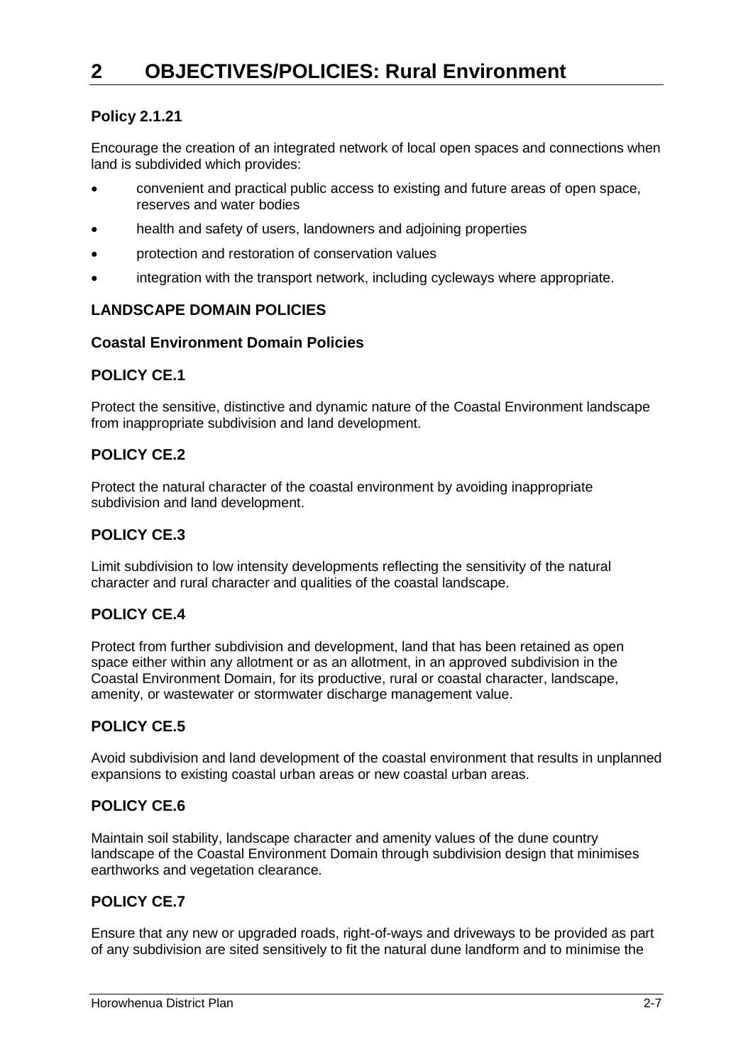# 2 OBJECTIVES/POLICIES: Rural Environment

### Policy 2.1.21

Encourage the creation of an integrated network of local open spaces and connections when land is subdivided which provides:

- convenient and practical public access to existing and future areas of open space, reserves and water bodies
- health and safety of users, landowners and adjoining properties
- protection and restoration of conservation values
- integration with the transport network, including cycleways where appropriate.

### LANDSCAPE DOMAIN POLICIES

#### Coastal Environment Domain Policies

### POLICY CE.1

Protect the sensitive, distinctive and dynamic nature of the Coastal Environment landscape from inappropriate subdivision and land development.

### POLICY CE.2

Protect the natural character of the coastal environment by avoiding inappropriate subdivision and land development.

### POLICY CE.3

Limit subdivision to low intensity developments reflecting the sensitivity of the natural character and rural character and qualities of the coastal landscape.

### POLICY CE.4

Protect from further subdivision and development, land that has been retained as open space either within any allotment or as an allotment, in an approved subdivision in the Coastal Environment Domain, for its productive, rural or coastal character, landscape, amenity, or wastewater or stormwater discharge management value.

### POLICY CE.5

Avoid subdivision and land development of the coastal environment that results in unplanned expansions to existing coastal urban areas or new coastal urban areas.

### POLICY CE.6

Maintain soil stability, landscape character and amenity values of the dune country landscape of the Coastal Environment Domain through subdivision design that minimises earthworks and vegetation clearance.

### POLICY CE.7

Ensure that any new or upgraded roads, right-of-ways and driveways to be provided as part of any subdivision are sited sensitively to fit the natural dune landform and to minimise the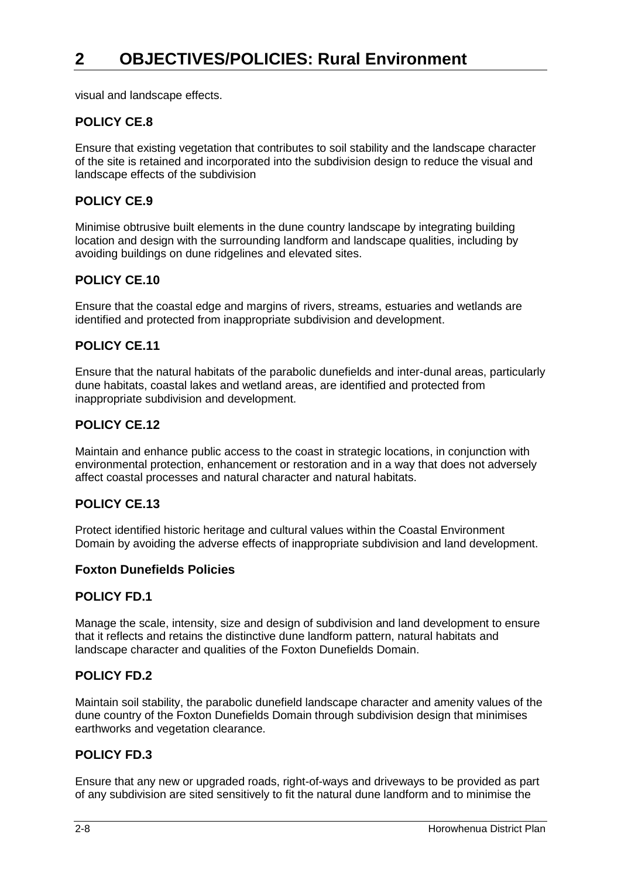visual and landscape effects.

### POLICY CE.8

Ensure that existing vegetation that contributes to soil stability and the landscape character of the site is retained and incorporated into the subdivision design to reduce the visual and landscape effects of the subdivision

### POLICY CE.9

Minimise obtrusive built elements in the dune country landscape by integrating building location and design with the surrounding landform and landscape qualities, including by avoiding buildings on dune ridgelines and elevated sites.

### POLICY CE.10

Ensure that the coastal edge and margins of rivers, streams, estuaries and wetlands are identified and protected from inappropriate subdivision and development.

### POLICY CE.11

Ensure that the natural habitats of the parabolic dunefields and inter-dunal areas, particularly dune habitats, coastal lakes and wetland areas, are identified and protected from inappropriate subdivision and development.

### POLICY CE.12

Maintain and enhance public access to the coast in strategic locations, in conjunction with environmental protection, enhancement or restoration and in a way that does not adversely affect coastal processes and natural character and natural habitats.

### POLICY CE.13

Protect identified historic heritage and cultural values within the Coastal Environment Domain by avoiding the adverse effects of inappropriate subdivision and land development.

### Foxton Dunefields Policies

### POLICY FD.1

Manage the scale, intensity, size and design of subdivision and land development to ensure that it reflects and retains the distinctive dune landform pattern, natural habitats and landscape character and qualities of the Foxton Dunefields Domain.

### POLICY FD.2

Maintain soil stability, the parabolic dunefield landscape character and amenity values of the dune country of the Foxton Dunefields Domain through subdivision design that minimises earthworks and vegetation clearance.

### POLICY FD.3

Ensure that any new or upgraded roads, right-of-ways and driveways to be provided as part of any subdivision are sited sensitively to fit the natural dune landform and to minimise the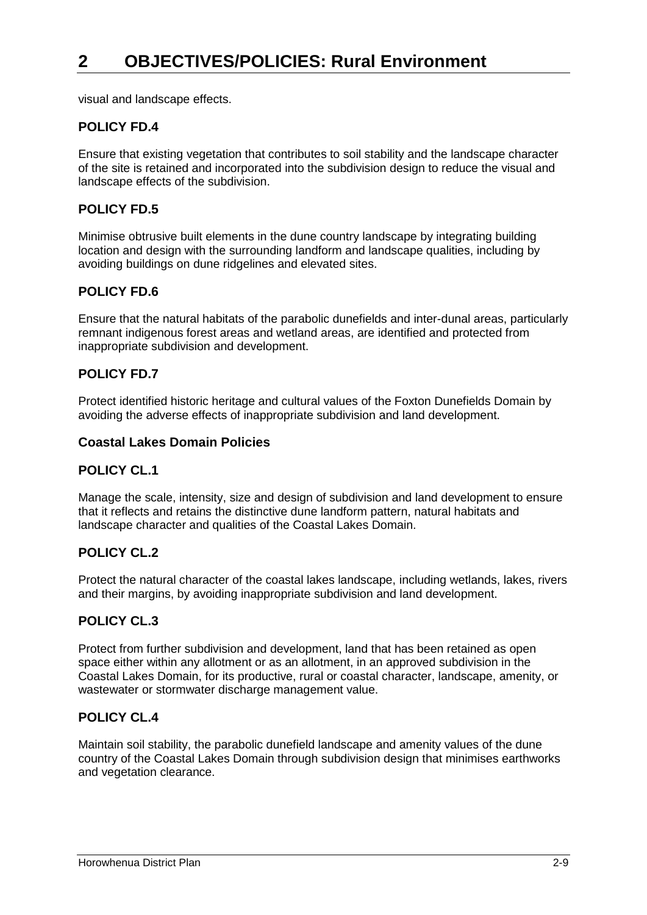visual and landscape effects.

### POLICY FD.4

Ensure that existing vegetation that contributes to soil stability and the landscape character of the site is retained and incorporated into the subdivision design to reduce the visual and landscape effects of the subdivision.

### POLICY FD.5

Minimise obtrusive built elements in the dune country landscape by integrating building location and design with the surrounding landform and landscape qualities, including by avoiding buildings on dune ridgelines and elevated sites.

### POLICY FD.6

Ensure that the natural habitats of the parabolic dunefields and inter-dunal areas, particularly remnant indigenous forest areas and wetland areas, are identified and protected from inappropriate subdivision and development.

### POLICY FD.7

Protect identified historic heritage and cultural values of the Foxton Dunefields Domain by avoiding the adverse effects of inappropriate subdivision and land development.

**Coastal Lakes Domain Policies**

### POLICY CL.1

Manage the scale, intensity, size and design of subdivision and land development to ensure that it reflects and retains the distinctive dune landform pattern, natural habitats and landscape character and qualities of the Coastal Lakes Domain.

### POLICY CL.2

Protect the natural character of the coastal lakes landscape, including wetlands, lakes, rivers and their margins, by avoiding inappropriate subdivision and land development.

### POLICY CL.3

Protect from further subdivision and development, land that has been retained as open space either within any allotment or as an allotment, in an approved subdivision in the Coastal Lakes Domain, for its productive, rural or coastal character, landscape, amenity, or wastewater or stormwater discharge management value.

### POLICY CL.4

Maintain soil stability, the parabolic dunefield landscape and amenity values of the dune country of the Coastal Lakes Domain through subdivision design that minimises earthworks and vegetation clearance.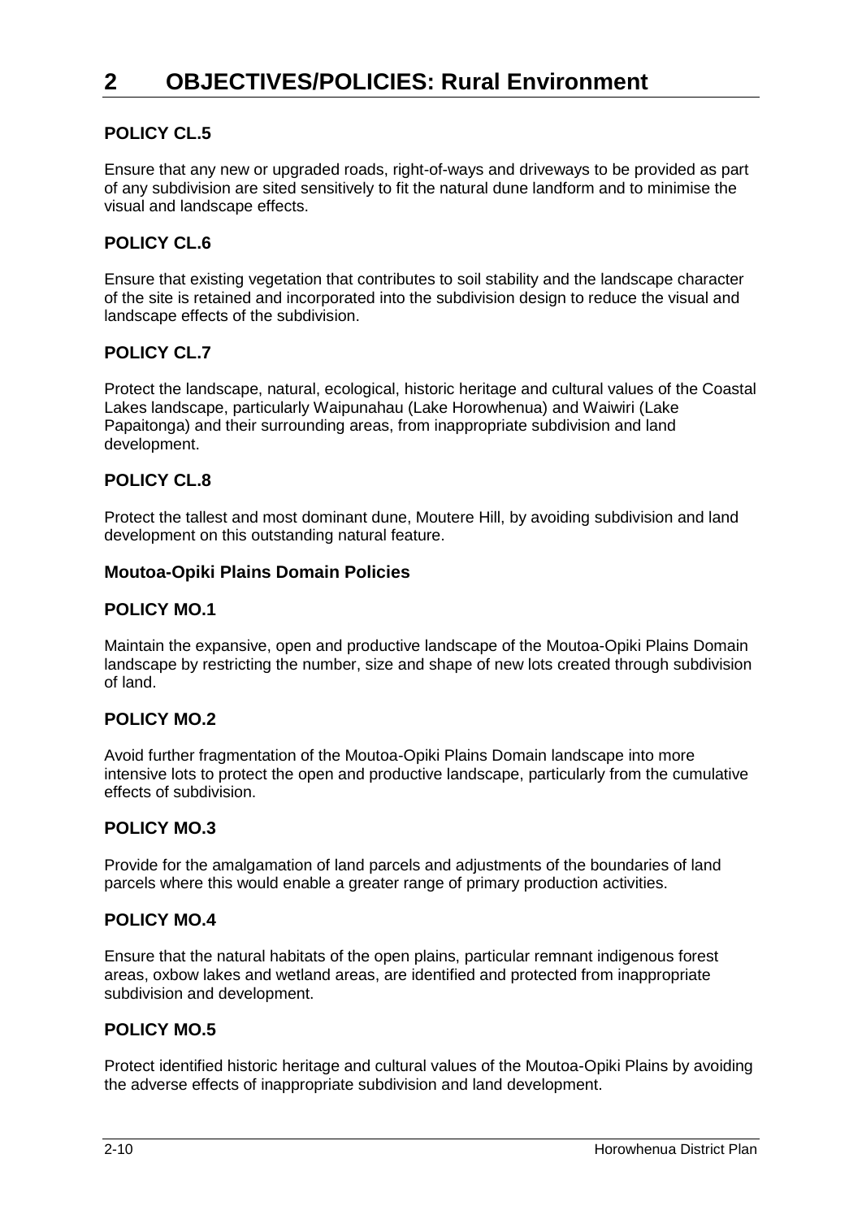# 2 OBJECTIVES/POLICIES: Rural Environment

### POLICY CL.5

Ensure that any new or upgraded roads, right-of-ways and driveways to be provided as part of any subdivision are sited sensitively to fit the natural dune landform and to minimise the visual and landscape effects.

### POLICY CL.6

Ensure that existing vegetation that contributes to soil stability and the landscape character of the site is retained and incorporated into the subdivision design to reduce the visual and landscape effects of the subdivision.

### POLICY CL.7

Protect the landscape, natural, ecological, historic heritage and cultural values of the Coastal Lakes landscape, particularly Waipunahau (Lake Horowhenua) and Waiwiri (Lake Papaitonga) and their surrounding areas, from inappropriate subdivision and land development.

### POLICY CL.8

Protect the tallest and most dominant dune, Moutere Hill, by avoiding subdivision and land development on this outstanding natural feature.

**Moutoa-Opiki Plains Domain Policies**

### POLICY MO.1

Maintain the expansive, open and productive landscape of the Moutoa-Opiki Plains Domain landscape by restricting the number, size and shape of new lots created through subdivision of land.

### POLICY MO.2

Avoid further fragmentation of the Moutoa-Opiki Plains Domain landscape into more intensive lots to protect the open and productive landscape, particularly from the cumulative effects of subdivision.

### POLICY MO.3

Provide for the amalgamation of land parcels and adjustments of the boundaries of land parcels where this would enable a greater range of primary production activities.

### POLICY MO.4

Ensure that the natural habitats of the open plains, particular remnant indigenous forest areas, oxbow lakes and wetland areas, are identified and protected from inappropriate subdivision and development.

### POLICY MO.5

Protect identified historic heritage and cultural values of the Moutoa-Opiki Plains by avoiding the adverse effects of inappropriate subdivision and land development.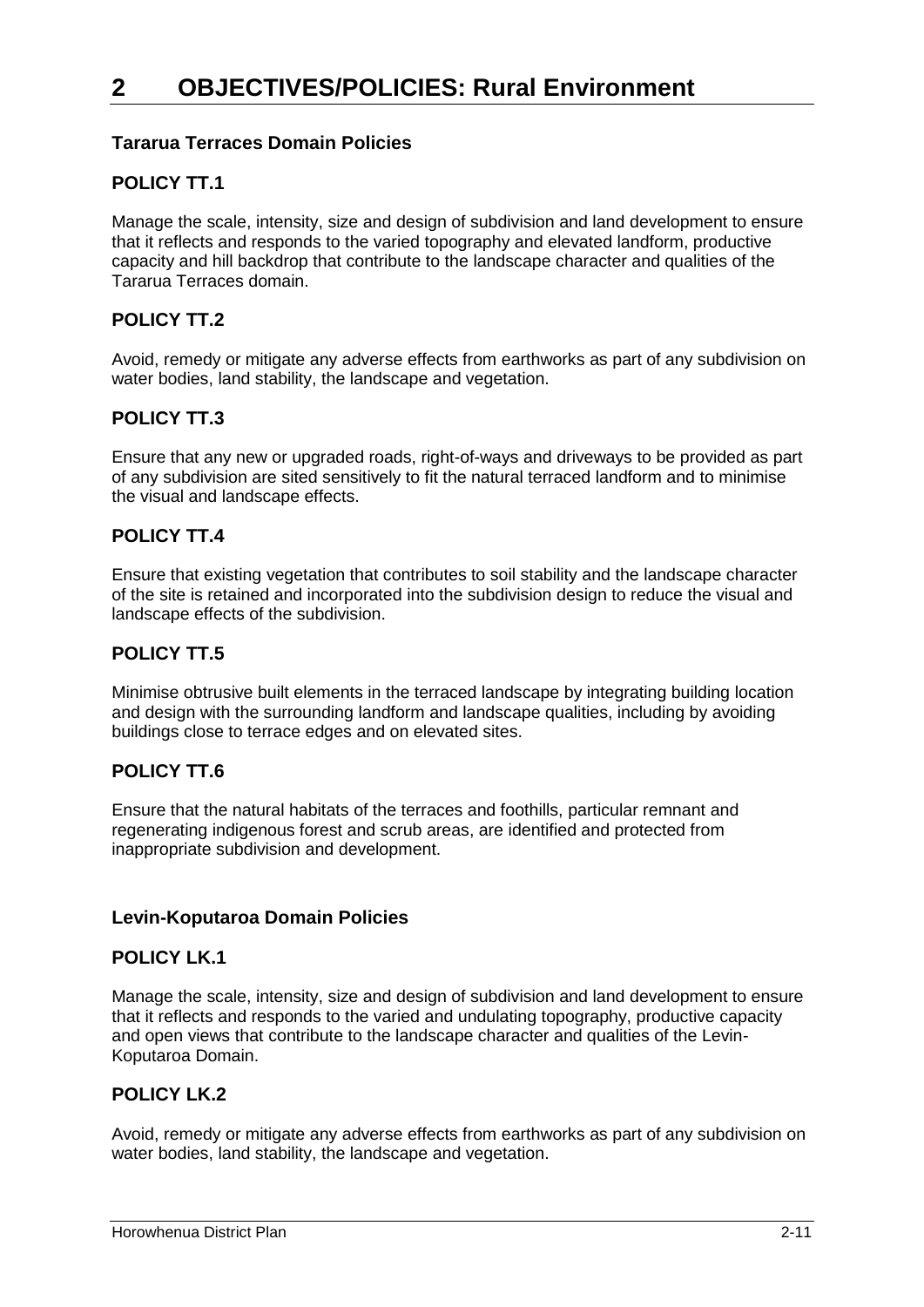# 2 OBJECTIVES/POLICIES: Rural Environment

### Tararua Terraces Domain Policies

### POLICY TT.1

Manage the scale, intensity, size and design of subdivision and land development to ensure that it reflects and responds to the varied topography and elevated landform, productive capacity and hill backdrop that contribute to the landscape character and qualities of the Tararua Terraces domain.

### POLICY TT.2

Avoid, remedy or mitigate any adverse effects from earthworks as part of any subdivision on water bodies, land stability, the landscape and vegetation.

### POLICY TT.3

Ensure that any new or upgraded roads, right-of-ways and driveways to be provided as part of any subdivision are sited sensitively to fit the natural terraced landform and to minimise the visual and landscape effects.

### POLICY TT.4

Ensure that existing vegetation that contributes to soil stability and the landscape character of the site is retained and incorporated into the subdivision design to reduce the visual and landscape effects of the subdivision.

### POLICY TT.5

Minimise obtrusive built elements in the terraced landscape by integrating building location and design with the surrounding landform and landscape qualities, including by avoiding buildings close to terrace edges and on elevated sites.

### POLICY TT.6

Ensure that the natural habitats of the terraces and foothills, particular remnant and regenerating indigenous forest and scrub areas, are identified and protected from inappropriate subdivision and development.

### Levin-Koputaroa Domain Policies

### POLICY LK.1

Manage the scale, intensity, size and design of subdivision and land development to ensure that it reflects and responds to the varied and undulating topography, productive capacity and open views that contribute to the landscape character and qualities of the Levin-Koputaroa Domain.

### POLICY LK.2

Avoid, remedy or mitigate any adverse effects from earthworks as part of any subdivision on water bodies, land stability, the landscape and vegetation.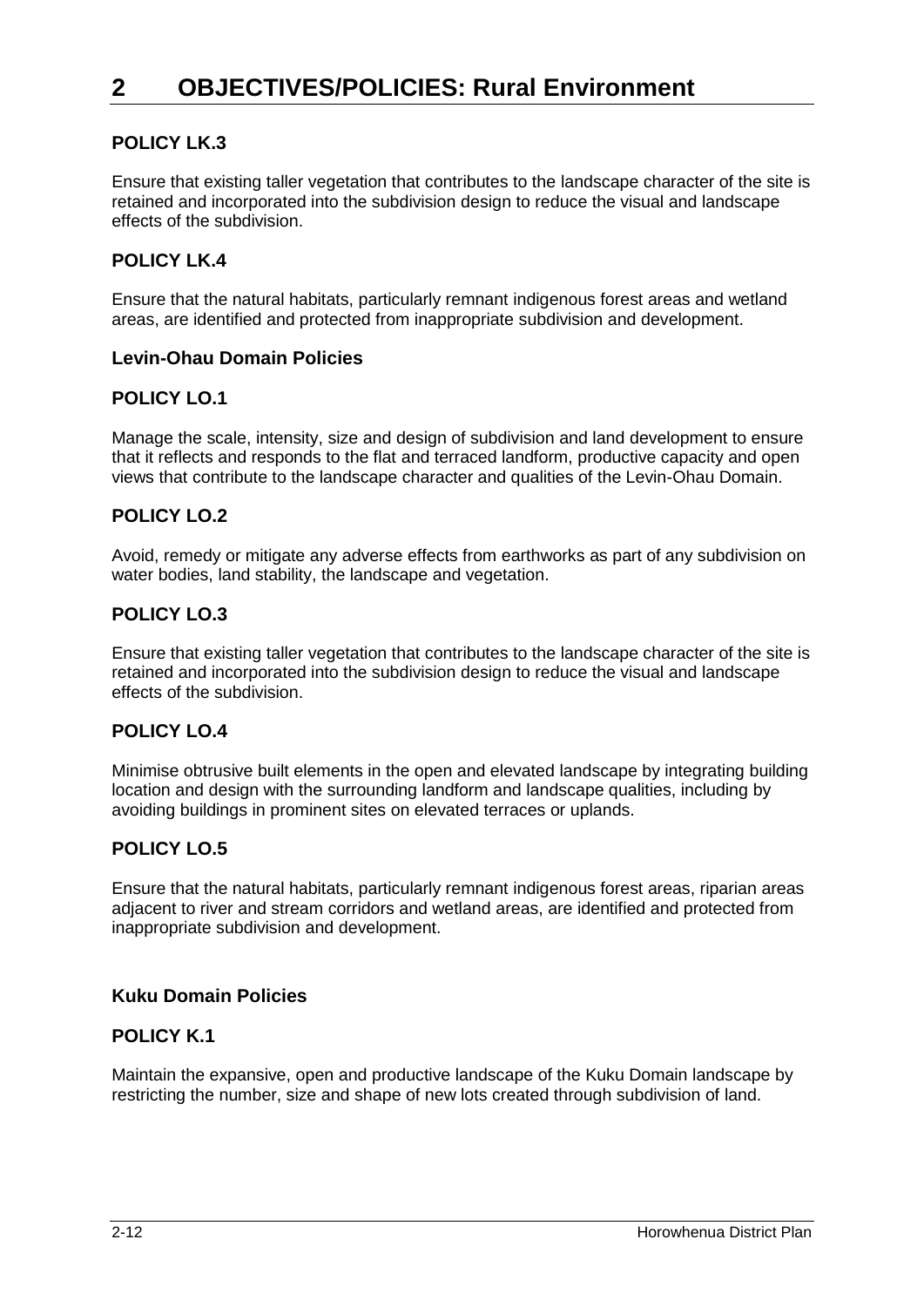# 2 OBJECTIVES/POLICIES: Rural Environment

### POLICY LK.3

Ensure that existing taller vegetation that contributes to the landscape character of the site is retained and incorporated into the subdivision design to reduce the visual and landscape effects of the subdivision.

### POLICY LK.4

Ensure that the natural habitats, particularly remnant indigenous forest areas and wetland areas, are identified and protected from inappropriate subdivision and development.

#### Levin-Ohau Domain Policies

### POLICY LO.1

Manage the scale, intensity, size and design of subdivision and land development to ensure that it reflects and responds to the flat and terraced landform, productive capacity and open views that contribute to the landscape character and qualities of the Levin-Ohau Domain.

### POLICY LO.2

Avoid, remedy or mitigate any adverse effects from earthworks as part of any subdivision on water bodies, land stability, the landscape and vegetation.

### POLICY LO.3

Ensure that existing taller vegetation that contributes to the landscape character of the site is retained and incorporated into the subdivision design to reduce the visual and landscape effects of the subdivision.

### POLICY LO.4

Minimise obtrusive built elements in the open and elevated landscape by integrating building location and design with the surrounding landform and landscape qualities, including by avoiding buildings in prominent sites on elevated terraces or uplands.

### POLICY LO.5

Ensure that the natural habitats, particularly remnant indigenous forest areas, riparian areas adjacent to river and stream corridors and wetland areas, are identified and protected from inappropriate subdivision and development.

#### Kuku Domain Policies

### POLICY K.1

Maintain the expansive, open and productive landscape of the Kuku Domain landscape by restricting the number, size and shape of new lots created through subdivision of land.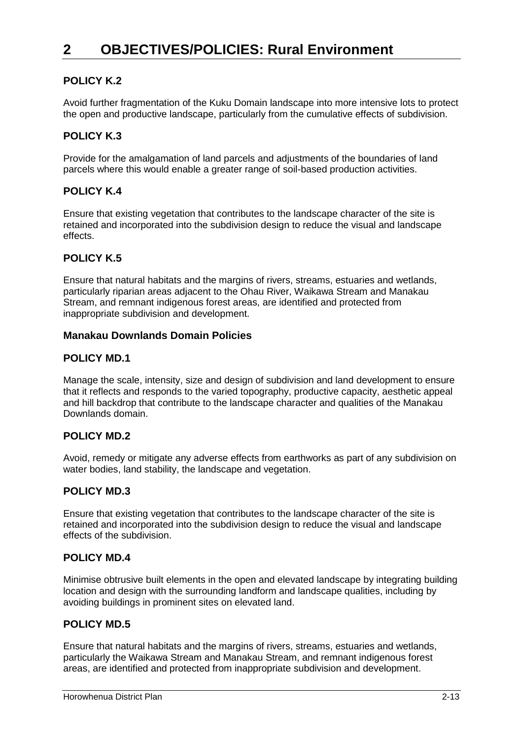# 2 OBJECTIVES/POLICIES: Rural Environment

### POLICY K.2

Avoid further fragmentation of the Kuku Domain landscape into more intensive lots to protect the open and productive landscape, particularly from the cumulative effects of subdivision.

### POLICY K.3

Provide for the amalgamation of land parcels and adjustments of the boundaries of land parcels where this would enable a greater range of soil-based production activities.

### POLICY K.4

Ensure that existing vegetation that contributes to the landscape character of the site is retained and incorporated into the subdivision design to reduce the visual and landscape effects.

### POLICY K.5

Ensure that natural habitats and the margins of rivers, streams, estuaries and wetlands, particularly riparian areas adjacent to the Ohau River, Waikawa Stream and Manakau Stream, and remnant indigenous forest areas, are identified and protected from inappropriate subdivision and development.

#### Manakau Downlands Domain Policies

### POLICY MD.1

Manage the scale, intensity, size and design of subdivision and land development to ensure that it reflects and responds to the varied topography, productive capacity, aesthetic appeal and hill backdrop that contribute to the landscape character and qualities of the Manakau Downlands domain.

### POLICY MD.2

Avoid, remedy or mitigate any adverse effects from earthworks as part of any subdivision on water bodies, land stability, the landscape and vegetation.

### POLICY MD.3

Ensure that existing vegetation that contributes to the landscape character of the site is retained and incorporated into the subdivision design to reduce the visual and landscape effects of the subdivision.

### POLICY MD.4

Minimise obtrusive built elements in the open and elevated landscape by integrating building location and design with the surrounding landform and landscape qualities, including by avoiding buildings in prominent sites on elevated land.

### POLICY MD.5

Ensure that natural habitats and the margins of rivers, streams, estuaries and wetlands, particularly the Waikawa Stream and Manakau Stream, and remnant indigenous forest areas, are identified and protected from inappropriate subdivision and development.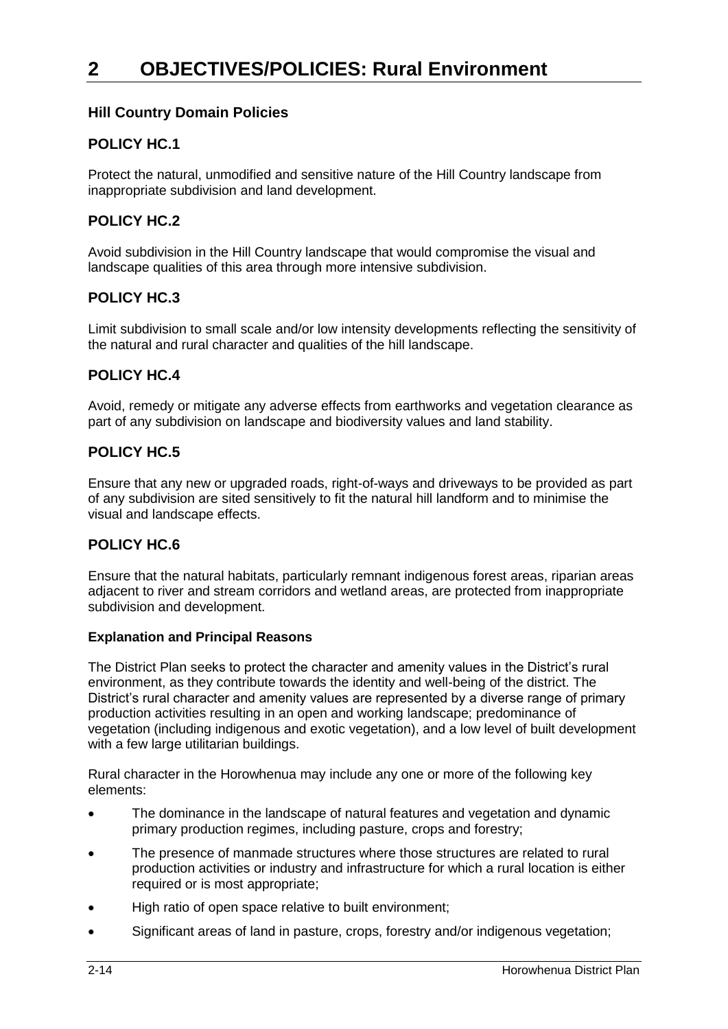# 2 OBJECTIVES/POLICIES: Rural Environment

### Hill Country Domain Policies

### POLICY HC.1

Protect the natural, unmodified and sensitive nature of the Hill Country landscape from inappropriate subdivision and land development.

### POLICY HC.2

Avoid subdivision in the Hill Country landscape that would compromise the visual and landscape qualities of this area through more intensive subdivision.

### POLICY HC.3

Limit subdivision to small scale and/or low intensity developments reflecting the sensitivity of the natural and rural character and qualities of the hill landscape.

### POLICY HC.4

Avoid, remedy or mitigate any adverse effects from earthworks and vegetation clearance as part of any subdivision on landscape and biodiversity values and land stability.

### POLICY HC.5

Ensure that any new or upgraded roads, right-of-ways and driveways to be provided as part of any subdivision are sited sensitively to fit the natural hill landform and to minimise the visual and landscape effects.

### POLICY HC.6

Ensure that the natural habitats, particularly remnant indigenous forest areas, riparian areas adjacent to river and stream corridors and wetland areas, are protected from inappropriate subdivision and development.

**Explanation and Principal Reasons**

The District Plan seeks to protect the character and amenity values in the District's rural environment, as they contribute towards the identity and well-being of the district. The District's rural character and amenity values are represented by a diverse range of primary production activities resulting in an open and working landscape; predominance of vegetation (including indigenous and exotic vegetation), and a low level of built development with a few large utilitarian buildings.

Rural character in the Horowhenua may include any one or more of the following key elements:

- The dominance in the landscape of natural features and vegetation and dynamic primary production regimes, including pasture, crops and forestry;
- The presence of manmade structures where those structures are related to rural production activities or industry and infrastructure for which a rural location is either required or is most appropriate;
- High ratio of open space relative to built environment;
- Significant areas of land in pasture, crops, forestry and/or indigenous vegetation;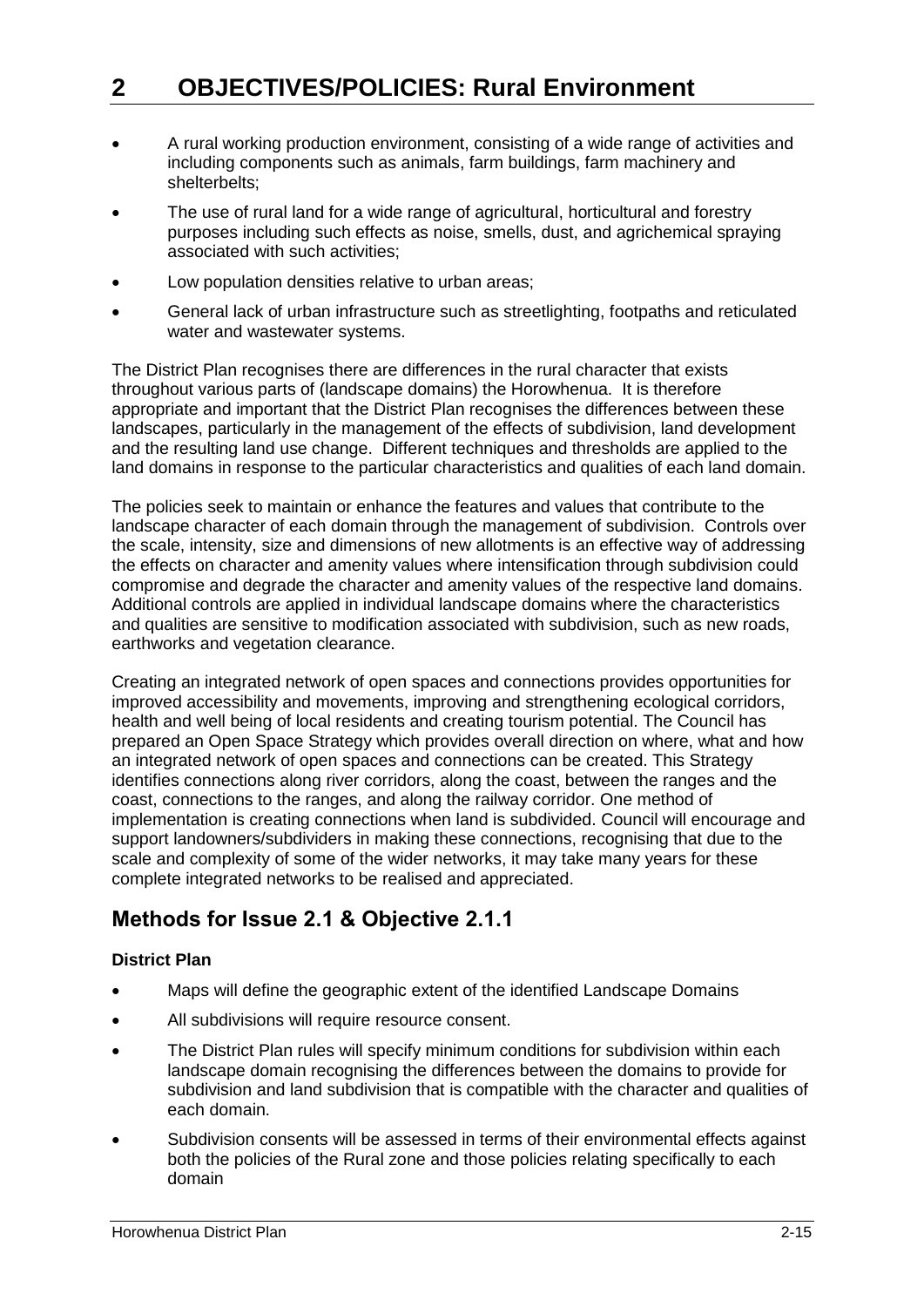- A rural working production environment, consisting of a wide range of activities and including components such as animals, farm buildings, farm machinery and shelterbelts;
- The use of rural land for a wide range of agricultural, horticultural and forestry purposes including such effects as noise, smells, dust, and agrichemical spraying associated with such activities;
- Low population densities relative to urban areas;
- General lack of urban infrastructure such as streetlighting, footpaths and reticulated water and wastewater systems.

The District Plan recognises there are differences in the rural character that exists throughout various parts of (landscape domains) the Horowhenua. It is therefore appropriate and important that the District Plan recognises the differences between these landscapes, particularly in the management of the effects of subdivision, land development and the resulting land use change. Different techniques and thresholds are applied to the land domains in response to the particular characteristics and qualities of each land domain.

The policies seek to maintain or enhance the features and values that contribute to the landscape character of each domain through the management of subdivision. Controls over the scale, intensity, size and dimensions of new allotments is an effective way of addressing the effects on character and amenity values where intensification through subdivision could compromise and degrade the character and amenity values of the respective land domains. Additional controls are applied in individual landscape domains where the characteristics and qualities are sensitive to modification associated with subdivision, such as new roads, earthworks and vegetation clearance.

Creating an integrated network of open spaces and connections provides opportunities for improved accessibility and movements, improving and strengthening ecological corridors, health and well being of local residents and creating tourism potential. The Council has prepared an Open Space Strategy which provides overall direction on where, what and how an integrated network of open spaces and connections can be created. This Strategy identifies connections along river corridors, along the coast, between the ranges and the coast, connections to the ranges, and along the railway corridor. One method of implementation is creating connections when land is subdivided. Council will encourage and support landowners/subdividers in making these connections, recognising that due to the scale and complexity of some of the wider networks, it may take many years for these complete integrated networks to be realised and appreciated.

## Methods for Issue 2.1 & Objective 2.1.1

**District Plan**

- Maps will define the geographic extent of the identified Landscape Domains
- All subdivisions will require resource consent.
- The District Plan rules will specify minimum conditions for subdivision within each landscape domain recognising the differences between the domains to provide for subdivision and land subdivision that is compatible with the character and qualities of each domain.
- Subdivision consents will be assessed in terms of their environmental effects against both the policies of the Rural zone and those policies relating specifically to each domain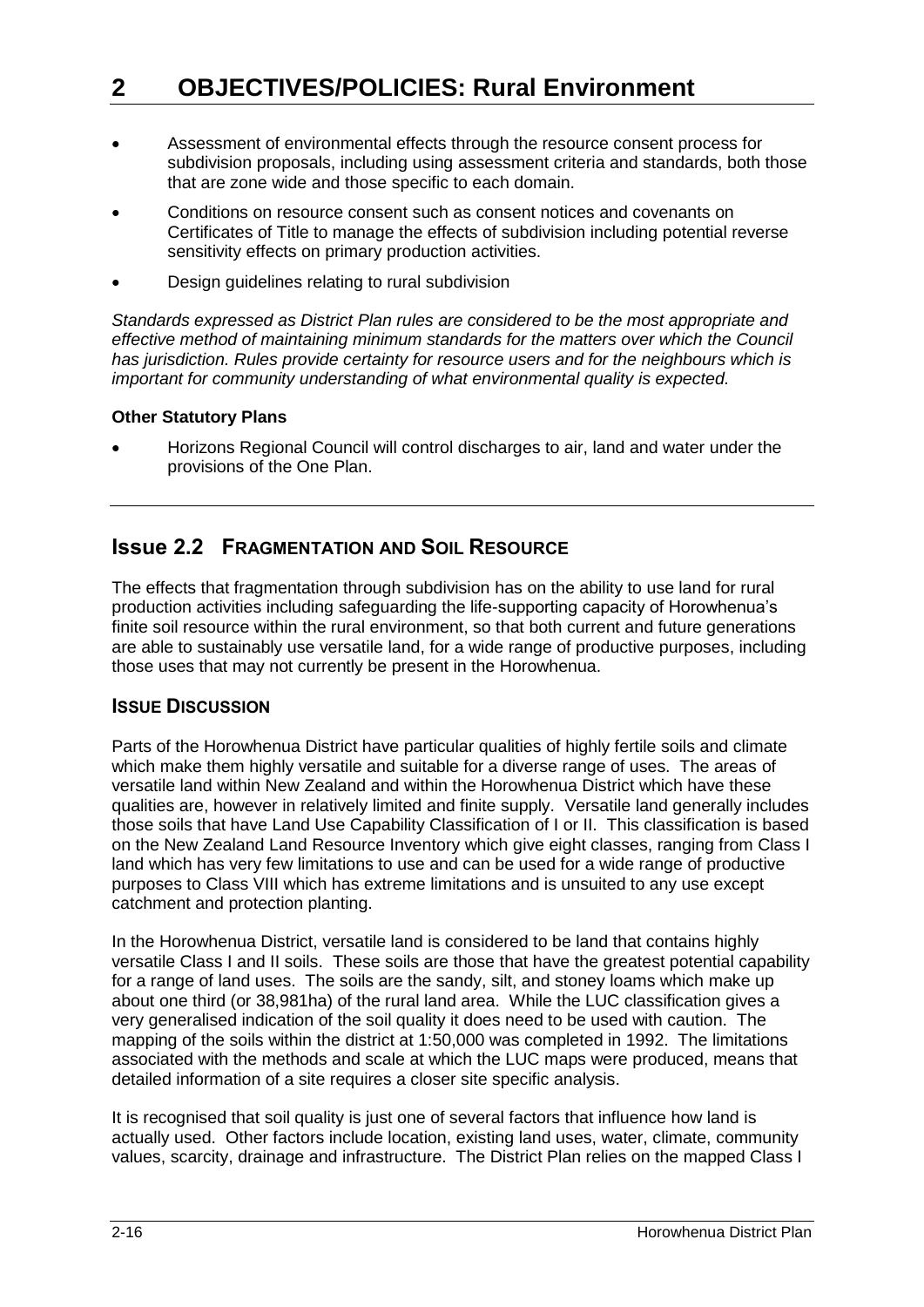- Assessment of environmental effects through the resource consent process for subdivision proposals, including using assessment criteria and standards, both those that are zone wide and those specific to each domain.
- Conditions on resource consent such as consent notices and covenants on Certificates of Title to manage the effects of subdivision including potential reverse sensitivity effects on primary production activities.
- Design guidelines relating to rural subdivision

*Standards expressed as District Plan rules are considered to be the most appropriate and effective method of maintaining minimum standards for the matters over which the Council has jurisdiction. Rules provide certainty for resource users and for the neighbours which is important for community understanding of what environmental quality is expected.*

**Other Statutory Plans**

- Horizons Regional Council will control discharges to air, land and water under the provisions of the One Plan.

## Issue 2.2 FRAGMENTATION AND SOIL RESOURCE

The effects that fragmentation through subdivision has on the ability to use land for rural production activities including safeguarding the life-supporting capacity of Horowhenua's finite soil resource within the rural environment, so that both current and future generations are able to sustainably use versatile land, for a wide range of productive purposes, including those uses that may not currently be present in the Horowhenua.

### ISSUE DISCUSSION

Parts of the Horowhenua District have particular qualities of highly fertile soils and climate which make them highly versatile and suitable for a diverse range of uses. The areas of versatile land within New Zealand and within the Horowhenua District which have these qualities are, however in relatively limited and finite supply. Versatile land generally includes those soils that have Land Use Capability Classification of I or II. This classification is based on the New Zealand Land Resource Inventory which give eight classes, ranging from Class I land which has very few limitations to use and can be used for a wide range of productive purposes to Class VIII which has extreme limitations and is unsuited to any use except catchment and protection planting.

In the Horowhenua District, versatile land is considered to be land that contains highly versatile Class I and II soils. These soils are those that have the greatest potential capability for a range of land uses. The soils are the sandy, silt, and stoney loams which make up about one third (or 38,981ha) of the rural land area. While the LUC classification gives a very generalised indication of the soil quality it does need to be used with caution. The mapping of the soils within the district at 1:50,000 was completed in 1992. The limitations associated with the methods and scale at which the LUC maps were produced, means that detailed information of a site requires a closer site specific analysis.

It is recognised that soil quality is just one of several factors that influence how land is actually used. Other factors include location, existing land uses, water, climate, community values, scarcity, drainage and infrastructure. The District Plan relies on the mapped Class I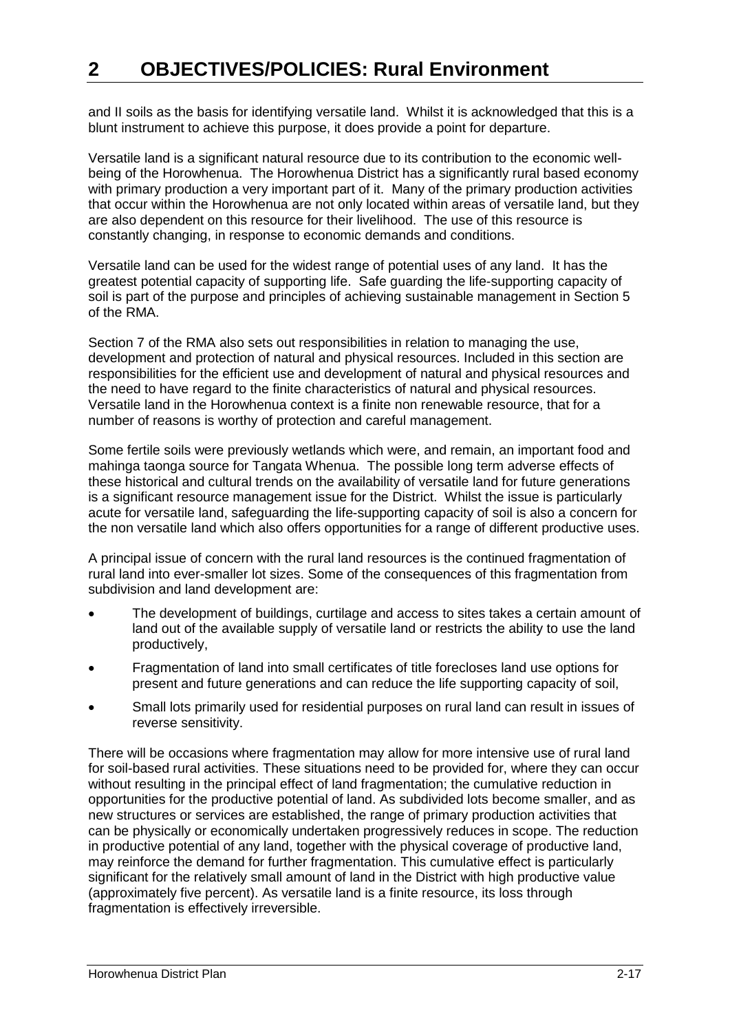and II soils as the basis for identifying versatile land. Whilst it is acknowledged that this is a blunt instrument to achieve this purpose, it does provide a point for departure.

Versatile land is a significant natural resource due to its contribution to the economic well-being of the Horowhenua. The Horowhenua District has a significantly rural based economy with primary production a very important part of it. Many of the primary production activities that occur within the Horowhenua are not only located within areas of versatile land, but they are also dependent on this resource for their livelihood. The use of this resource is constantly changing, in response to economic demands and conditions.

Versatile land can be used for the widest range of potential uses of any land. It has the greatest potential capacity of supporting life. Safe guarding the life-supporting capacity of soil is part of the purpose and principles of achieving sustainable management in Section 5 of the RMA.

Section 7 of the RMA also sets out responsibilities in relation to managing the use, development and protection of natural and physical resources. Included in this section are responsibilities for the efficient use and development of natural and physical resources and the need to have regard to the finite characteristics of natural and physical resources. Versatile land in the Horowhenua context is a finite non renewable resource, that for a number of reasons is worthy of protection and careful management.

Some fertile soils were previously wetlands which were, and remain, an important food and mahinga taonga source for Tangata Whenua. The possible long term adverse effects of these historical and cultural trends on the availability of versatile land for future generations is a significant resource management issue for the District. Whilst the issue is particularly acute for versatile land, safeguarding the life-supporting capacity of soil is also a concern for the non versatile land which also offers opportunities for a range of different productive uses.

A principal issue of concern with the rural land resources is the continued fragmentation of rural land into ever-smaller lot sizes. Some of the consequences of this fragmentation from subdivision and land development are:

- The development of buildings, curtilage and access to sites takes a certain amount of land out of the available supply of versatile land or restricts the ability to use the land productively,
- Fragmentation of land into small certificates of title forecloses land use options for present and future generations and can reduce the life supporting capacity of soil,
- Small lots primarily used for residential purposes on rural land can result in issues of reverse sensitivity.

There will be occasions where fragmentation may allow for more intensive use of rural land for soil-based rural activities. These situations need to be provided for, where they can occur without resulting in the principal effect of land fragmentation; the cumulative reduction in opportunities for the productive potential of land. As subdivided lots become smaller, and as new structures or services are established, the range of primary production activities that can be physically or economically undertaken progressively reduces in scope. The reduction in productive potential of any land, together with the physical coverage of productive land, may reinforce the demand for further fragmentation. This cumulative effect is particularly significant for the relatively small amount of land in the District with high productive value (approximately five percent). As versatile land is a finite resource, its loss through fragmentation is effectively irreversible.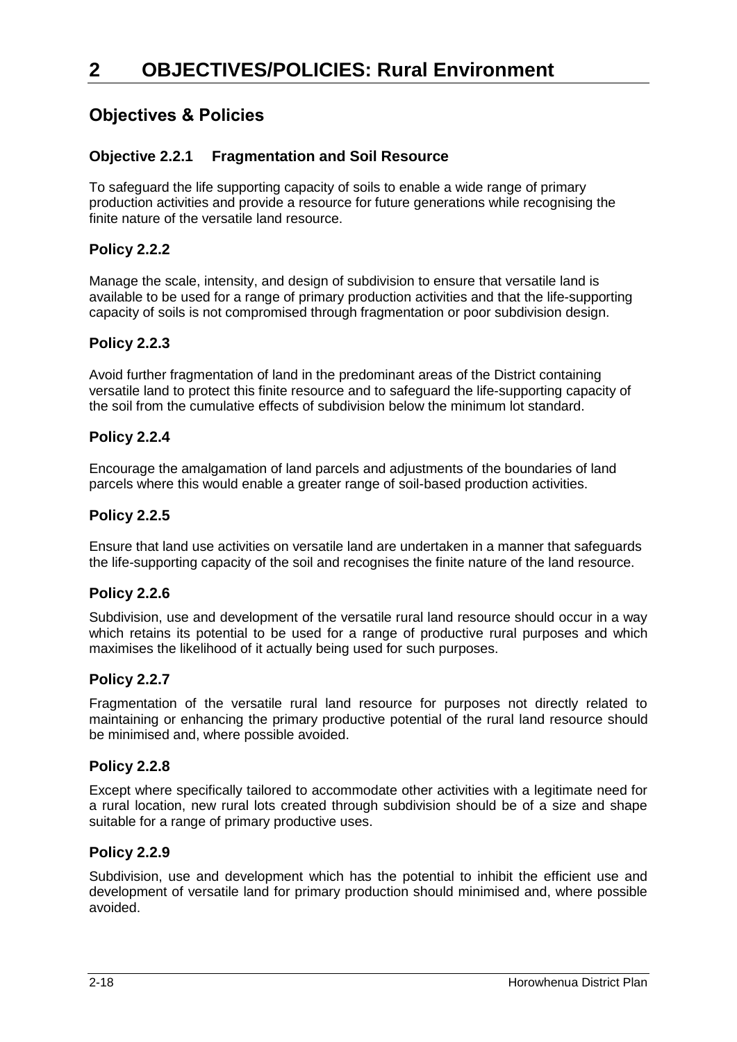# 2 OBJECTIVES/POLICIES: Rural Environment

## Objectives & Policies

### Objective 2.2.1 Fragmentation and Soil Resource

To safeguard the life supporting capacity of soils to enable a wide range of primary production activities and provide a resource for future generations while recognising the finite nature of the versatile land resource.

### Policy 2.2.2

Manage the scale, intensity, and design of subdivision to ensure that versatile land is available to be used for a range of primary production activities and that the life-supporting capacity of soils is not compromised through fragmentation or poor subdivision design.

### Policy 2.2.3

Avoid further fragmentation of land in the predominant areas of the District containing versatile land to protect this finite resource and to safeguard the life-supporting capacity of the soil from the cumulative effects of subdivision below the minimum lot standard.

### Policy 2.2.4

Encourage the amalgamation of land parcels and adjustments of the boundaries of land parcels where this would enable a greater range of soil-based production activities.

### Policy 2.2.5

Ensure that land use activities on versatile land are undertaken in a manner that safeguards the life-supporting capacity of the soil and recognises the finite nature of the land resource.

### Policy 2.2.6

Subdivision, use and development of the versatile rural land resource should occur in a way which retains its potential to be used for a range of productive rural purposes and which maximises the likelihood of it actually being used for such purposes.

### Policy 2.2.7

Fragmentation of the versatile rural land resource for purposes not directly related to maintaining or enhancing the primary productive potential of the rural land resource should be minimised and, where possible avoided.

### Policy 2.2.8

Except where specifically tailored to accommodate other activities with a legitimate need for a rural location, new rural lots created through subdivision should be of a size and shape suitable for a range of primary productive uses.

### Policy 2.2.9

Subdivision, use and development which has the potential to inhibit the efficient use and development of versatile land for primary production should minimised and, where possible avoided.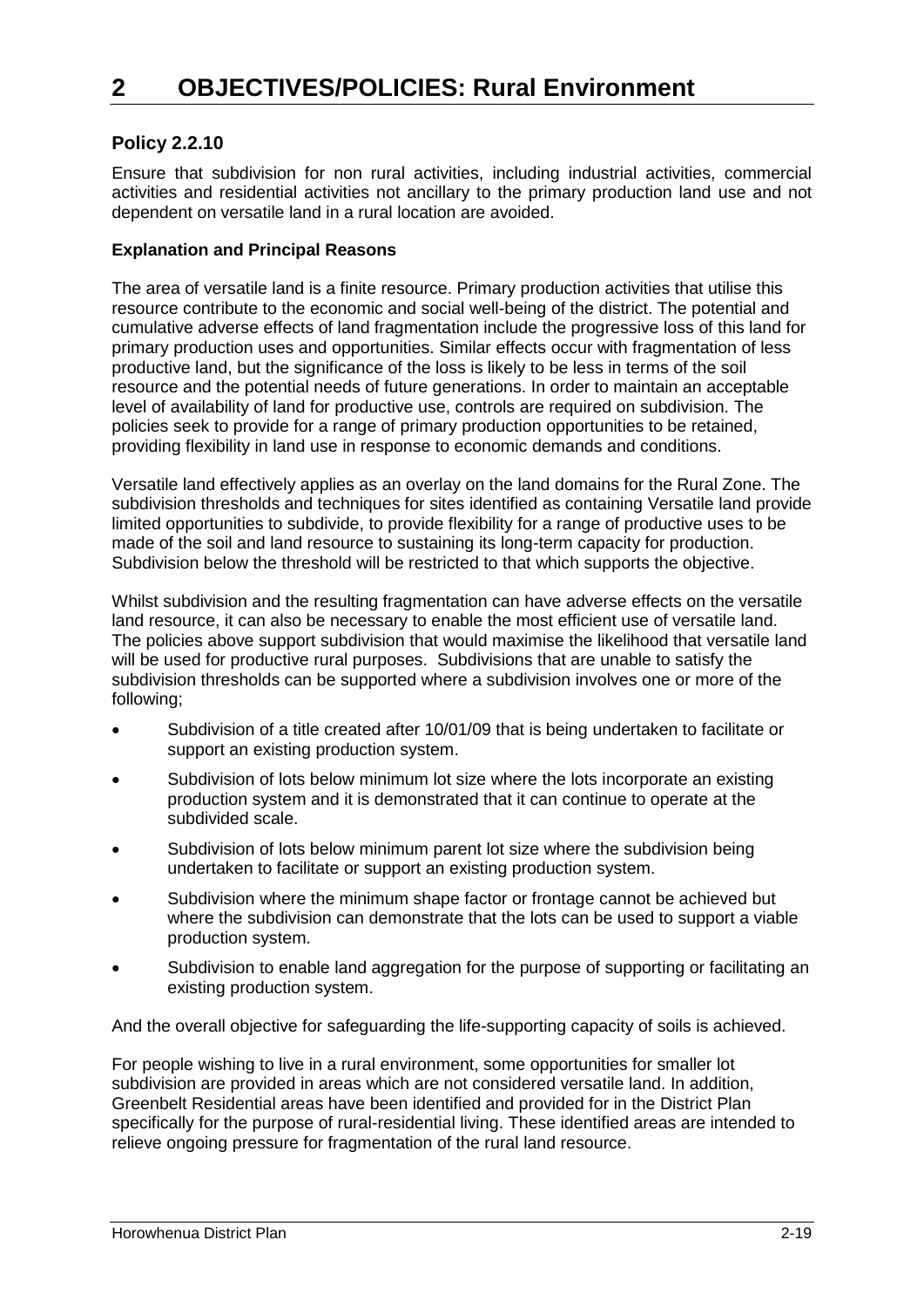# 2 OBJECTIVES/POLICIES: Rural Environment

### Policy 2.2.10

Ensure that subdivision for non rural activities, including industrial activities, commercial activities and residential activities not ancillary to the primary production land use and not dependent on versatile land in a rural location are avoided.

#### Explanation and Principal Reasons

The area of versatile land is a finite resource. Primary production activities that utilise this resource contribute to the economic and social well-being of the district. The potential and cumulative adverse effects of land fragmentation include the progressive loss of this land for primary production uses and opportunities. Similar effects occur with fragmentation of less productive land, but the significance of the loss is likely to be less in terms of the soil resource and the potential needs of future generations. In order to maintain an acceptable level of availability of land for productive use, controls are required on subdivision. The policies seek to provide for a range of primary production opportunities to be retained, providing flexibility in land use in response to economic demands and conditions.

Versatile land effectively applies as an overlay on the land domains for the Rural Zone. The subdivision thresholds and techniques for sites identified as containing Versatile land provide limited opportunities to subdivide, to provide flexibility for a range of productive uses to be made of the soil and land resource to sustaining its long-term capacity for production. Subdivision below the threshold will be restricted to that which supports the objective.

Whilst subdivision and the resulting fragmentation can have adverse effects on the versatile land resource, it can also be necessary to enable the most efficient use of versatile land. The policies above support subdivision that would maximise the likelihood that versatile land will be used for productive rural purposes. Subdivisions that are unable to satisfy the subdivision thresholds can be supported where a subdivision involves one or more of the following;

- Subdivision of a title created after 10/01/09 that is being undertaken to facilitate or support an existing production system.
- Subdivision of lots below minimum lot size where the lots incorporate an existing production system and it is demonstrated that it can continue to operate at the subdivided scale.
- Subdivision of lots below minimum parent lot size where the subdivision being undertaken to facilitate or support an existing production system.
- Subdivision where the minimum shape factor or frontage cannot be achieved but where the subdivision can demonstrate that the lots can be used to support a viable production system.
- Subdivision to enable land aggregation for the purpose of supporting or facilitating an existing production system.

And the overall objective for safeguarding the life-supporting capacity of soils is achieved.

For people wishing to live in a rural environment, some opportunities for smaller lot subdivision are provided in areas which are not considered versatile land. In addition, Greenbelt Residential areas have been identified and provided for in the District Plan specifically for the purpose of rural-residential living. These identified areas are intended to relieve ongoing pressure for fragmentation of the rural land resource.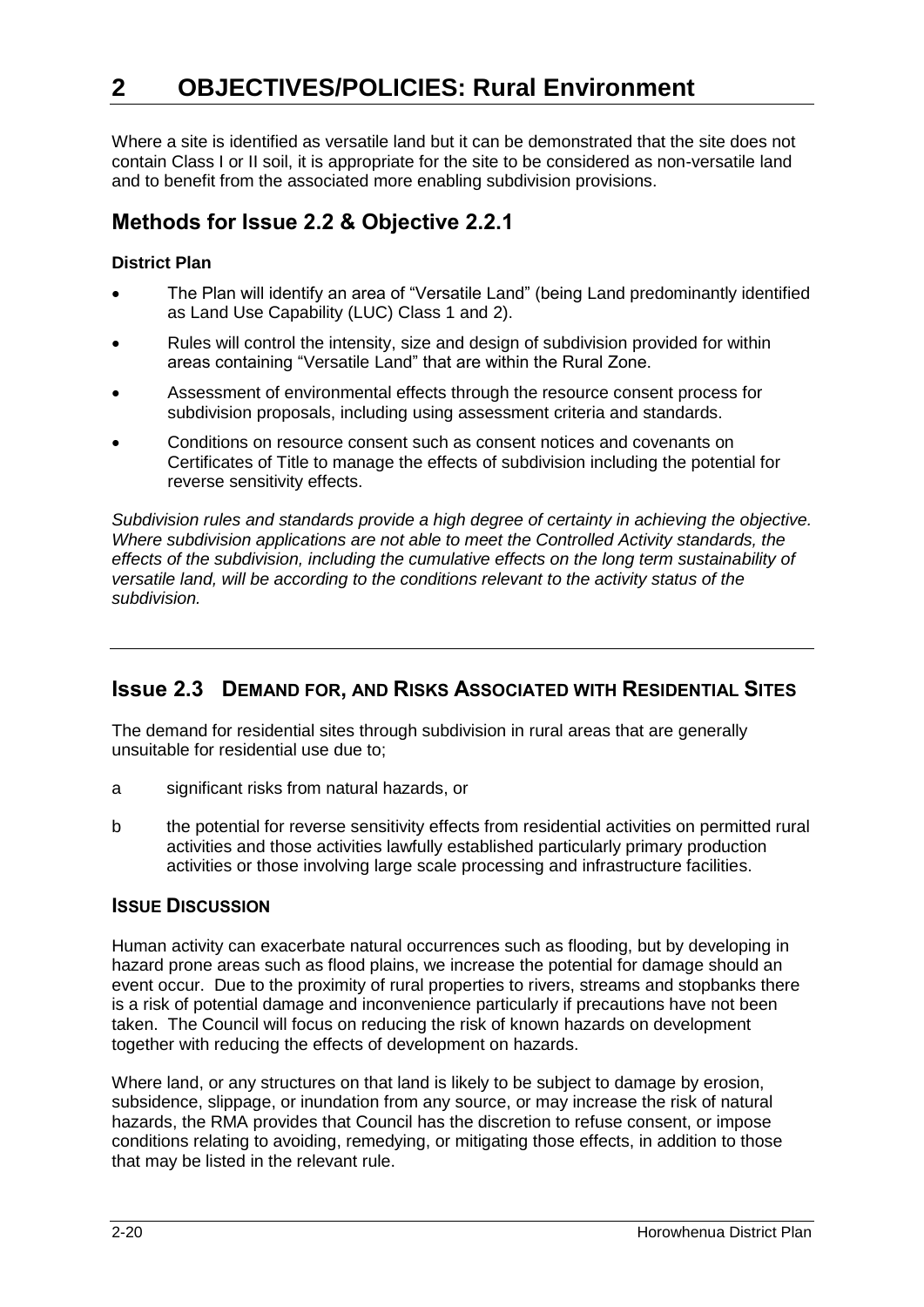# 2 OBJECTIVES/POLICIES: Rural Environment

Where a site is identified as versatile land but it can be demonstrated that the site does not contain Class I or II soil, it is appropriate for the site to be considered as non-versatile land and to benefit from the associated more enabling subdivision provisions.

## Methods for Issue 2.2 & Objective 2.2.1

**District Plan**

- The Plan will identify an area of "Versatile Land" (being Land predominantly identified as Land Use Capability (LUC) Class 1 and 2).
- Rules will control the intensity, size and design of subdivision provided for within areas containing "Versatile Land" that are within the Rural Zone.
- Assessment of environmental effects through the resource consent process for subdivision proposals, including using assessment criteria and standards.
- Conditions on resource consent such as consent notices and covenants on Certificates of Title to manage the effects of subdivision including the potential for reverse sensitivity effects.

*Subdivision rules and standards provide a high degree of certainty in achieving the objective. Where subdivision applications are not able to meet the Controlled Activity standards, the effects of the subdivision, including the cumulative effects on the long term sustainability of versatile land, will be according to the conditions relevant to the activity status of the subdivision.*

---

## Issue 2.3 DEMAND FOR, AND RISKS ASSOCIATED WITH RESIDENTIAL SITES

The demand for residential sites through subdivision in rural areas that are generally unsuitable for residential use due to;

a significant risks from natural hazards, or

b the potential for reverse sensitivity effects from residential activities on permitted rural activities and those activities lawfully established particularly primary production activities or those involving large scale processing and infrastructure facilities.

### ISSUE DISCUSSION

Human activity can exacerbate natural occurrences such as flooding, but by developing in hazard prone areas such as flood plains, we increase the potential for damage should an event occur. Due to the proximity of rural properties to rivers, streams and stopbanks there is a risk of potential damage and inconvenience particularly if precautions have not been taken. The Council will focus on reducing the risk of known hazards on development together with reducing the effects of development on hazards.

Where land, or any structures on that land is likely to be subject to damage by erosion, subsidence, slippage, or inundation from any source, or may increase the risk of natural hazards, the RMA provides that Council has the discretion to refuse consent, or impose conditions relating to avoiding, remedying, or mitigating those effects, in addition to those that may be listed in the relevant rule.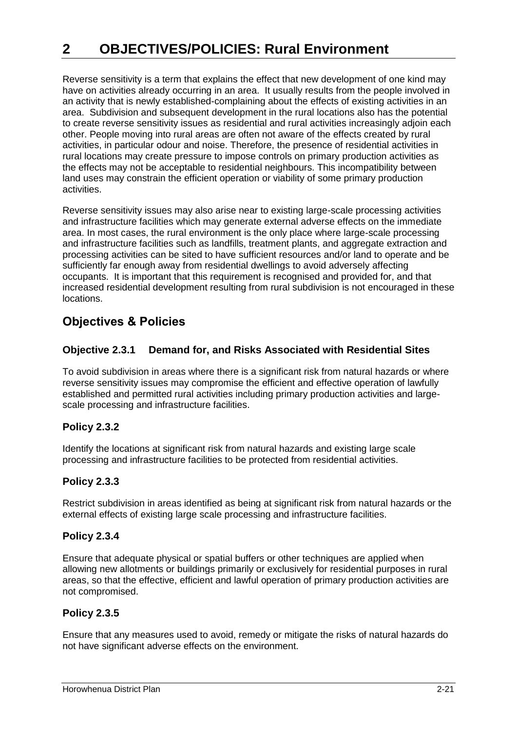# 2 OBJECTIVES/POLICIES: Rural Environment

Reverse sensitivity is a term that explains the effect that new development of one kind may have on activities already occurring in an area. It usually results from the people involved in an activity that is newly established-complaining about the effects of existing activities in an area. Subdivision and subsequent development in the rural locations also has the potential to create reverse sensitivity issues as residential and rural activities increasingly adjoin each other. People moving into rural areas are often not aware of the effects created by rural activities, in particular odour and noise. Therefore, the presence of residential activities in rural locations may create pressure to impose controls on primary production activities as the effects may not be acceptable to residential neighbours. This incompatibility between land uses may constrain the efficient operation or viability of some primary production activities.

Reverse sensitivity issues may also arise near to existing large-scale processing activities and infrastructure facilities which may generate external adverse effects on the immediate area. In most cases, the rural environment is the only place where large-scale processing and infrastructure facilities such as landfills, treatment plants, and aggregate extraction and processing activities can be sited to have sufficient resources and/or land to operate and be sufficiently far enough away from residential dwellings to avoid adversely affecting occupants. It is important that this requirement is recognised and provided for, and that increased residential development resulting from rural subdivision is not encouraged in these locations.

## Objectives & Policies

### Objective 2.3.1 Demand for, and Risks Associated with Residential Sites

To avoid subdivision in areas where there is a significant risk from natural hazards or where reverse sensitivity issues may compromise the efficient and effective operation of lawfully established and permitted rural activities including primary production activities and large-scale processing and infrastructure facilities.

### Policy 2.3.2

Identify the locations at significant risk from natural hazards and existing large scale processing and infrastructure facilities to be protected from residential activities.

### Policy 2.3.3

Restrict subdivision in areas identified as being at significant risk from natural hazards or the external effects of existing large scale processing and infrastructure facilities.

### Policy 2.3.4

Ensure that adequate physical or spatial buffers or other techniques are applied when allowing new allotments or buildings primarily or exclusively for residential purposes in rural areas, so that the effective, efficient and lawful operation of primary production activities are not compromised.

### Policy 2.3.5

Ensure that any measures used to avoid, remedy or mitigate the risks of natural hazards do not have significant adverse effects on the environment.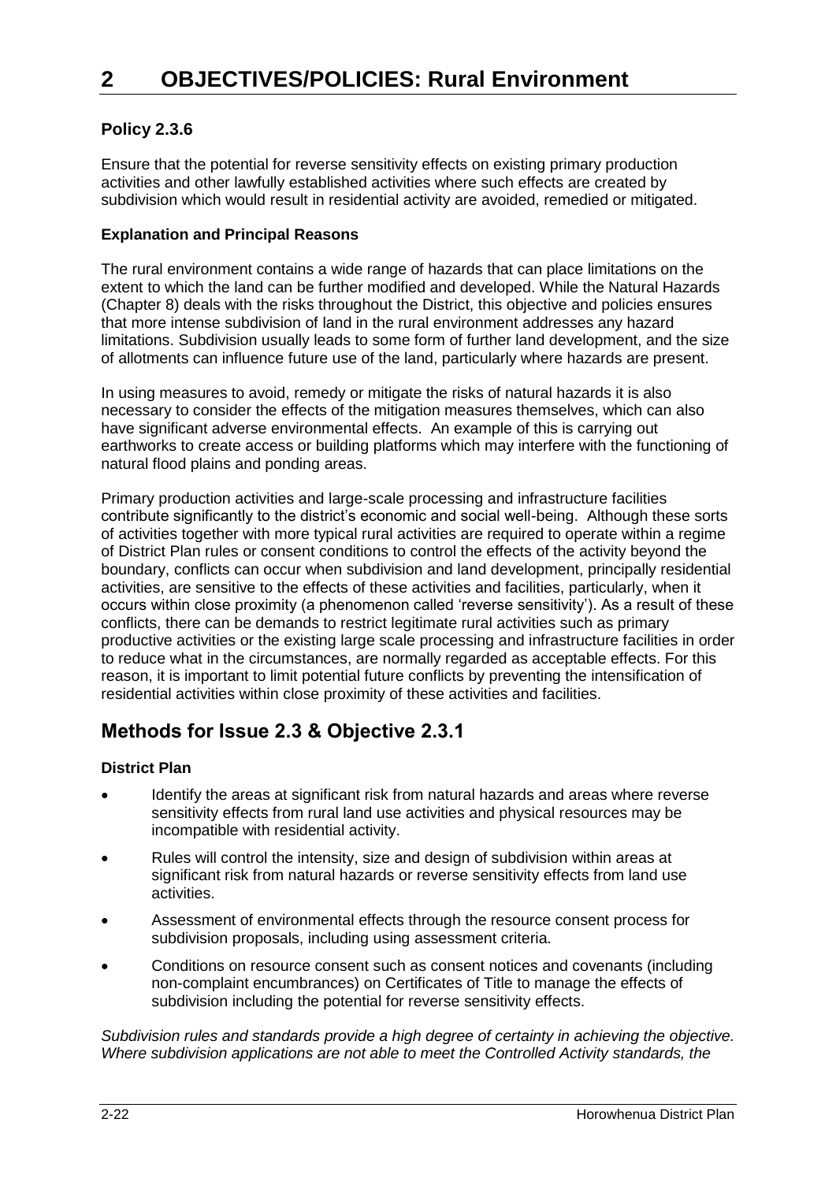# 2 OBJECTIVES/POLICIES: Rural Environment

### Policy 2.3.6

Ensure that the potential for reverse sensitivity effects on existing primary production activities and other lawfully established activities where such effects are created by subdivision which would result in residential activity are avoided, remedied or mitigated.

#### Explanation and Principal Reasons

The rural environment contains a wide range of hazards that can place limitations on the extent to which the land can be further modified and developed. While the Natural Hazards (Chapter 8) deals with the risks throughout the District, this objective and policies ensures that more intense subdivision of land in the rural environment addresses any hazard limitations. Subdivision usually leads to some form of further land development, and the size of allotments can influence future use of the land, particularly where hazards are present.

In using measures to avoid, remedy or mitigate the risks of natural hazards it is also necessary to consider the effects of the mitigation measures themselves, which can also have significant adverse environmental effects. An example of this is carrying out earthworks to create access or building platforms which may interfere with the functioning of natural flood plains and ponding areas.

Primary production activities and large-scale processing and infrastructure facilities contribute significantly to the district's economic and social well-being. Although these sorts of activities together with more typical rural activities are required to operate within a regime of District Plan rules or consent conditions to control the effects of the activity beyond the boundary, conflicts can occur when subdivision and land development, principally residential activities, are sensitive to the effects of these activities and facilities, particularly, when it occurs within close proximity (a phenomenon called 'reverse sensitivity'). As a result of these conflicts, there can be demands to restrict legitimate rural activities such as primary productive activities or the existing large scale processing and infrastructure facilities in order to reduce what in the circumstances, are normally regarded as acceptable effects. For this reason, it is important to limit potential future conflicts by preventing the intensification of residential activities within close proximity of these activities and facilities.

## Methods for Issue 2.3 & Objective 2.3.1

#### District Plan

- Identify the areas at significant risk from natural hazards and areas where reverse sensitivity effects from rural land use activities and physical resources may be incompatible with residential activity.
- Rules will control the intensity, size and design of subdivision within areas at significant risk from natural hazards or reverse sensitivity effects from land use activities.
- Assessment of environmental effects through the resource consent process for subdivision proposals, including using assessment criteria.
- Conditions on resource consent such as consent notices and covenants (including non-complaint encumbrances) on Certificates of Title to manage the effects of subdivision including the potential for reverse sensitivity effects.

*Subdivision rules and standards provide a high degree of certainty in achieving the objective. Where subdivision applications are not able to meet the Controlled Activity standards, the*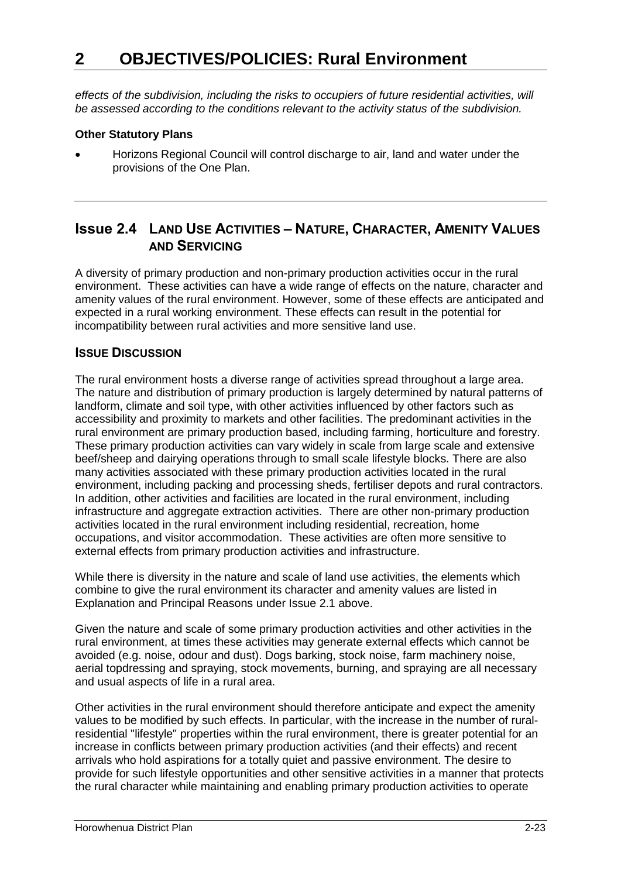*effects of the subdivision, including the risks to occupiers of future residential activities, will be assessed according to the conditions relevant to the activity status of the subdivision.*

**Other Statutory Plans**

- Horizons Regional Council will control discharge to air, land and water under the provisions of the One Plan.

## Issue 2.4 LAND USE ACTIVITIES – NATURE, CHARACTER, AMENITY VALUES AND SERVICING

A diversity of primary production and non-primary production activities occur in the rural environment. These activities can have a wide range of effects on the nature, character and amenity values of the rural environment. However, some of these effects are anticipated and expected in a rural working environment. These effects can result in the potential for incompatibility between rural activities and more sensitive land use.

### ISSUE DISCUSSION

The rural environment hosts a diverse range of activities spread throughout a large area. The nature and distribution of primary production is largely determined by natural patterns of landform, climate and soil type, with other activities influenced by other factors such as accessibility and proximity to markets and other facilities. The predominant activities in the rural environment are primary production based, including farming, horticulture and forestry. These primary production activities can vary widely in scale from large scale and extensive beef/sheep and dairying operations through to small scale lifestyle blocks. There are also many activities associated with these primary production activities located in the rural environment, including packing and processing sheds, fertiliser depots and rural contractors. In addition, other activities and facilities are located in the rural environment, including infrastructure and aggregate extraction activities. There are other non-primary production activities located in the rural environment including residential, recreation, home occupations, and visitor accommodation. These activities are often more sensitive to external effects from primary production activities and infrastructure.

While there is diversity in the nature and scale of land use activities, the elements which combine to give the rural environment its character and amenity values are listed in Explanation and Principal Reasons under Issue 2.1 above.

Given the nature and scale of some primary production activities and other activities in the rural environment, at times these activities may generate external effects which cannot be avoided (e.g. noise, odour and dust). Dogs barking, stock noise, farm machinery noise, aerial topdressing and spraying, stock movements, burning, and spraying are all necessary and usual aspects of life in a rural area.

Other activities in the rural environment should therefore anticipate and expect the amenity values to be modified by such effects. In particular, with the increase in the number of rural-residential "lifestyle" properties within the rural environment, there is greater potential for an increase in conflicts between primary production activities (and their effects) and recent arrivals who hold aspirations for a totally quiet and passive environment. The desire to provide for such lifestyle opportunities and other sensitive activities in a manner that protects the rural character while maintaining and enabling primary production activities to operate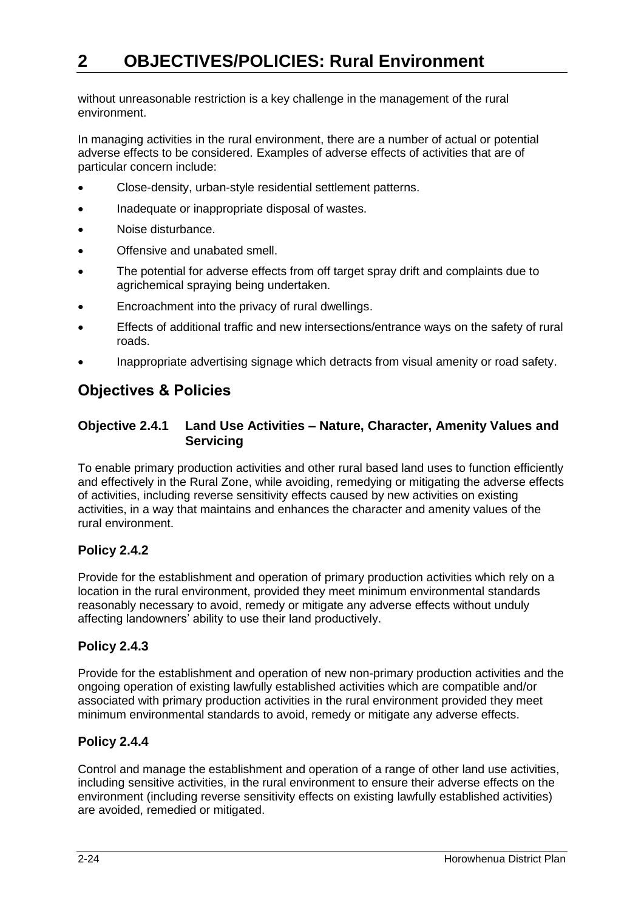without unreasonable restriction is a key challenge in the management of the rural environment.

In managing activities in the rural environment, there are a number of actual or potential adverse effects to be considered. Examples of adverse effects of activities that are of particular concern include:

- Close-density, urban-style residential settlement patterns.
- Inadequate or inappropriate disposal of wastes.
- Noise disturbance.
- Offensive and unabated smell.
- The potential for adverse effects from off target spray drift and complaints due to agrichemical spraying being undertaken.
- Encroachment into the privacy of rural dwellings.
- Effects of additional traffic and new intersections/entrance ways on the safety of rural roads.
- Inappropriate advertising signage which detracts from visual amenity or road safety.

## Objectives & Policies

### Objective 2.4.1 Land Use Activities – Nature, Character, Amenity Values and Servicing

To enable primary production activities and other rural based land uses to function efficiently and effectively in the Rural Zone, while avoiding, remedying or mitigating the adverse effects of activities, including reverse sensitivity effects caused by new activities on existing activities, in a way that maintains and enhances the character and amenity values of the rural environment.

### Policy 2.4.2

Provide for the establishment and operation of primary production activities which rely on a location in the rural environment, provided they meet minimum environmental standards reasonably necessary to avoid, remedy or mitigate any adverse effects without unduly affecting landowners' ability to use their land productively.

### Policy 2.4.3

Provide for the establishment and operation of new non-primary production activities and the ongoing operation of existing lawfully established activities which are compatible and/or associated with primary production activities in the rural environment provided they meet minimum environmental standards to avoid, remedy or mitigate any adverse effects.

### Policy 2.4.4

Control and manage the establishment and operation of a range of other land use activities, including sensitive activities, in the rural environment to ensure their adverse effects on the environment (including reverse sensitivity effects on existing lawfully established activities) are avoided, remedied or mitigated.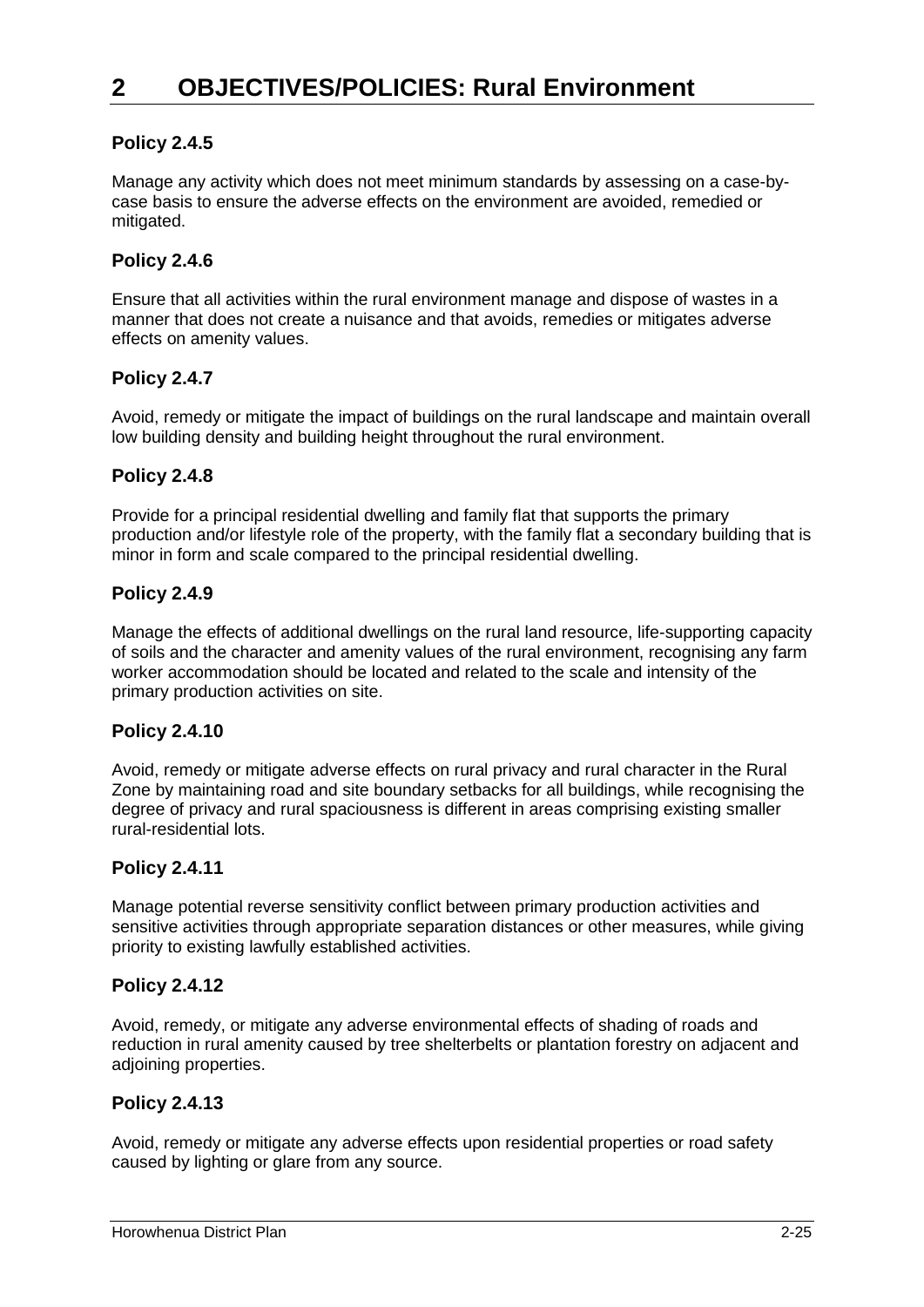# 2 OBJECTIVES/POLICIES: Rural Environment

### Policy 2.4.5

Manage any activity which does not meet minimum standards by assessing on a case-by-case basis to ensure the adverse effects on the environment are avoided, remedied or mitigated.

### Policy 2.4.6

Ensure that all activities within the rural environment manage and dispose of wastes in a manner that does not create a nuisance and that avoids, remedies or mitigates adverse effects on amenity values.

### Policy 2.4.7

Avoid, remedy or mitigate the impact of buildings on the rural landscape and maintain overall low building density and building height throughout the rural environment.

### Policy 2.4.8

Provide for a principal residential dwelling and family flat that supports the primary production and/or lifestyle role of the property, with the family flat a secondary building that is minor in form and scale compared to the principal residential dwelling.

### Policy 2.4.9

Manage the effects of additional dwellings on the rural land resource, life-supporting capacity of soils and the character and amenity values of the rural environment, recognising any farm worker accommodation should be located and related to the scale and intensity of the primary production activities on site.

### Policy 2.4.10

Avoid, remedy or mitigate adverse effects on rural privacy and rural character in the Rural Zone by maintaining road and site boundary setbacks for all buildings, while recognising the degree of privacy and rural spaciousness is different in areas comprising existing smaller rural-residential lots.

### Policy 2.4.11

Manage potential reverse sensitivity conflict between primary production activities and sensitive activities through appropriate separation distances or other measures, while giving priority to existing lawfully established activities.

### Policy 2.4.12

Avoid, remedy, or mitigate any adverse environmental effects of shading of roads and reduction in rural amenity caused by tree shelterbelts or plantation forestry on adjacent and adjoining properties.

### Policy 2.4.13

Avoid, remedy or mitigate any adverse effects upon residential properties or road safety caused by lighting or glare from any source.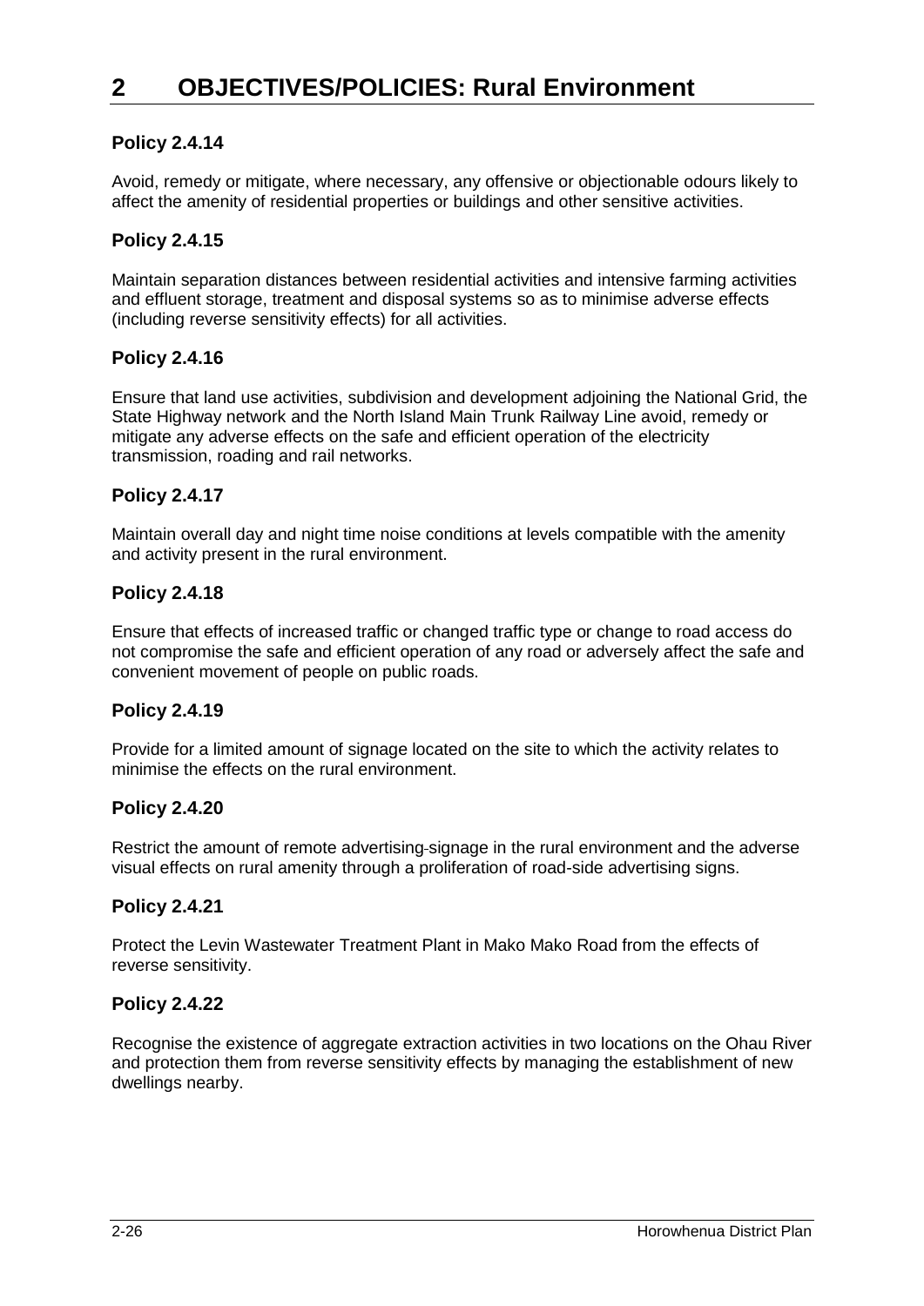# 2 OBJECTIVES/POLICIES: Rural Environment

### Policy 2.4.14

Avoid, remedy or mitigate, where necessary, any offensive or objectionable odours likely to affect the amenity of residential properties or buildings and other sensitive activities.

### Policy 2.4.15

Maintain separation distances between residential activities and intensive farming activities and effluent storage, treatment and disposal systems so as to minimise adverse effects (including reverse sensitivity effects) for all activities.

### Policy 2.4.16

Ensure that land use activities, subdivision and development adjoining the National Grid, the State Highway network and the North Island Main Trunk Railway Line avoid, remedy or mitigate any adverse effects on the safe and efficient operation of the electricity transmission, roading and rail networks.

### Policy 2.4.17

Maintain overall day and night time noise conditions at levels compatible with the amenity and activity present in the rural environment.

### Policy 2.4.18

Ensure that effects of increased traffic or changed traffic type or change to road access do not compromise the safe and efficient operation of any road or adversely affect the safe and convenient movement of people on public roads.

### Policy 2.4.19

Provide for a limited amount of signage located on the site to which the activity relates to minimise the effects on the rural environment.

### Policy 2.4.20

Restrict the amount of remote advertising-signage in the rural environment and the adverse visual effects on rural amenity through a proliferation of road-side advertising signs.

### Policy 2.4.21

Protect the Levin Wastewater Treatment Plant in Mako Mako Road from the effects of reverse sensitivity.

### Policy 2.4.22

Recognise the existence of aggregate extraction activities in two locations on the Ohau River and protection them from reverse sensitivity effects by managing the establishment of new dwellings nearby.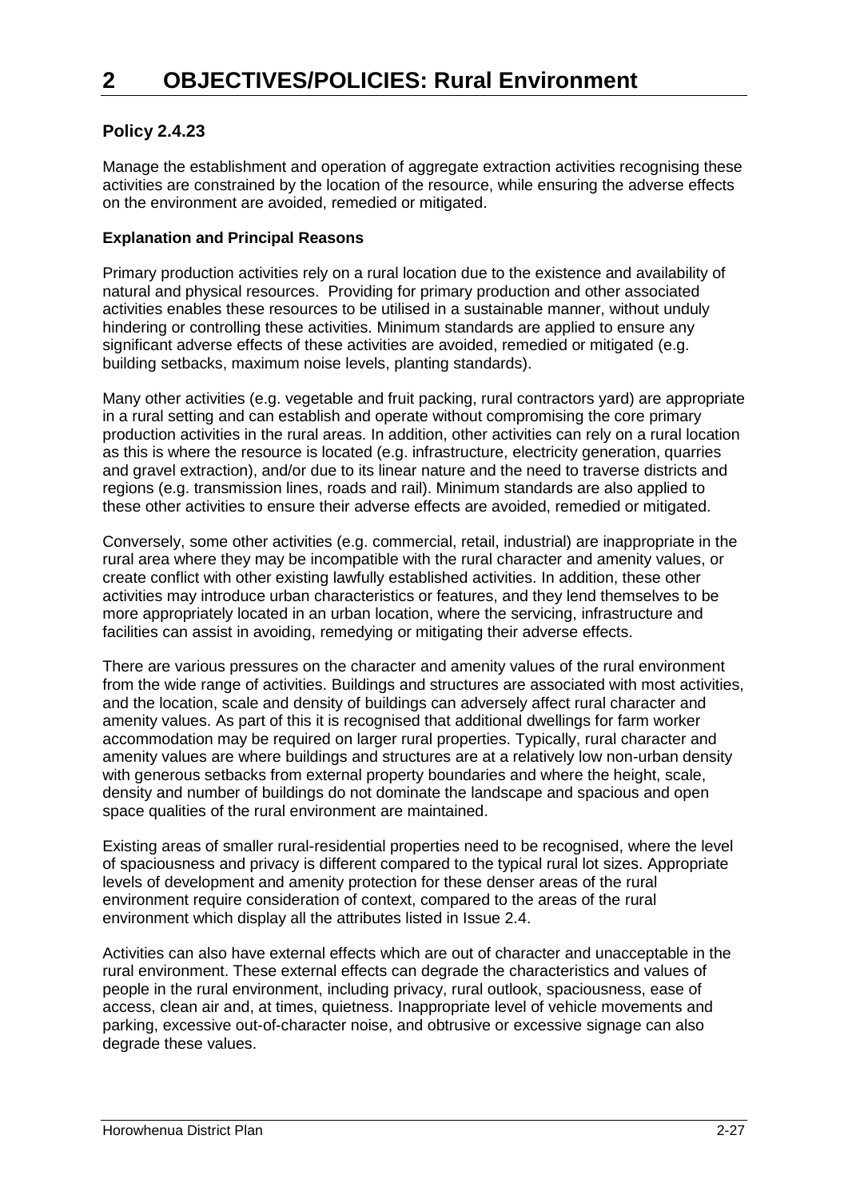# 2 OBJECTIVES/POLICIES: Rural Environment

### Policy 2.4.23

Manage the establishment and operation of aggregate extraction activities recognising these activities are constrained by the location of the resource, while ensuring the adverse effects on the environment are avoided, remedied or mitigated.

#### Explanation and Principal Reasons

Primary production activities rely on a rural location due to the existence and availability of natural and physical resources. Providing for primary production and other associated activities enables these resources to be utilised in a sustainable manner, without unduly hindering or controlling these activities. Minimum standards are applied to ensure any significant adverse effects of these activities are avoided, remedied or mitigated (e.g. building setbacks, maximum noise levels, planting standards).

Many other activities (e.g. vegetable and fruit packing, rural contractors yard) are appropriate in a rural setting and can establish and operate without compromising the core primary production activities in the rural areas. In addition, other activities can rely on a rural location as this is where the resource is located (e.g. infrastructure, electricity generation, quarries and gravel extraction), and/or due to its linear nature and the need to traverse districts and regions (e.g. transmission lines, roads and rail). Minimum standards are also applied to these other activities to ensure their adverse effects are avoided, remedied or mitigated.

Conversely, some other activities (e.g. commercial, retail, industrial) are inappropriate in the rural area where they may be incompatible with the rural character and amenity values, or create conflict with other existing lawfully established activities. In addition, these other activities may introduce urban characteristics or features, and they lend themselves to be more appropriately located in an urban location, where the servicing, infrastructure and facilities can assist in avoiding, remedying or mitigating their adverse effects.

There are various pressures on the character and amenity values of the rural environment from the wide range of activities. Buildings and structures are associated with most activities, and the location, scale and density of buildings can adversely affect rural character and amenity values. As part of this it is recognised that additional dwellings for farm worker accommodation may be required on larger rural properties. Typically, rural character and amenity values are where buildings and structures are at a relatively low non-urban density with generous setbacks from external property boundaries and where the height, scale, density and number of buildings do not dominate the landscape and spacious and open space qualities of the rural environment are maintained.

Existing areas of smaller rural-residential properties need to be recognised, where the level of spaciousness and privacy is different compared to the typical rural lot sizes. Appropriate levels of development and amenity protection for these denser areas of the rural environment require consideration of context, compared to the areas of the rural environment which display all the attributes listed in Issue 2.4.

Activities can also have external effects which are out of character and unacceptable in the rural environment. These external effects can degrade the characteristics and values of people in the rural environment, including privacy, rural outlook, spaciousness, ease of access, clean air and, at times, quietness. Inappropriate level of vehicle movements and parking, excessive out-of-character noise, and obtrusive or excessive signage can also degrade these values.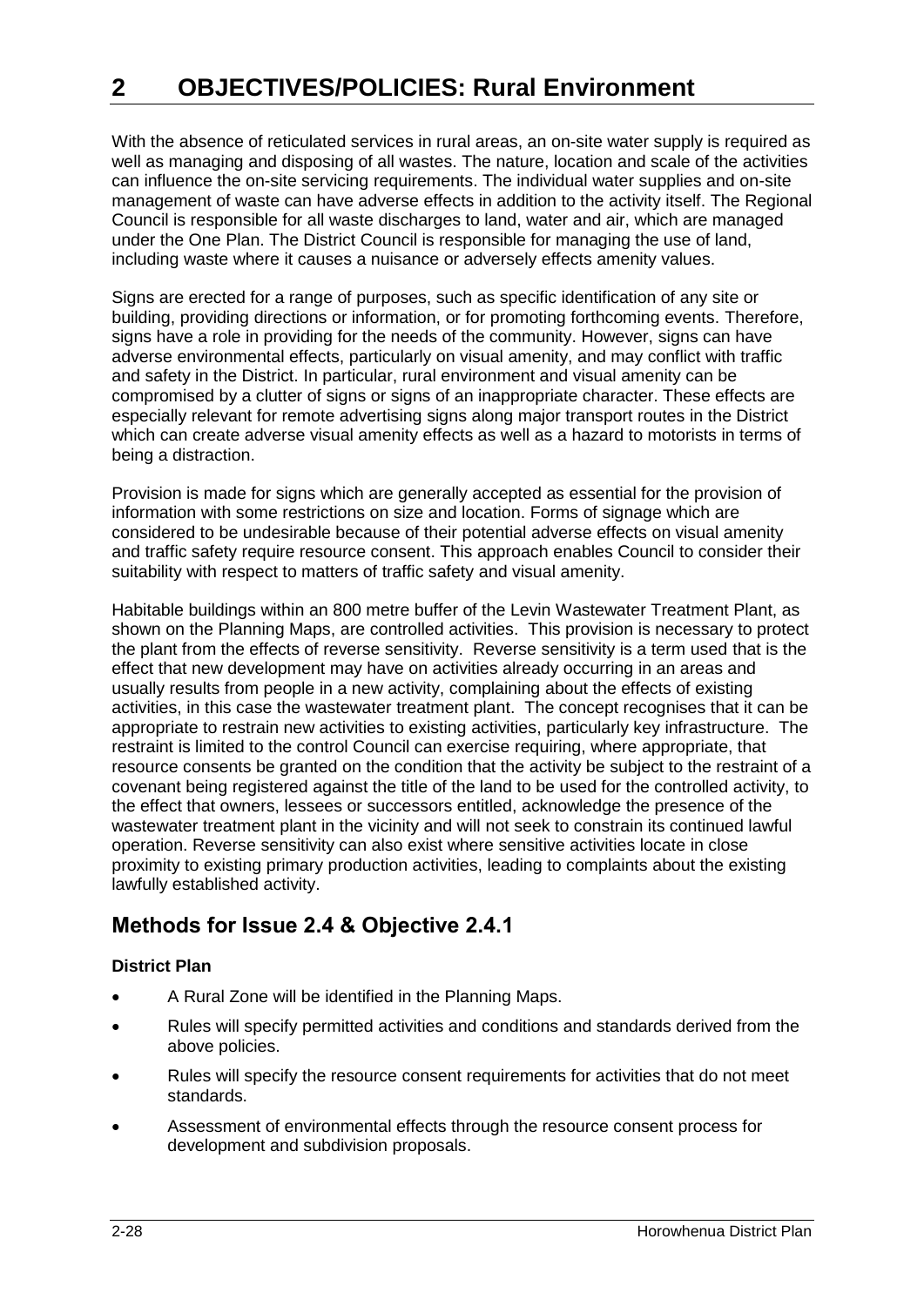# 2 OBJECTIVES/POLICIES: Rural Environment

With the absence of reticulated services in rural areas, an on-site water supply is required as well as managing and disposing of all wastes. The nature, location and scale of the activities can influence the on-site servicing requirements. The individual water supplies and on-site management of waste can have adverse effects in addition to the activity itself. The Regional Council is responsible for all waste discharges to land, water and air, which are managed under the One Plan. The District Council is responsible for managing the use of land, including waste where it causes a nuisance or adversely effects amenity values.

Signs are erected for a range of purposes, such as specific identification of any site or building, providing directions or information, or for promoting forthcoming events. Therefore, signs have a role in providing for the needs of the community. However, signs can have adverse environmental effects, particularly on visual amenity, and may conflict with traffic and safety in the District. In particular, rural environment and visual amenity can be compromised by a clutter of signs or signs of an inappropriate character. These effects are especially relevant for remote advertising signs along major transport routes in the District which can create adverse visual amenity effects as well as a hazard to motorists in terms of being a distraction.

Provision is made for signs which are generally accepted as essential for the provision of information with some restrictions on size and location. Forms of signage which are considered to be undesirable because of their potential adverse effects on visual amenity and traffic safety require resource consent. This approach enables Council to consider their suitability with respect to matters of traffic safety and visual amenity.

Habitable buildings within an 800 metre buffer of the Levin Wastewater Treatment Plant, as shown on the Planning Maps, are controlled activities. This provision is necessary to protect the plant from the effects of reverse sensitivity. Reverse sensitivity is a term used that is the effect that new development may have on activities already occurring in an areas and usually results from people in a new activity, complaining about the effects of existing activities, in this case the wastewater treatment plant. The concept recognises that it can be appropriate to restrain new activities to existing activities, particularly key infrastructure. The restraint is limited to the control Council can exercise requiring, where appropriate, that resource consents be granted on the condition that the activity be subject to the restraint of a covenant being registered against the title of the land to be used for the controlled activity, to the effect that owners, lessees or successors entitled, acknowledge the presence of the wastewater treatment plant in the vicinity and will not seek to constrain its continued lawful operation. Reverse sensitivity can also exist where sensitive activities locate in close proximity to existing primary production activities, leading to complaints about the existing lawfully established activity.

## Methods for Issue 2.4 & Objective 2.4.1

**District Plan**

- A Rural Zone will be identified in the Planning Maps.
- Rules will specify permitted activities and conditions and standards derived from the above policies.
- Rules will specify the resource consent requirements for activities that do not meet standards.
- Assessment of environmental effects through the resource consent process for development and subdivision proposals.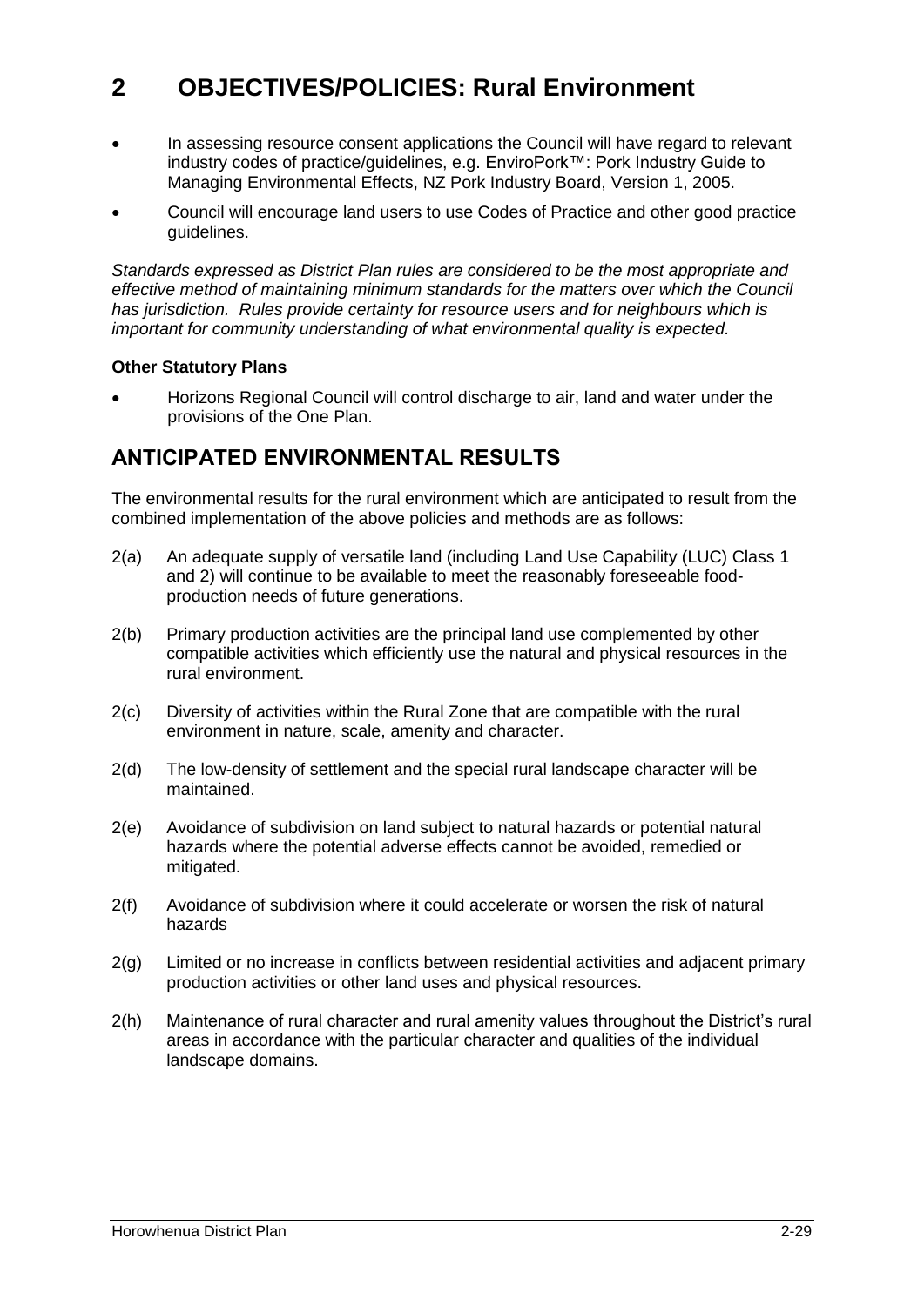# 2 OBJECTIVES/POLICIES: Rural Environment

- In assessing resource consent applications the Council will have regard to relevant industry codes of practice/guidelines, e.g. EnviroPork™: Pork Industry Guide to Managing Environmental Effects, NZ Pork Industry Board, Version 1, 2005.
- Council will encourage land users to use Codes of Practice and other good practice guidelines.

*Standards expressed as District Plan rules are considered to be the most appropriate and effective method of maintaining minimum standards for the matters over which the Council has jurisdiction. Rules provide certainty for resource users and for neighbours which is important for community understanding of what environmental quality is expected.*

**Other Statutory Plans**

- Horizons Regional Council will control discharge to air, land and water under the provisions of the One Plan.

## ANTICIPATED ENVIRONMENTAL RESULTS

The environmental results for the rural environment which are anticipated to result from the combined implementation of the above policies and methods are as follows:

2(a) An adequate supply of versatile land (including Land Use Capability (LUC) Class 1 and 2) will continue to be available to meet the reasonably foreseeable food-production needs of future generations.

2(b) Primary production activities are the principal land use complemented by other compatible activities which efficiently use the natural and physical resources in the rural environment.

2(c) Diversity of activities within the Rural Zone that are compatible with the rural environment in nature, scale, amenity and character.

2(d) The low-density of settlement and the special rural landscape character will be maintained.

2(e) Avoidance of subdivision on land subject to natural hazards or potential natural hazards where the potential adverse effects cannot be avoided, remedied or mitigated.

2(f) Avoidance of subdivision where it could accelerate or worsen the risk of natural hazards

2(g) Limited or no increase in conflicts between residential activities and adjacent primary production activities or other land uses and physical resources.

2(h) Maintenance of rural character and rural amenity values throughout the District's rural areas in accordance with the particular character and qualities of the individual landscape domains.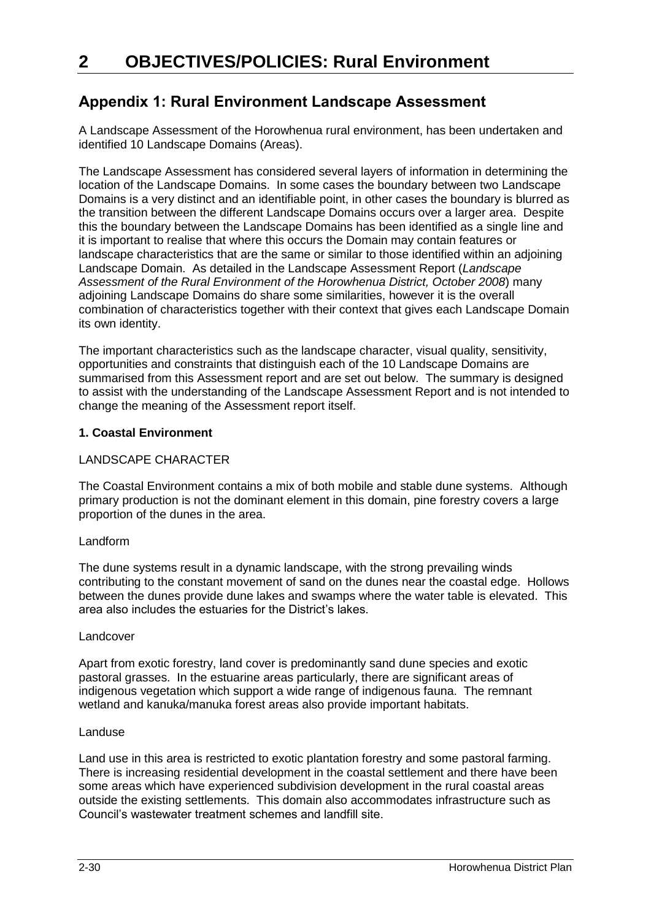# 2 OBJECTIVES/POLICIES: Rural Environment

## Appendix 1: Rural Environment Landscape Assessment

A Landscape Assessment of the Horowhenua rural environment, has been undertaken and identified 10 Landscape Domains (Areas).

The Landscape Assessment has considered several layers of information in determining the location of the Landscape Domains. In some cases the boundary between two Landscape Domains is a very distinct and an identifiable point, in other cases the boundary is blurred as the transition between the different Landscape Domains occurs over a larger area. Despite this the boundary between the Landscape Domains has been identified as a single line and it is important to realise that where this occurs the Domain may contain features or landscape characteristics that are the same or similar to those identified within an adjoining Landscape Domain. As detailed in the Landscape Assessment Report (*Landscape Assessment of the Rural Environment of the Horowhenua District, October 2008*) many adjoining Landscape Domains do share some similarities, however it is the overall combination of characteristics together with their context that gives each Landscape Domain its own identity.

The important characteristics such as the landscape character, visual quality, sensitivity, opportunities and constraints that distinguish each of the 10 Landscape Domains are summarised from this Assessment report and are set out below. The summary is designed to assist with the understanding of the Landscape Assessment Report and is not intended to change the meaning of the Assessment report itself.

**1. Coastal Environment**

LANDSCAPE CHARACTER

The Coastal Environment contains a mix of both mobile and stable dune systems. Although primary production is not the dominant element in this domain, pine forestry covers a large proportion of the dunes in the area.

Landform

The dune systems result in a dynamic landscape, with the strong prevailing winds contributing to the constant movement of sand on the dunes near the coastal edge. Hollows between the dunes provide dune lakes and swamps where the water table is elevated. This area also includes the estuaries for the District's lakes.

Landcover

Apart from exotic forestry, land cover is predominantly sand dune species and exotic pastoral grasses. In the estuarine areas particularly, there are significant areas of indigenous vegetation which support a wide range of indigenous fauna. The remnant wetland and kanuka/manuka forest areas also provide important habitats.

Landuse

Land use in this area is restricted to exotic plantation forestry and some pastoral farming. There is increasing residential development in the coastal settlement and there have been some areas which have experienced subdivision development in the rural coastal areas outside the existing settlements. This domain also accommodates infrastructure such as Council's wastewater treatment schemes and landfill site.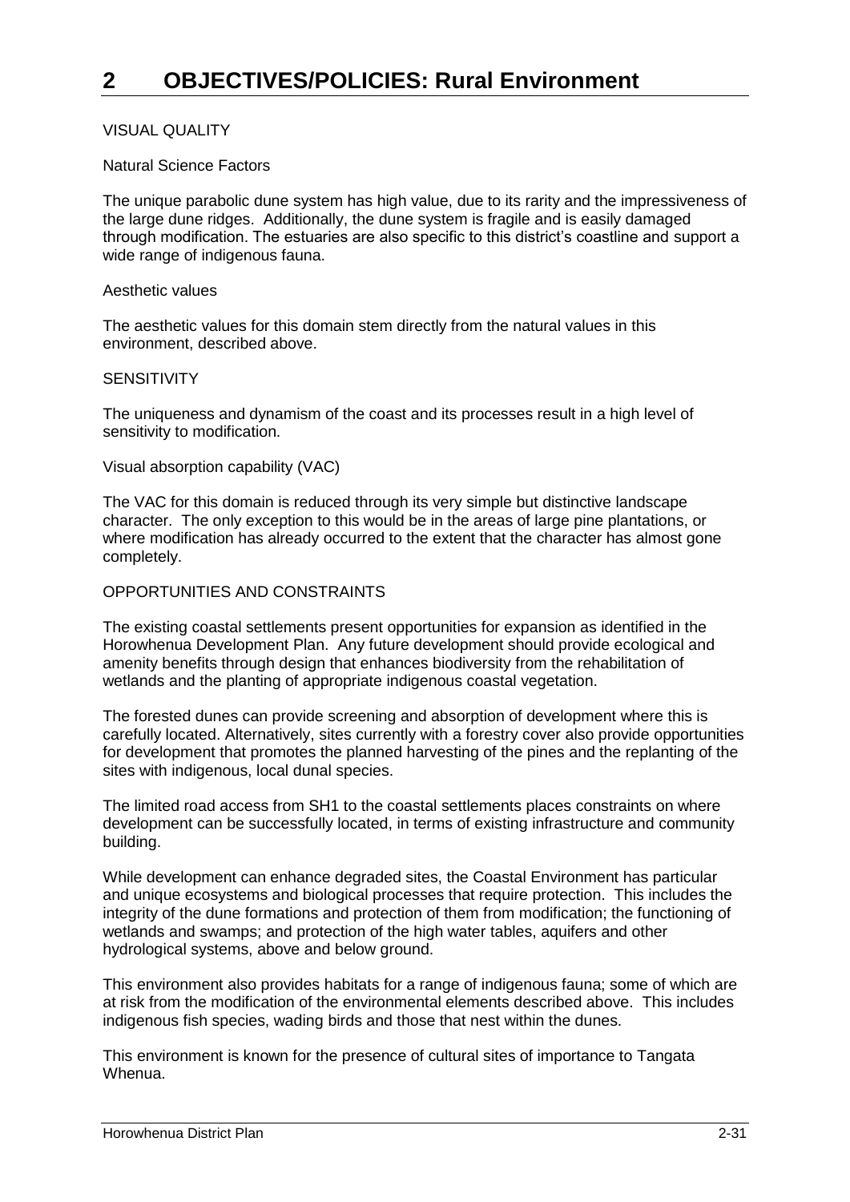# 2 OBJECTIVES/POLICIES: Rural Environment

VISUAL QUALITY

Natural Science Factors

The unique parabolic dune system has high value, due to its rarity and the impressiveness of the large dune ridges. Additionally, the dune system is fragile and is easily damaged through modification. The estuaries are also specific to this district's coastline and support a wide range of indigenous fauna.

Aesthetic values

The aesthetic values for this domain stem directly from the natural values in this environment, described above.

SENSITIVITY

The uniqueness and dynamism of the coast and its processes result in a high level of sensitivity to modification.

Visual absorption capability (VAC)

The VAC for this domain is reduced through its very simple but distinctive landscape character. The only exception to this would be in the areas of large pine plantations, or where modification has already occurred to the extent that the character has almost gone completely.

OPPORTUNITIES AND CONSTRAINTS

The existing coastal settlements present opportunities for expansion as identified in the Horowhenua Development Plan. Any future development should provide ecological and amenity benefits through design that enhances biodiversity from the rehabilitation of wetlands and the planting of appropriate indigenous coastal vegetation.

The forested dunes can provide screening and absorption of development where this is carefully located. Alternatively, sites currently with a forestry cover also provide opportunities for development that promotes the planned harvesting of the pines and the replanting of the sites with indigenous, local dunal species.

The limited road access from SH1 to the coastal settlements places constraints on where development can be successfully located, in terms of existing infrastructure and community building.

While development can enhance degraded sites, the Coastal Environment has particular and unique ecosystems and biological processes that require protection. This includes the integrity of the dune formations and protection of them from modification; the functioning of wetlands and swamps; and protection of the high water tables, aquifers and other hydrological systems, above and below ground.

This environment also provides habitats for a range of indigenous fauna; some of which are at risk from the modification of the environmental elements described above. This includes indigenous fish species, wading birds and those that nest within the dunes.

This environment is known for the presence of cultural sites of importance to Tangata Whenua.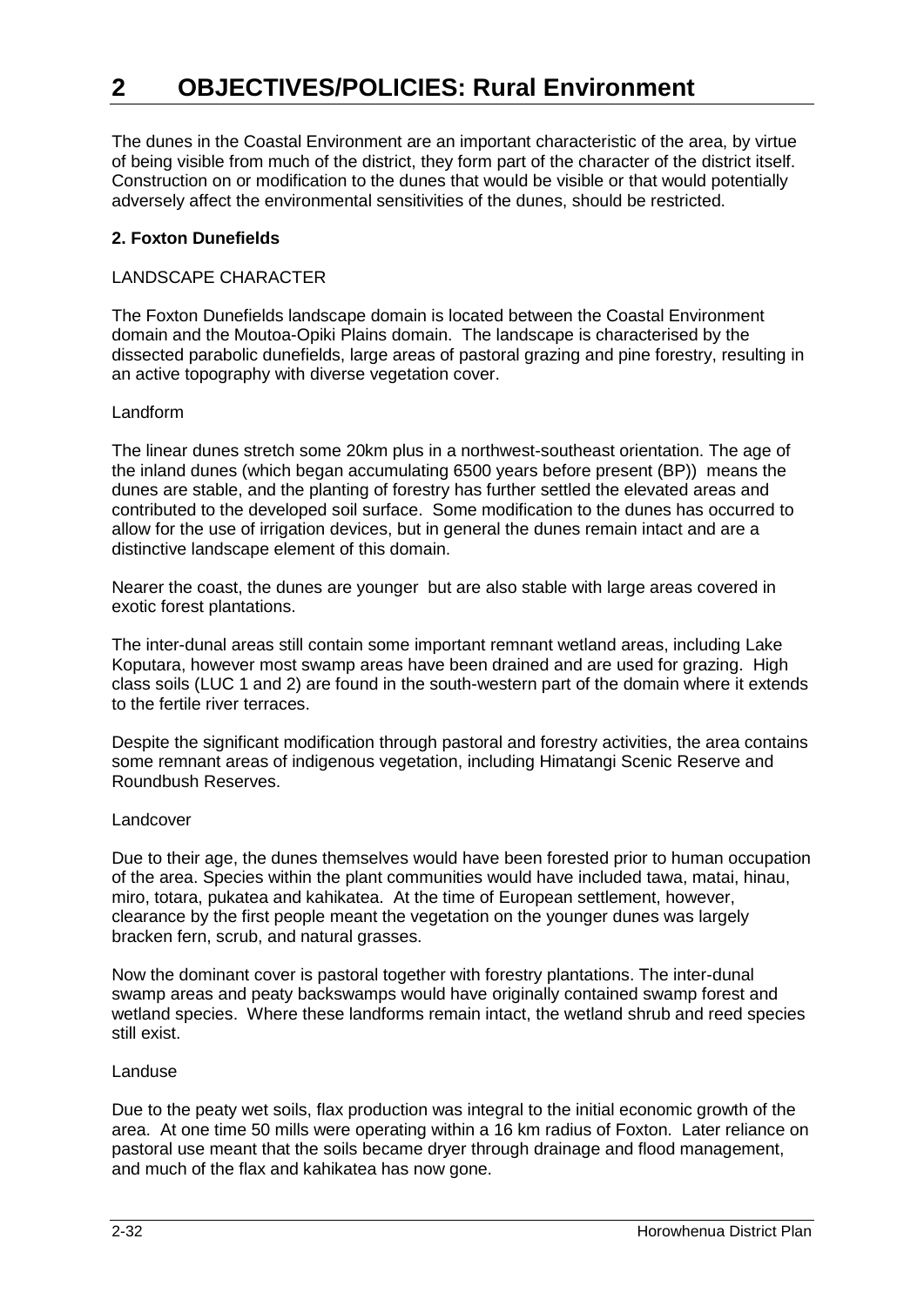# 2 OBJECTIVES/POLICIES: Rural Environment

The dunes in the Coastal Environment are an important characteristic of the area, by virtue of being visible from much of the district, they form part of the character of the district itself. Construction on or modification to the dunes that would be visible or that would potentially adversely affect the environmental sensitivities of the dunes, should be restricted.

**2. Foxton Dunefields**

LANDSCAPE CHARACTER

The Foxton Dunefields landscape domain is located between the Coastal Environment domain and the Moutoa-Opiki Plains domain. The landscape is characterised by the dissected parabolic dunefields, large areas of pastoral grazing and pine forestry, resulting in an active topography with diverse vegetation cover.

Landform

The linear dunes stretch some 20km plus in a northwest-southeast orientation. The age of the inland dunes (which began accumulating 6500 years before present (BP)) means the dunes are stable, and the planting of forestry has further settled the elevated areas and contributed to the developed soil surface. Some modification to the dunes has occurred to allow for the use of irrigation devices, but in general the dunes remain intact and are a distinctive landscape element of this domain.

Nearer the coast, the dunes are younger but are also stable with large areas covered in exotic forest plantations.

The inter-dunal areas still contain some important remnant wetland areas, including Lake Koputara, however most swamp areas have been drained and are used for grazing. High class soils (LUC 1 and 2) are found in the south-western part of the domain where it extends to the fertile river terraces.

Despite the significant modification through pastoral and forestry activities, the area contains some remnant areas of indigenous vegetation, including Himatangi Scenic Reserve and Roundbush Reserves.

Landcover

Due to their age, the dunes themselves would have been forested prior to human occupation of the area. Species within the plant communities would have included tawa, matai, hinau, miro, totara, pukatea and kahikatea. At the time of European settlement, however, clearance by the first people meant the vegetation on the younger dunes was largely bracken fern, scrub, and natural grasses.

Now the dominant cover is pastoral together with forestry plantations. The inter-dunal swamp areas and peaty backswamps would have originally contained swamp forest and wetland species. Where these landforms remain intact, the wetland shrub and reed species still exist.

Landuse

Due to the peaty wet soils, flax production was integral to the initial economic growth of the area. At one time 50 mills were operating within a 16 km radius of Foxton. Later reliance on pastoral use meant that the soils became dryer through drainage and flood management, and much of the flax and kahikatea has now gone.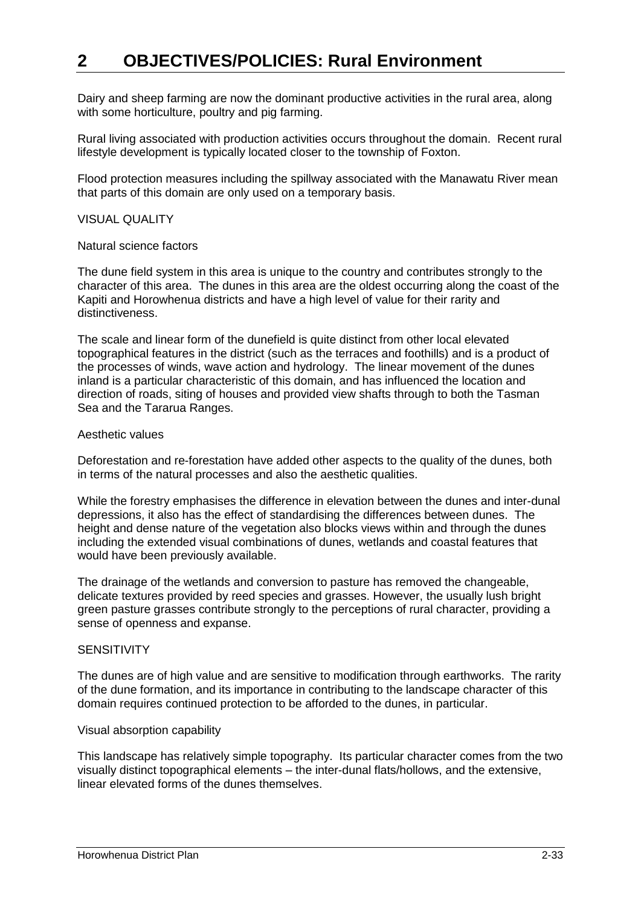# 2 OBJECTIVES/POLICIES: Rural Environment

Dairy and sheep farming are now the dominant productive activities in the rural area, along with some horticulture, poultry and pig farming.

Rural living associated with production activities occurs throughout the domain. Recent rural lifestyle development is typically located closer to the township of Foxton.

Flood protection measures including the spillway associated with the Manawatu River mean that parts of this domain are only used on a temporary basis.

VISUAL QUALITY

Natural science factors

The dune field system in this area is unique to the country and contributes strongly to the character of this area. The dunes in this area are the oldest occurring along the coast of the Kapiti and Horowhenua districts and have a high level of value for their rarity and distinctiveness.

The scale and linear form of the dunefield is quite distinct from other local elevated topographical features in the district (such as the terraces and foothills) and is a product of the processes of winds, wave action and hydrology. The linear movement of the dunes inland is a particular characteristic of this domain, and has influenced the location and direction of roads, siting of houses and provided view shafts through to both the Tasman Sea and the Tararua Ranges.

Aesthetic values

Deforestation and re-forestation have added other aspects to the quality of the dunes, both in terms of the natural processes and also the aesthetic qualities.

While the forestry emphasises the difference in elevation between the dunes and inter-dunal depressions, it also has the effect of standardising the differences between dunes. The height and dense nature of the vegetation also blocks views within and through the dunes including the extended visual combinations of dunes, wetlands and coastal features that would have been previously available.

The drainage of the wetlands and conversion to pasture has removed the changeable, delicate textures provided by reed species and grasses. However, the usually lush bright green pasture grasses contribute strongly to the perceptions of rural character, providing a sense of openness and expanse.

SENSITIVITY

The dunes are of high value and are sensitive to modification through earthworks. The rarity of the dune formation, and its importance in contributing to the landscape character of this domain requires continued protection to be afforded to the dunes, in particular.

Visual absorption capability

This landscape has relatively simple topography. Its particular character comes from the two visually distinct topographical elements – the inter-dunal flats/hollows, and the extensive, linear elevated forms of the dunes themselves.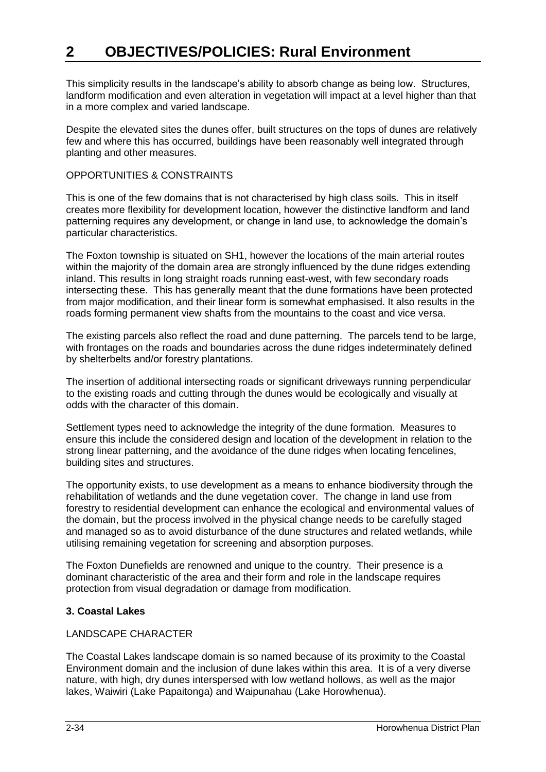This simplicity results in the landscape's ability to absorb change as being low. Structures, landform modification and even alteration in vegetation will impact at a level higher than that in a more complex and varied landscape.

Despite the elevated sites the dunes offer, built structures on the tops of dunes are relatively few and where this has occurred, buildings have been reasonably well integrated through planting and other measures.

OPPORTUNITIES & CONSTRAINTS

This is one of the few domains that is not characterised by high class soils. This in itself creates more flexibility for development location, however the distinctive landform and land patterning requires any development, or change in land use, to acknowledge the domain's particular characteristics.

The Foxton township is situated on SH1, however the locations of the main arterial routes within the majority of the domain area are strongly influenced by the dune ridges extending inland. This results in long straight roads running east-west, with few secondary roads intersecting these. This has generally meant that the dune formations have been protected from major modification, and their linear form is somewhat emphasised. It also results in the roads forming permanent view shafts from the mountains to the coast and vice versa.

The existing parcels also reflect the road and dune patterning. The parcels tend to be large, with frontages on the roads and boundaries across the dune ridges indeterminately defined by shelterbelts and/or forestry plantations.

The insertion of additional intersecting roads or significant driveways running perpendicular to the existing roads and cutting through the dunes would be ecologically and visually at odds with the character of this domain.

Settlement types need to acknowledge the integrity of the dune formation. Measures to ensure this include the considered design and location of the development in relation to the strong linear patterning, and the avoidance of the dune ridges when locating fencelines, building sites and structures.

The opportunity exists, to use development as a means to enhance biodiversity through the rehabilitation of wetlands and the dune vegetation cover. The change in land use from forestry to residential development can enhance the ecological and environmental values of the domain, but the process involved in the physical change needs to be carefully staged and managed so as to avoid disturbance of the dune structures and related wetlands, while utilising remaining vegetation for screening and absorption purposes.

The Foxton Dunefields are renowned and unique to the country. Their presence is a dominant characteristic of the area and their form and role in the landscape requires protection from visual degradation or damage from modification.

**3. Coastal Lakes**

LANDSCAPE CHARACTER

The Coastal Lakes landscape domain is so named because of its proximity to the Coastal Environment domain and the inclusion of dune lakes within this area. It is of a very diverse nature, with high, dry dunes interspersed with low wetland hollows, as well as the major lakes, Waiwiri (Lake Papaitonga) and Waipunahau (Lake Horowhenua).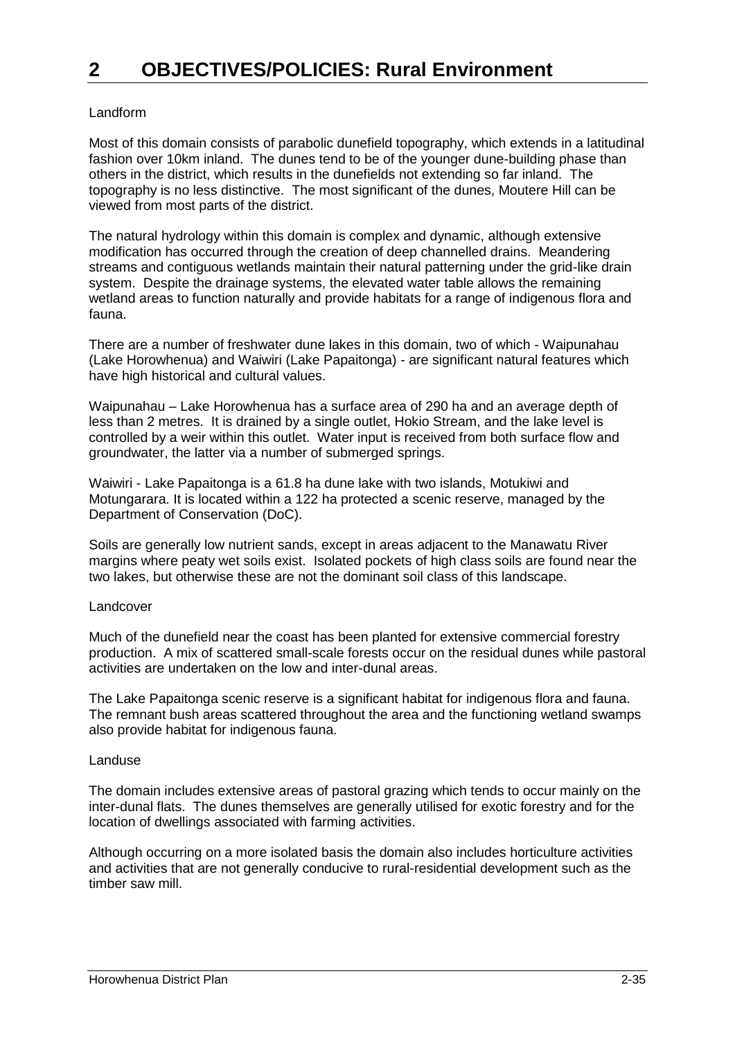Landform

Most of this domain consists of parabolic dunefield topography, which extends in a latitudinal fashion over 10km inland. The dunes tend to be of the younger dune-building phase than others in the district, which results in the dunefields not extending so far inland. The topography is no less distinctive. The most significant of the dunes, Moutere Hill can be viewed from most parts of the district.

The natural hydrology within this domain is complex and dynamic, although extensive modification has occurred through the creation of deep channelled drains. Meandering streams and contiguous wetlands maintain their natural patterning under the grid-like drain system. Despite the drainage systems, the elevated water table allows the remaining wetland areas to function naturally and provide habitats for a range of indigenous flora and fauna.

There are a number of freshwater dune lakes in this domain, two of which - Waipunahau (Lake Horowhenua) and Waiwiri (Lake Papaitonga) - are significant natural features which have high historical and cultural values.

Waipunahau – Lake Horowhenua has a surface area of 290 ha and an average depth of less than 2 metres. It is drained by a single outlet, Hokio Stream, and the lake level is controlled by a weir within this outlet. Water input is received from both surface flow and groundwater, the latter via a number of submerged springs.

Waiwiri - Lake Papaitonga is a 61.8 ha dune lake with two islands, Motukiwi and Motungarara. It is located within a 122 ha protected a scenic reserve, managed by the Department of Conservation (DoC).

Soils are generally low nutrient sands, except in areas adjacent to the Manawatu River margins where peaty wet soils exist. Isolated pockets of high class soils are found near the two lakes, but otherwise these are not the dominant soil class of this landscape.

Landcover

Much of the dunefield near the coast has been planted for extensive commercial forestry production. A mix of scattered small-scale forests occur on the residual dunes while pastoral activities are undertaken on the low and inter-dunal areas.

The Lake Papaitonga scenic reserve is a significant habitat for indigenous flora and fauna. The remnant bush areas scattered throughout the area and the functioning wetland swamps also provide habitat for indigenous fauna.

Landuse

The domain includes extensive areas of pastoral grazing which tends to occur mainly on the inter-dunal flats. The dunes themselves are generally utilised for exotic forestry and for the location of dwellings associated with farming activities.

Although occurring on a more isolated basis the domain also includes horticulture activities and activities that are not generally conducive to rural-residential development such as the timber saw mill.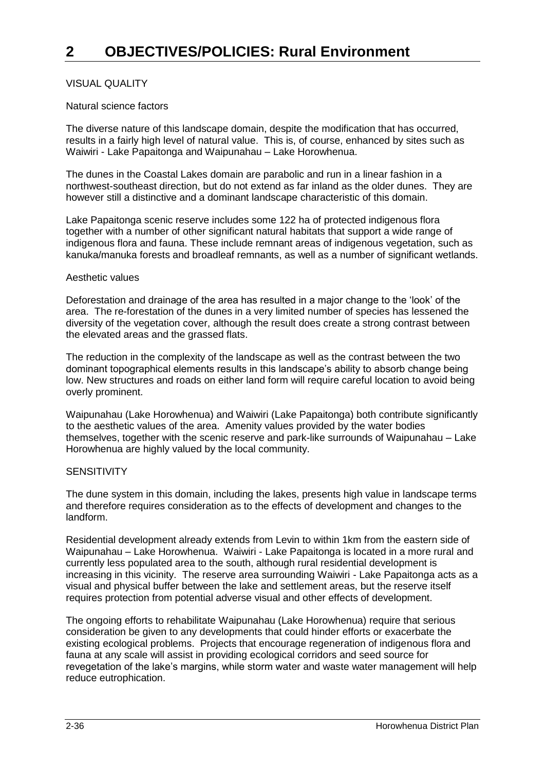# 2 OBJECTIVES/POLICIES: Rural Environment

VISUAL QUALITY

Natural science factors

The diverse nature of this landscape domain, despite the modification that has occurred, results in a fairly high level of natural value. This is, of course, enhanced by sites such as Waiwiri - Lake Papaitonga and Waipunahau – Lake Horowhenua.

The dunes in the Coastal Lakes domain are parabolic and run in a linear fashion in a northwest-southeast direction, but do not extend as far inland as the older dunes. They are however still a distinctive and a dominant landscape characteristic of this domain.

Lake Papaitonga scenic reserve includes some 122 ha of protected indigenous flora together with a number of other significant natural habitats that support a wide range of indigenous flora and fauna. These include remnant areas of indigenous vegetation, such as kanuka/manuka forests and broadleaf remnants, as well as a number of significant wetlands.

Aesthetic values

Deforestation and drainage of the area has resulted in a major change to the 'look' of the area. The re-forestation of the dunes in a very limited number of species has lessened the diversity of the vegetation cover, although the result does create a strong contrast between the elevated areas and the grassed flats.

The reduction in the complexity of the landscape as well as the contrast between the two dominant topographical elements results in this landscape's ability to absorb change being low. New structures and roads on either land form will require careful location to avoid being overly prominent.

Waipunahau (Lake Horowhenua) and Waiwiri (Lake Papaitonga) both contribute significantly to the aesthetic values of the area. Amenity values provided by the water bodies themselves, together with the scenic reserve and park-like surrounds of Waipunahau – Lake Horowhenua are highly valued by the local community.

SENSITIVITY

The dune system in this domain, including the lakes, presents high value in landscape terms and therefore requires consideration as to the effects of development and changes to the landform.

Residential development already extends from Levin to within 1km from the eastern side of Waipunahau – Lake Horowhenua. Waiwiri - Lake Papaitonga is located in a more rural and currently less populated area to the south, although rural residential development is increasing in this vicinity. The reserve area surrounding Waiwiri - Lake Papaitonga acts as a visual and physical buffer between the lake and settlement areas, but the reserve itself requires protection from potential adverse visual and other effects of development.

The ongoing efforts to rehabilitate Waipunahau (Lake Horowhenua) require that serious consideration be given to any developments that could hinder efforts or exacerbate the existing ecological problems. Projects that encourage regeneration of indigenous flora and fauna at any scale will assist in providing ecological corridors and seed source for revegetation of the lake's margins, while storm water and waste water management will help reduce eutrophication.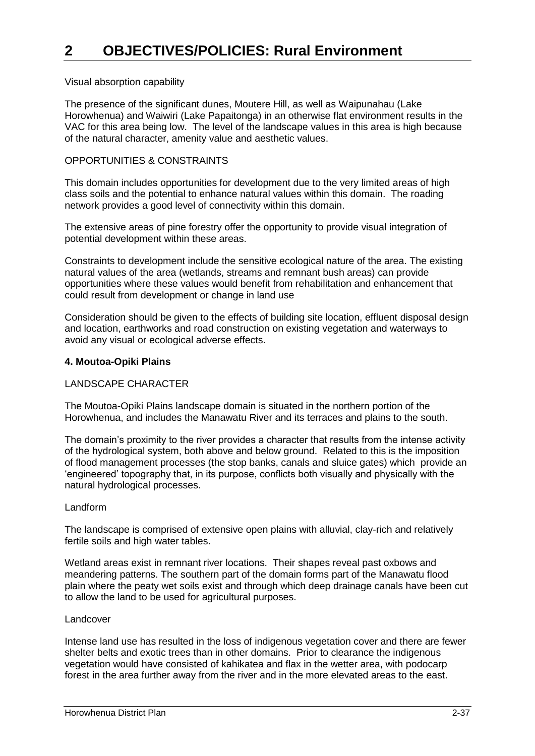# 2 OBJECTIVES/POLICIES: Rural Environment

Visual absorption capability

The presence of the significant dunes, Moutere Hill, as well as Waipunahau (Lake Horowhenua) and Waiwiri (Lake Papaitonga) in an otherwise flat environment results in the VAC for this area being low. The level of the landscape values in this area is high because of the natural character, amenity value and aesthetic values.

OPPORTUNITIES & CONSTRAINTS

This domain includes opportunities for development due to the very limited areas of high class soils and the potential to enhance natural values within this domain. The roading network provides a good level of connectivity within this domain.

The extensive areas of pine forestry offer the opportunity to provide visual integration of potential development within these areas.

Constraints to development include the sensitive ecological nature of the area. The existing natural values of the area (wetlands, streams and remnant bush areas) can provide opportunities where these values would benefit from rehabilitation and enhancement that could result from development or change in land use

Consideration should be given to the effects of building site location, effluent disposal design and location, earthworks and road construction on existing vegetation and waterways to avoid any visual or ecological adverse effects.

**4. Moutoa-Opiki Plains**

LANDSCAPE CHARACTER

The Moutoa-Opiki Plains landscape domain is situated in the northern portion of the Horowhenua, and includes the Manawatu River and its terraces and plains to the south.

The domain's proximity to the river provides a character that results from the intense activity of the hydrological system, both above and below ground. Related to this is the imposition of flood management processes (the stop banks, canals and sluice gates) which provide an 'engineered' topography that, in its purpose, conflicts both visually and physically with the natural hydrological processes.

Landform

The landscape is comprised of extensive open plains with alluvial, clay-rich and relatively fertile soils and high water tables.

Wetland areas exist in remnant river locations. Their shapes reveal past oxbows and meandering patterns. The southern part of the domain forms part of the Manawatu flood plain where the peaty wet soils exist and through which deep drainage canals have been cut to allow the land to be used for agricultural purposes.

Landcover

Intense land use has resulted in the loss of indigenous vegetation cover and there are fewer shelter belts and exotic trees than in other domains. Prior to clearance the indigenous vegetation would have consisted of kahikatea and flax in the wetter area, with podocarp forest in the area further away from the river and in the more elevated areas to the east.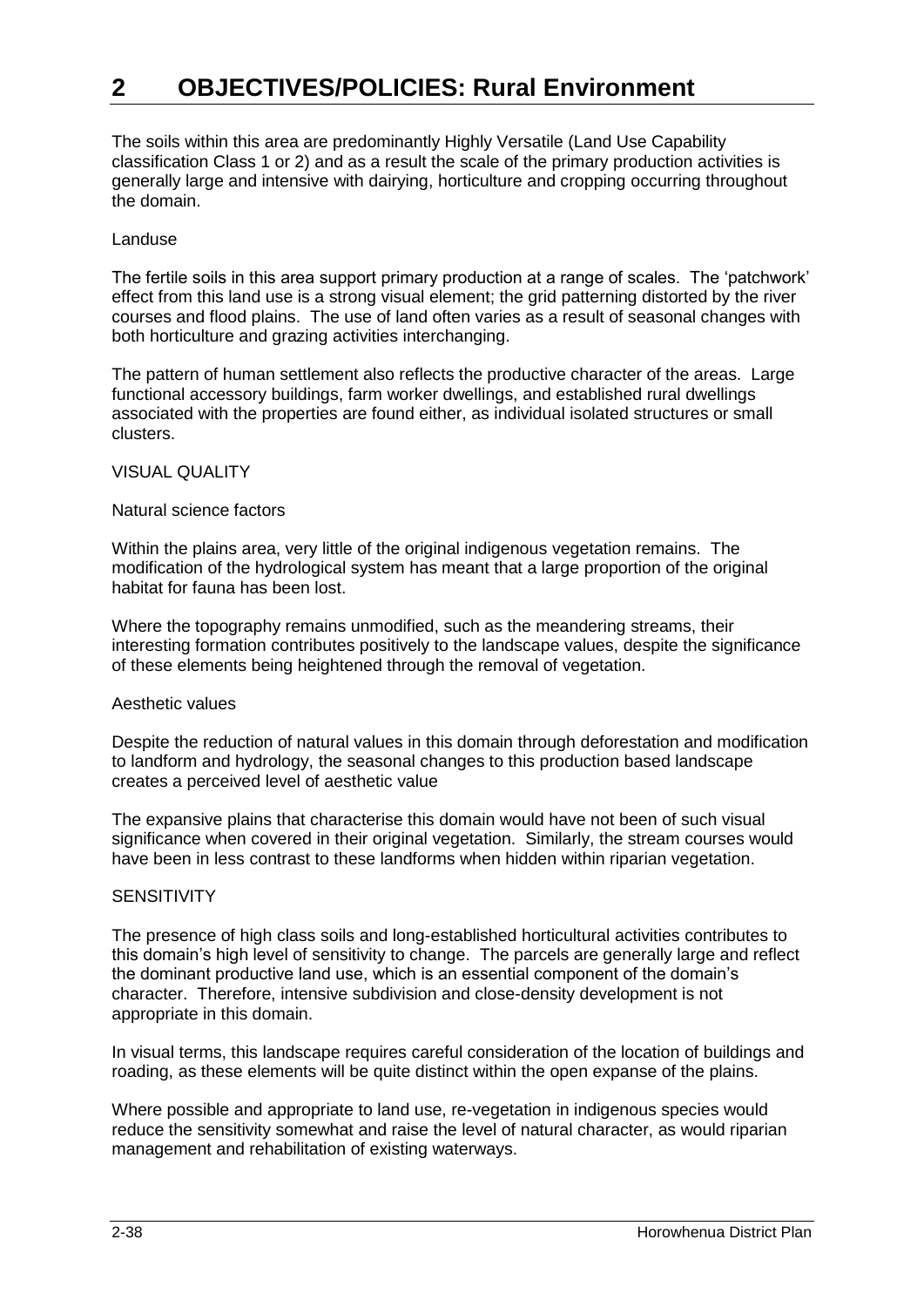# 2 OBJECTIVES/POLICIES: Rural Environment

The soils within this area are predominantly Highly Versatile (Land Use Capability classification Class 1 or 2) and as a result the scale of the primary production activities is generally large and intensive with dairying, horticulture and cropping occurring throughout the domain.

Landuse

The fertile soils in this area support primary production at a range of scales. The 'patchwork' effect from this land use is a strong visual element; the grid patterning distorted by the river courses and flood plains. The use of land often varies as a result of seasonal changes with both horticulture and grazing activities interchanging.

The pattern of human settlement also reflects the productive character of the areas. Large functional accessory buildings, farm worker dwellings, and established rural dwellings associated with the properties are found either, as individual isolated structures or small clusters.

VISUAL QUALITY

Natural science factors

Within the plains area, very little of the original indigenous vegetation remains. The modification of the hydrological system has meant that a large proportion of the original habitat for fauna has been lost.

Where the topography remains unmodified, such as the meandering streams, their interesting formation contributes positively to the landscape values, despite the significance of these elements being heightened through the removal of vegetation.

Aesthetic values

Despite the reduction of natural values in this domain through deforestation and modification to landform and hydrology, the seasonal changes to this production based landscape creates a perceived level of aesthetic value

The expansive plains that characterise this domain would have not been of such visual significance when covered in their original vegetation. Similarly, the stream courses would have been in less contrast to these landforms when hidden within riparian vegetation.

SENSITIVITY

The presence of high class soils and long-established horticultural activities contributes to this domain's high level of sensitivity to change. The parcels are generally large and reflect the dominant productive land use, which is an essential component of the domain's character. Therefore, intensive subdivision and close-density development is not appropriate in this domain.

In visual terms, this landscape requires careful consideration of the location of buildings and roading, as these elements will be quite distinct within the open expanse of the plains.

Where possible and appropriate to land use, re-vegetation in indigenous species would reduce the sensitivity somewhat and raise the level of natural character, as would riparian management and rehabilitation of existing waterways.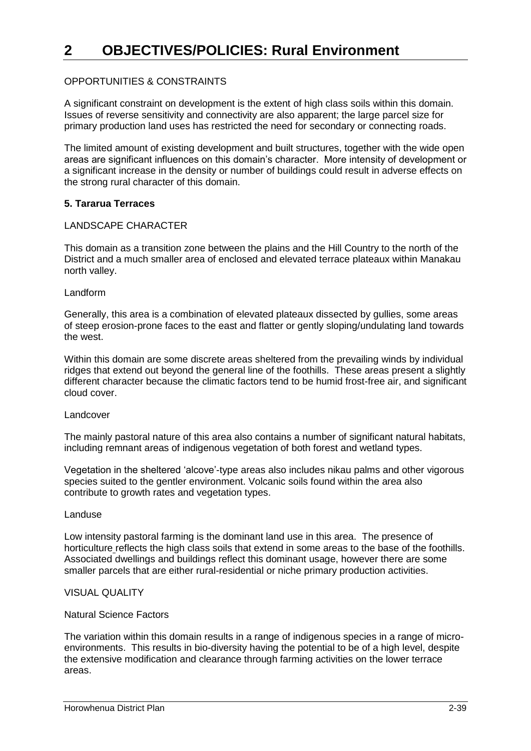# 2 OBJECTIVES/POLICIES: Rural Environment

OPPORTUNITIES & CONSTRAINTS

A significant constraint on development is the extent of high class soils within this domain. Issues of reverse sensitivity and connectivity are also apparent; the large parcel size for primary production land uses has restricted the need for secondary or connecting roads.

The limited amount of existing development and built structures, together with the wide open areas are significant influences on this domain's character. More intensity of development or a significant increase in the density or number of buildings could result in adverse effects on the strong rural character of this domain.

**5. Tararua Terraces**

LANDSCAPE CHARACTER

This domain as a transition zone between the plains and the Hill Country to the north of the District and a much smaller area of enclosed and elevated terrace plateaux within Manakau north valley.

Landform

Generally, this area is a combination of elevated plateaux dissected by gullies, some areas of steep erosion-prone faces to the east and flatter or gently sloping/undulating land towards the west.

Within this domain are some discrete areas sheltered from the prevailing winds by individual ridges that extend out beyond the general line of the foothills. These areas present a slightly different character because the climatic factors tend to be humid frost-free air, and significant cloud cover.

Landcover

The mainly pastoral nature of this area also contains a number of significant natural habitats, including remnant areas of indigenous vegetation of both forest and wetland types.

Vegetation in the sheltered 'alcove'-type areas also includes nikau palms and other vigorous species suited to the gentler environment. Volcanic soils found within the area also contribute to growth rates and vegetation types.

Landuse

Low intensity pastoral farming is the dominant land use in this area. The presence of horticulture reflects the high class soils that extend in some areas to the base of the foothills. Associated dwellings and buildings reflect this dominant usage, however there are some smaller parcels that are either rural-residential or niche primary production activities.

VISUAL QUALITY

Natural Science Factors

The variation within this domain results in a range of indigenous species in a range of micro-environments. This results in bio-diversity having the potential to be of a high level, despite the extensive modification and clearance through farming activities on the lower terrace areas.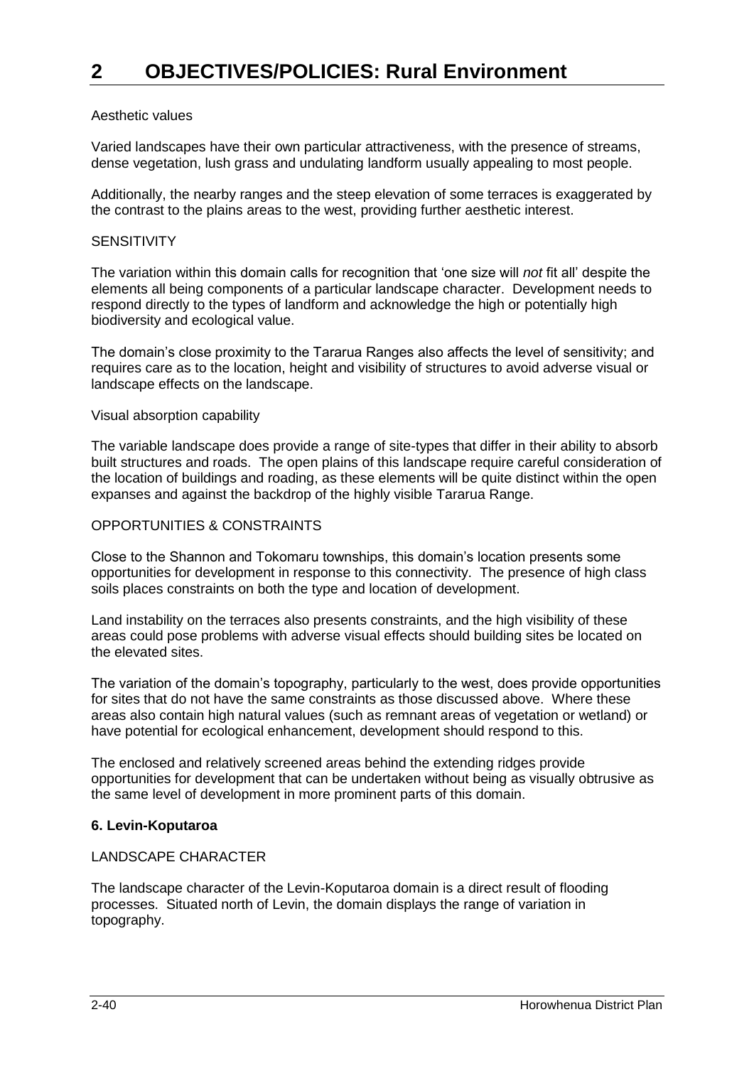# 2 OBJECTIVES/POLICIES: Rural Environment

Aesthetic values

Varied landscapes have their own particular attractiveness, with the presence of streams, dense vegetation, lush grass and undulating landform usually appealing to most people.

Additionally, the nearby ranges and the steep elevation of some terraces is exaggerated by the contrast to the plains areas to the west, providing further aesthetic interest.

SENSITIVITY

The variation within this domain calls for recognition that 'one size will *not* fit all' despite the elements all being components of a particular landscape character. Development needs to respond directly to the types of landform and acknowledge the high or potentially high biodiversity and ecological value.

The domain's close proximity to the Tararua Ranges also affects the level of sensitivity; and requires care as to the location, height and visibility of structures to avoid adverse visual or landscape effects on the landscape.

Visual absorption capability

The variable landscape does provide a range of site-types that differ in their ability to absorb built structures and roads. The open plains of this landscape require careful consideration of the location of buildings and roading, as these elements will be quite distinct within the open expanses and against the backdrop of the highly visible Tararua Range.

OPPORTUNITIES & CONSTRAINTS

Close to the Shannon and Tokomaru townships, this domain's location presents some opportunities for development in response to this connectivity. The presence of high class soils places constraints on both the type and location of development.

Land instability on the terraces also presents constraints, and the high visibility of these areas could pose problems with adverse visual effects should building sites be located on the elevated sites.

The variation of the domain's topography, particularly to the west, does provide opportunities for sites that do not have the same constraints as those discussed above. Where these areas also contain high natural values (such as remnant areas of vegetation or wetland) or have potential for ecological enhancement, development should respond to this.

The enclosed and relatively screened areas behind the extending ridges provide opportunities for development that can be undertaken without being as visually obtrusive as the same level of development in more prominent parts of this domain.

**6. Levin-Koputaroa**

LANDSCAPE CHARACTER

The landscape character of the Levin-Koputaroa domain is a direct result of flooding processes. Situated north of Levin, the domain displays the range of variation in topography.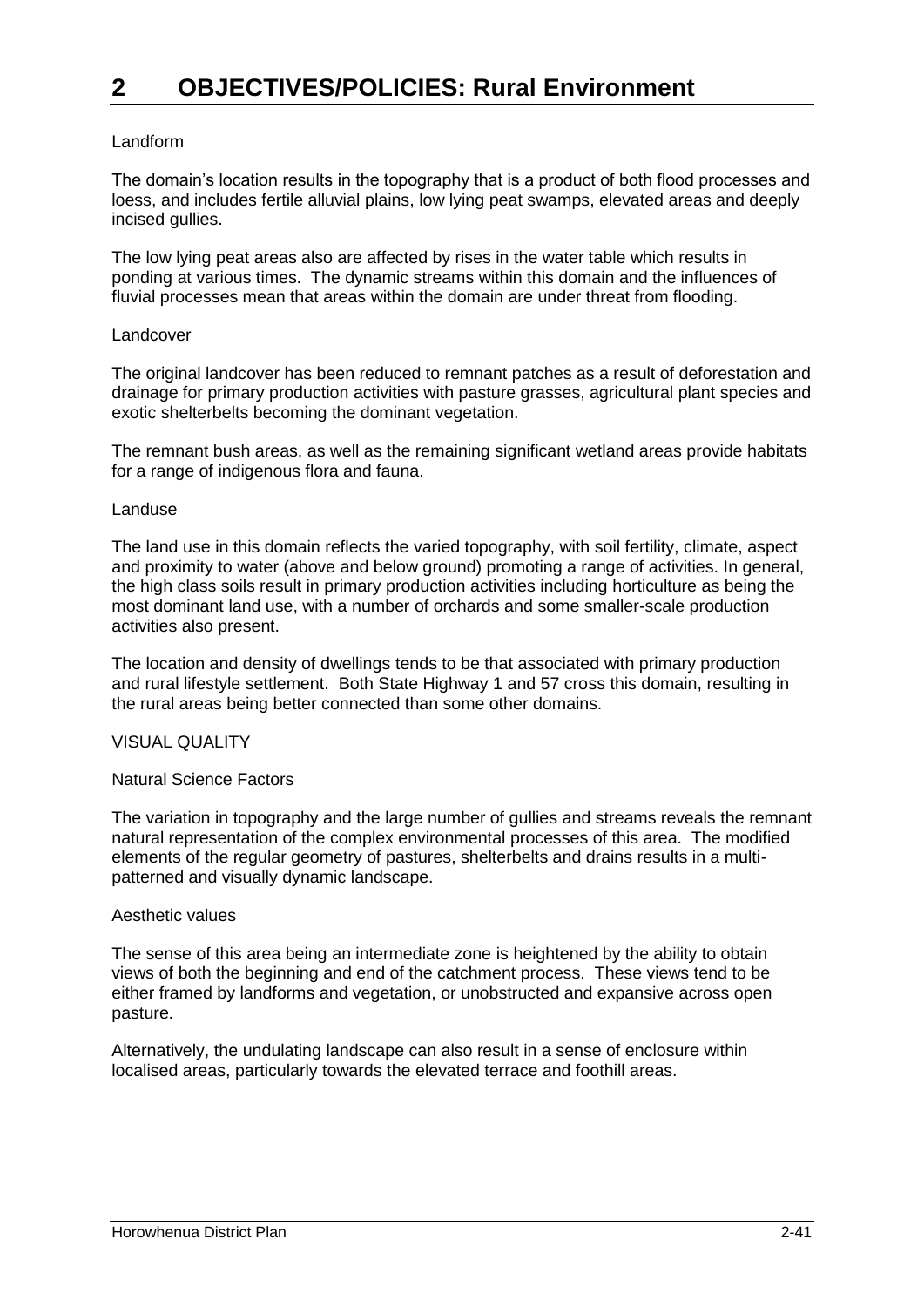# 2 OBJECTIVES/POLICIES: Rural Environment

Landform

The domain's location results in the topography that is a product of both flood processes and loess, and includes fertile alluvial plains, low lying peat swamps, elevated areas and deeply incised gullies.

The low lying peat areas also are affected by rises in the water table which results in ponding at various times. The dynamic streams within this domain and the influences of fluvial processes mean that areas within the domain are under threat from flooding.

Landcover

The original landcover has been reduced to remnant patches as a result of deforestation and drainage for primary production activities with pasture grasses, agricultural plant species and exotic shelterbelts becoming the dominant vegetation.

The remnant bush areas, as well as the remaining significant wetland areas provide habitats for a range of indigenous flora and fauna.

Landuse

The land use in this domain reflects the varied topography, with soil fertility, climate, aspect and proximity to water (above and below ground) promoting a range of activities. In general, the high class soils result in primary production activities including horticulture as being the most dominant land use, with a number of orchards and some smaller-scale production activities also present.

The location and density of dwellings tends to be that associated with primary production and rural lifestyle settlement. Both State Highway 1 and 57 cross this domain, resulting in the rural areas being better connected than some other domains.

VISUAL QUALITY

Natural Science Factors

The variation in topography and the large number of gullies and streams reveals the remnant natural representation of the complex environmental processes of this area. The modified elements of the regular geometry of pastures, shelterbelts and drains results in a multi-patterned and visually dynamic landscape.

Aesthetic values

The sense of this area being an intermediate zone is heightened by the ability to obtain views of both the beginning and end of the catchment process. These views tend to be either framed by landforms and vegetation, or unobstructed and expansive across open pasture.

Alternatively, the undulating landscape can also result in a sense of enclosure within localised areas, particularly towards the elevated terrace and foothill areas.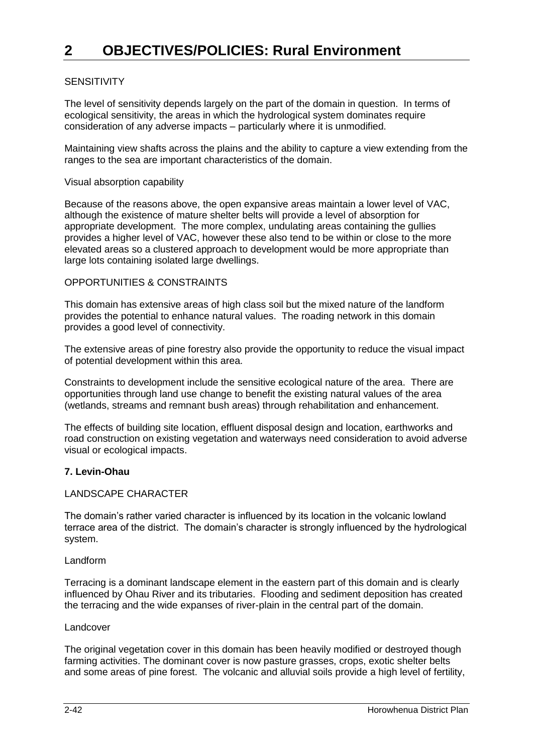# 2 OBJECTIVES/POLICIES: Rural Environment

SENSITIVITY

The level of sensitivity depends largely on the part of the domain in question. In terms of ecological sensitivity, the areas in which the hydrological system dominates require consideration of any adverse impacts – particularly where it is unmodified.

Maintaining view shafts across the plains and the ability to capture a view extending from the ranges to the sea are important characteristics of the domain.

Visual absorption capability

Because of the reasons above, the open expansive areas maintain a lower level of VAC, although the existence of mature shelter belts will provide a level of absorption for appropriate development. The more complex, undulating areas containing the gullies provides a higher level of VAC, however these also tend to be within or close to the more elevated areas so a clustered approach to development would be more appropriate than large lots containing isolated large dwellings.

OPPORTUNITIES & CONSTRAINTS

This domain has extensive areas of high class soil but the mixed nature of the landform provides the potential to enhance natural values. The roading network in this domain provides a good level of connectivity.

The extensive areas of pine forestry also provide the opportunity to reduce the visual impact of potential development within this area.

Constraints to development include the sensitive ecological nature of the area. There are opportunities through land use change to benefit the existing natural values of the area (wetlands, streams and remnant bush areas) through rehabilitation and enhancement.

The effects of building site location, effluent disposal design and location, earthworks and road construction on existing vegetation and waterways need consideration to avoid adverse visual or ecological impacts.

**7. Levin-Ohau**

LANDSCAPE CHARACTER

The domain's rather varied character is influenced by its location in the volcanic lowland terrace area of the district. The domain's character is strongly influenced by the hydrological system.

Landform

Terracing is a dominant landscape element in the eastern part of this domain and is clearly influenced by Ohau River and its tributaries. Flooding and sediment deposition has created the terracing and the wide expanses of river-plain in the central part of the domain.

Landcover

The original vegetation cover in this domain has been heavily modified or destroyed though farming activities. The dominant cover is now pasture grasses, crops, exotic shelter belts and some areas of pine forest. The volcanic and alluvial soils provide a high level of fertility,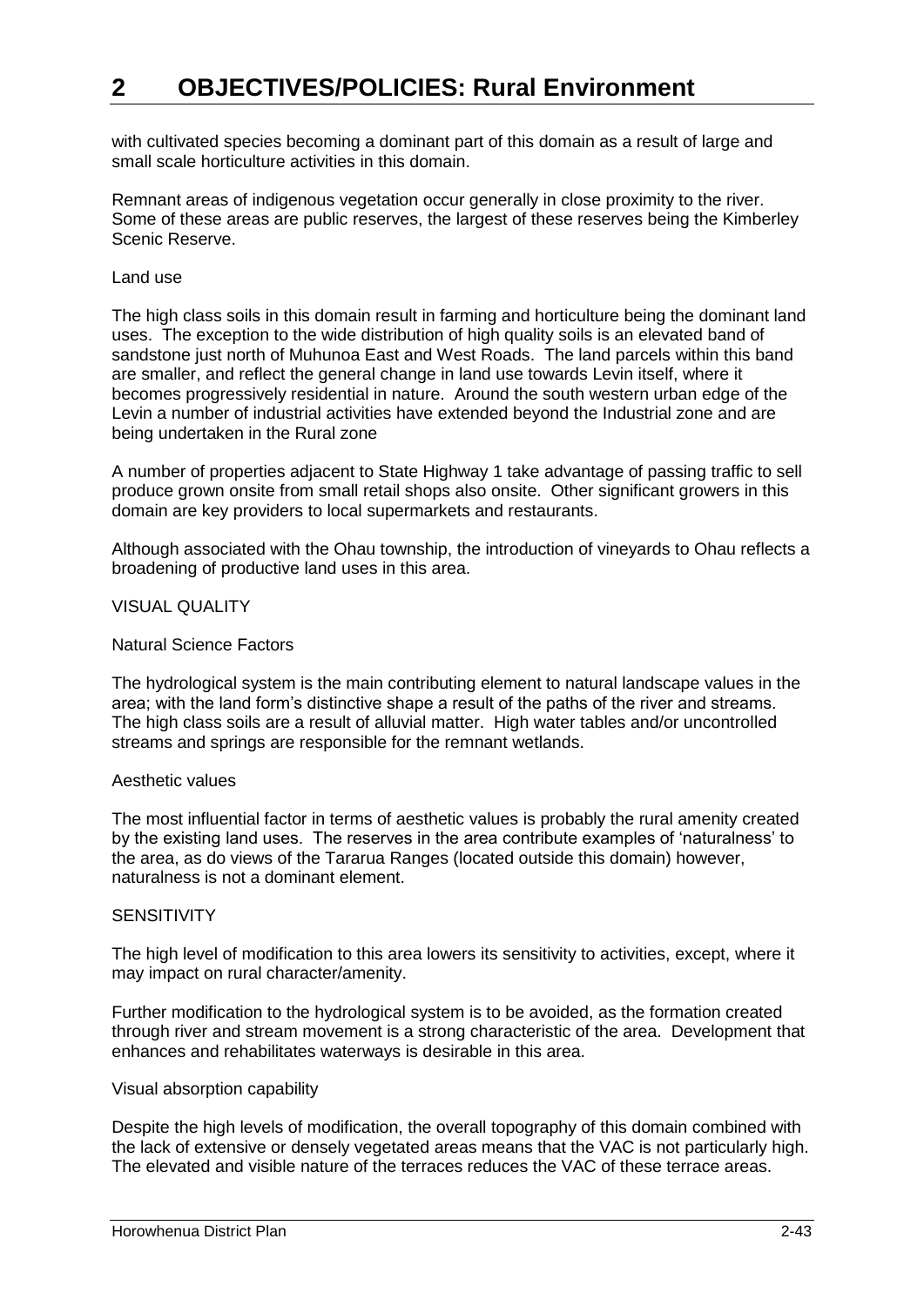with cultivated species becoming a dominant part of this domain as a result of large and small scale horticulture activities in this domain.

Remnant areas of indigenous vegetation occur generally in close proximity to the river. Some of these areas are public reserves, the largest of these reserves being the Kimberley Scenic Reserve.

Land use

The high class soils in this domain result in farming and horticulture being the dominant land uses. The exception to the wide distribution of high quality soils is an elevated band of sandstone just north of Muhunoa East and West Roads. The land parcels within this band are smaller, and reflect the general change in land use towards Levin itself, where it becomes progressively residential in nature. Around the south western urban edge of the Levin a number of industrial activities have extended beyond the Industrial zone and are being undertaken in the Rural zone

A number of properties adjacent to State Highway 1 take advantage of passing traffic to sell produce grown onsite from small retail shops also onsite. Other significant growers in this domain are key providers to local supermarkets and restaurants.

Although associated with the Ohau township, the introduction of vineyards to Ohau reflects a broadening of productive land uses in this area.

VISUAL QUALITY

Natural Science Factors

The hydrological system is the main contributing element to natural landscape values in the area; with the land form's distinctive shape a result of the paths of the river and streams. The high class soils are a result of alluvial matter. High water tables and/or uncontrolled streams and springs are responsible for the remnant wetlands.

Aesthetic values

The most influential factor in terms of aesthetic values is probably the rural amenity created by the existing land uses. The reserves in the area contribute examples of 'naturalness' to the area, as do views of the Tararua Ranges (located outside this domain) however, naturalness is not a dominant element.

SENSITIVITY

The high level of modification to this area lowers its sensitivity to activities, except, where it may impact on rural character/amenity.

Further modification to the hydrological system is to be avoided, as the formation created through river and stream movement is a strong characteristic of the area. Development that enhances and rehabilitates waterways is desirable in this area.

Visual absorption capability

Despite the high levels of modification, the overall topography of this domain combined with the lack of extensive or densely vegetated areas means that the VAC is not particularly high. The elevated and visible nature of the terraces reduces the VAC of these terrace areas.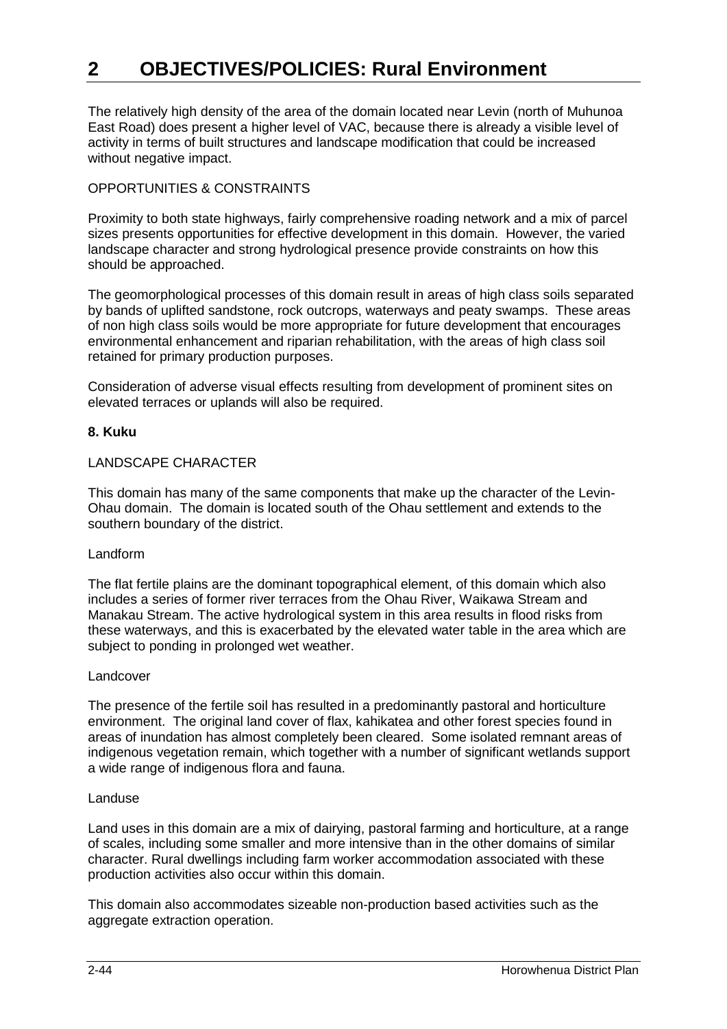The relatively high density of the area of the domain located near Levin (north of Muhunoa East Road) does present a higher level of VAC, because there is already a visible level of activity in terms of built structures and landscape modification that could be increased without negative impact.

OPPORTUNITIES & CONSTRAINTS

Proximity to both state highways, fairly comprehensive roading network and a mix of parcel sizes presents opportunities for effective development in this domain. However, the varied landscape character and strong hydrological presence provide constraints on how this should be approached.

The geomorphological processes of this domain result in areas of high class soils separated by bands of uplifted sandstone, rock outcrops, waterways and peaty swamps. These areas of non high class soils would be more appropriate for future development that encourages environmental enhancement and riparian rehabilitation, with the areas of high class soil retained for primary production purposes.

Consideration of adverse visual effects resulting from development of prominent sites on elevated terraces or uplands will also be required.

**8. Kuku**

LANDSCAPE CHARACTER

This domain has many of the same components that make up the character of the Levin-Ohau domain. The domain is located south of the Ohau settlement and extends to the southern boundary of the district.

Landform

The flat fertile plains are the dominant topographical element, of this domain which also includes a series of former river terraces from the Ohau River, Waikawa Stream and Manakau Stream. The active hydrological system in this area results in flood risks from these waterways, and this is exacerbated by the elevated water table in the area which are subject to ponding in prolonged wet weather.

Landcover

The presence of the fertile soil has resulted in a predominantly pastoral and horticulture environment. The original land cover of flax, kahikatea and other forest species found in areas of inundation has almost completely been cleared. Some isolated remnant areas of indigenous vegetation remain, which together with a number of significant wetlands support a wide range of indigenous flora and fauna.

Landuse

Land uses in this domain are a mix of dairying, pastoral farming and horticulture, at a range of scales, including some smaller and more intensive than in the other domains of similar character. Rural dwellings including farm worker accommodation associated with these production activities also occur within this domain.

This domain also accommodates sizeable non-production based activities such as the aggregate extraction operation.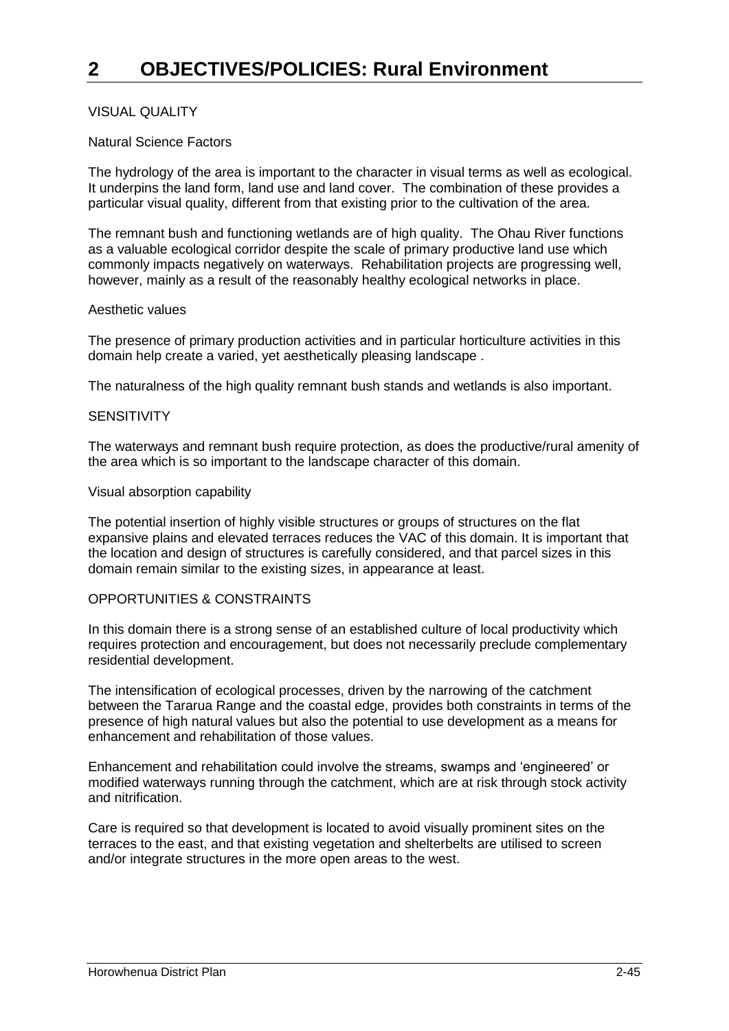# 2 OBJECTIVES/POLICIES: Rural Environment

VISUAL QUALITY

Natural Science Factors

The hydrology of the area is important to the character in visual terms as well as ecological. It underpins the land form, land use and land cover. The combination of these provides a particular visual quality, different from that existing prior to the cultivation of the area.

The remnant bush and functioning wetlands are of high quality. The Ohau River functions as a valuable ecological corridor despite the scale of primary productive land use which commonly impacts negatively on waterways. Rehabilitation projects are progressing well, however, mainly as a result of the reasonably healthy ecological networks in place.

Aesthetic values

The presence of primary production activities and in particular horticulture activities in this domain help create a varied, yet aesthetically pleasing landscape .

The naturalness of the high quality remnant bush stands and wetlands is also important.

SENSITIVITY

The waterways and remnant bush require protection, as does the productive/rural amenity of the area which is so important to the landscape character of this domain.

Visual absorption capability

The potential insertion of highly visible structures or groups of structures on the flat expansive plains and elevated terraces reduces the VAC of this domain. It is important that the location and design of structures is carefully considered, and that parcel sizes in this domain remain similar to the existing sizes, in appearance at least.

OPPORTUNITIES & CONSTRAINTS

In this domain there is a strong sense of an established culture of local productivity which requires protection and encouragement, but does not necessarily preclude complementary residential development.

The intensification of ecological processes, driven by the narrowing of the catchment between the Tararua Range and the coastal edge, provides both constraints in terms of the presence of high natural values but also the potential to use development as a means for enhancement and rehabilitation of those values.

Enhancement and rehabilitation could involve the streams, swamps and 'engineered' or modified waterways running through the catchment, which are at risk through stock activity and nitrification.

Care is required so that development is located to avoid visually prominent sites on the terraces to the east, and that existing vegetation and shelterbelts are utilised to screen and/or integrate structures in the more open areas to the west.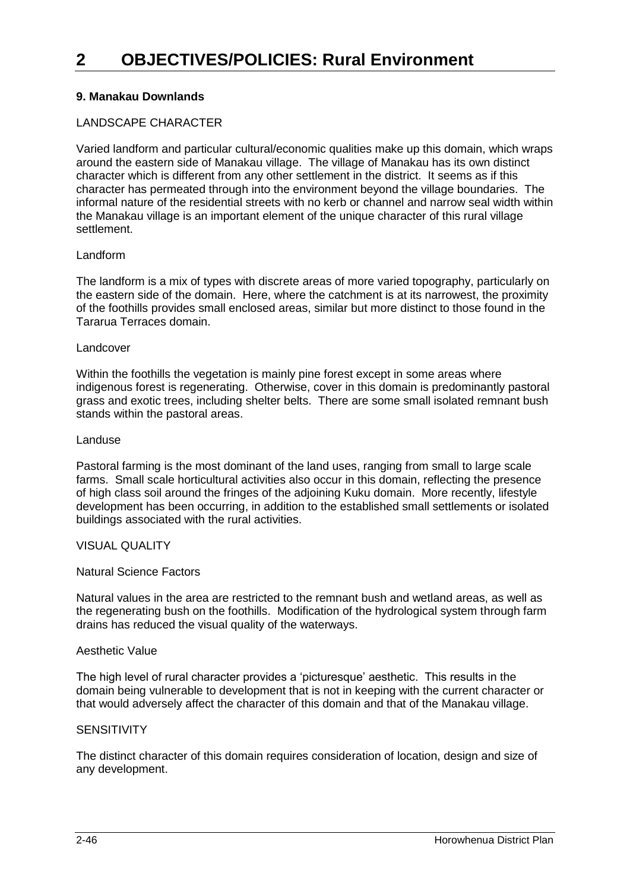# 2 OBJECTIVES/POLICIES: Rural Environment

**9. Manakau Downlands**

LANDSCAPE CHARACTER

Varied landform and particular cultural/economic qualities make up this domain, which wraps around the eastern side of Manakau village. The village of Manakau has its own distinct character which is different from any other settlement in the district. It seems as if this character has permeated through into the environment beyond the village boundaries. The informal nature of the residential streets with no kerb or channel and narrow seal width within the Manakau village is an important element of the unique character of this rural village settlement.

Landform

The landform is a mix of types with discrete areas of more varied topography, particularly on the eastern side of the domain. Here, where the catchment is at its narrowest, the proximity of the foothills provides small enclosed areas, similar but more distinct to those found in the Tararua Terraces domain.

Landcover

Within the foothills the vegetation is mainly pine forest except in some areas where indigenous forest is regenerating. Otherwise, cover in this domain is predominantly pastoral grass and exotic trees, including shelter belts. There are some small isolated remnant bush stands within the pastoral areas.

Landuse

Pastoral farming is the most dominant of the land uses, ranging from small to large scale farms. Small scale horticultural activities also occur in this domain, reflecting the presence of high class soil around the fringes of the adjoining Kuku domain. More recently, lifestyle development has been occurring, in addition to the established small settlements or isolated buildings associated with the rural activities.

VISUAL QUALITY

Natural Science Factors

Natural values in the area are restricted to the remnant bush and wetland areas, as well as the regenerating bush on the foothills. Modification of the hydrological system through farm drains has reduced the visual quality of the waterways.

Aesthetic Value

The high level of rural character provides a 'picturesque' aesthetic. This results in the domain being vulnerable to development that is not in keeping with the current character or that would adversely affect the character of this domain and that of the Manakau village.

SENSITIVITY

The distinct character of this domain requires consideration of location, design and size of any development.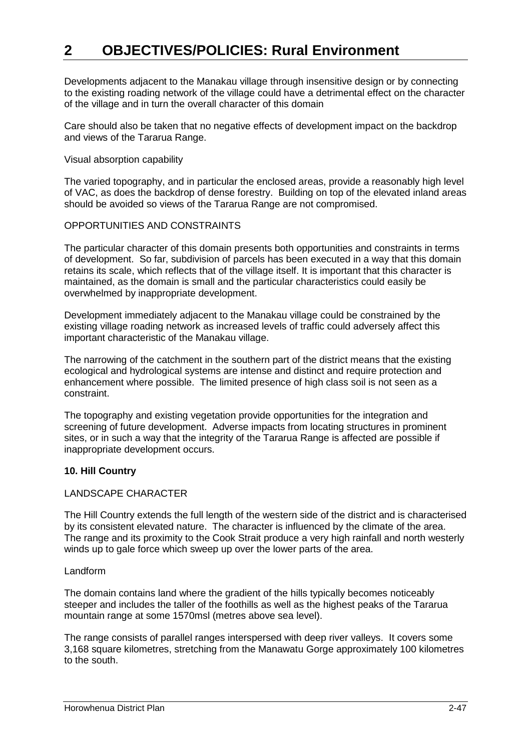# 2 OBJECTIVES/POLICIES: Rural Environment

Developments adjacent to the Manakau village through insensitive design or by connecting to the existing roading network of the village could have a detrimental effect on the character of the village and in turn the overall character of this domain

Care should also be taken that no negative effects of development impact on the backdrop and views of the Tararua Range.

Visual absorption capability

The varied topography, and in particular the enclosed areas, provide a reasonably high level of VAC, as does the backdrop of dense forestry. Building on top of the elevated inland areas should be avoided so views of the Tararua Range are not compromised.

OPPORTUNITIES AND CONSTRAINTS

The particular character of this domain presents both opportunities and constraints in terms of development. So far, subdivision of parcels has been executed in a way that this domain retains its scale, which reflects that of the village itself. It is important that this character is maintained, as the domain is small and the particular characteristics could easily be overwhelmed by inappropriate development.

Development immediately adjacent to the Manakau village could be constrained by the existing village roading network as increased levels of traffic could adversely affect this important characteristic of the Manakau village.

The narrowing of the catchment in the southern part of the district means that the existing ecological and hydrological systems are intense and distinct and require protection and enhancement where possible. The limited presence of high class soil is not seen as a constraint.

The topography and existing vegetation provide opportunities for the integration and screening of future development. Adverse impacts from locating structures in prominent sites, or in such a way that the integrity of the Tararua Range is affected are possible if inappropriate development occurs.

**10. Hill Country**

LANDSCAPE CHARACTER

The Hill Country extends the full length of the western side of the district and is characterised by its consistent elevated nature. The character is influenced by the climate of the area. The range and its proximity to the Cook Strait produce a very high rainfall and north westerly winds up to gale force which sweep up over the lower parts of the area.

Landform

The domain contains land where the gradient of the hills typically becomes noticeably steeper and includes the taller of the foothills as well as the highest peaks of the Tararua mountain range at some 1570msl (metres above sea level).

The range consists of parallel ranges interspersed with deep river valleys. It covers some 3,168 square kilometres, stretching from the Manawatu Gorge approximately 100 kilometres to the south.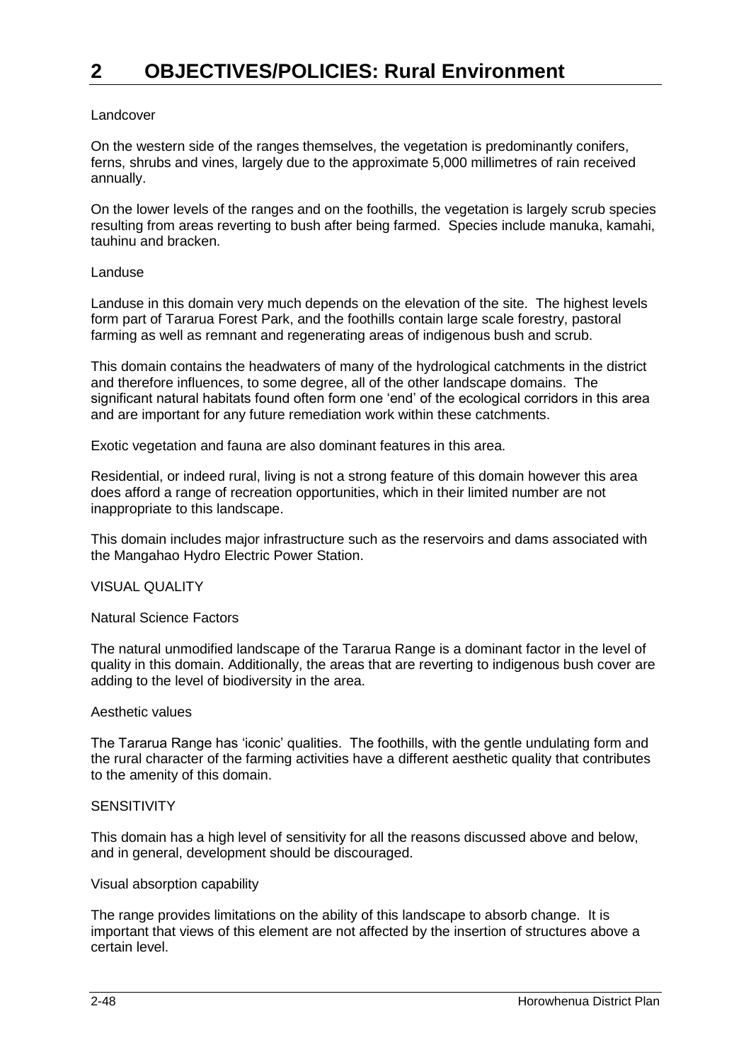# 2 OBJECTIVES/POLICIES: Rural Environment

Landcover

On the western side of the ranges themselves, the vegetation is predominantly conifers, ferns, shrubs and vines, largely due to the approximate 5,000 millimetres of rain received annually.

On the lower levels of the ranges and on the foothills, the vegetation is largely scrub species resulting from areas reverting to bush after being farmed. Species include manuka, kamahi, tauhinu and bracken.

Landuse

Landuse in this domain very much depends on the elevation of the site. The highest levels form part of Tararua Forest Park, and the foothills contain large scale forestry, pastoral farming as well as remnant and regenerating areas of indigenous bush and scrub.

This domain contains the headwaters of many of the hydrological catchments in the district and therefore influences, to some degree, all of the other landscape domains. The significant natural habitats found often form one 'end' of the ecological corridors in this area and are important for any future remediation work within these catchments.

Exotic vegetation and fauna are also dominant features in this area.

Residential, or indeed rural, living is not a strong feature of this domain however this area does afford a range of recreation opportunities, which in their limited number are not inappropriate to this landscape.

This domain includes major infrastructure such as the reservoirs and dams associated with the Mangahao Hydro Electric Power Station.

VISUAL QUALITY

Natural Science Factors

The natural unmodified landscape of the Tararua Range is a dominant factor in the level of quality in this domain. Additionally, the areas that are reverting to indigenous bush cover are adding to the level of biodiversity in the area.

Aesthetic values

The Tararua Range has 'iconic' qualities. The foothills, with the gentle undulating form and the rural character of the farming activities have a different aesthetic quality that contributes to the amenity of this domain.

SENSITIVITY

This domain has a high level of sensitivity for all the reasons discussed above and below, and in general, development should be discouraged.

Visual absorption capability

The range provides limitations on the ability of this landscape to absorb change. It is important that views of this element are not affected by the insertion of structures above a certain level.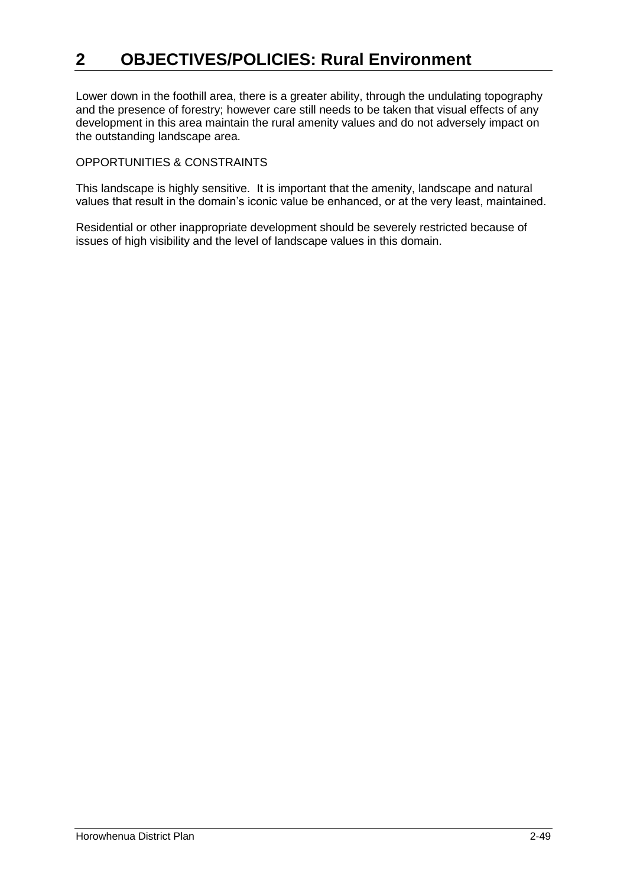Lower down in the foothill area, there is a greater ability, through the undulating topography and the presence of forestry; however care still needs to be taken that visual effects of any development in this area maintain the rural amenity values and do not adversely impact on the outstanding landscape area.

OPPORTUNITIES & CONSTRAINTS

This landscape is highly sensitive. It is important that the amenity, landscape and natural values that result in the domain's iconic value be enhanced, or at the very least, maintained.

Residential or other inappropriate development should be severely restricted because of issues of high visibility and the level of landscape values in this domain.